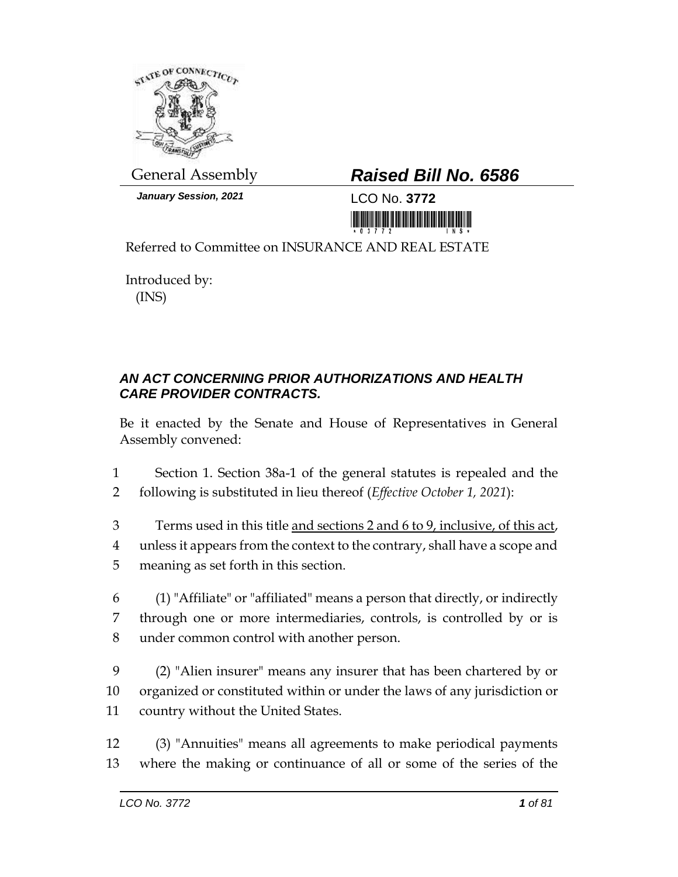General Assembly

# Raised Bill No. 6586

*January Session, 2021*

LCO No. **3772**

Referred to Committee on INSURANCE AND REAL ESTATE

Introduced by:
(INS)

## *AN ACT CONCERNING PRIOR AUTHORIZATIONS AND HEALTH CARE PROVIDER CONTRACTS.*

Be it enacted by the Senate and House of Representatives in General Assembly convened:

1 Section 1. Section 38a-1 of the general statutes is repealed and the
2 following is substituted in lieu thereof (*Effective October 1, 2021*):

3 Terms used in this title <u>and sections 2 and 6 to 9, inclusive, of this act</u>,
4 unless it appears from the context to the contrary, shall have a scope and
5 meaning as set forth in this section.

6 (1) "Affiliate" or "affiliated" means a person that directly, or indirectly
7 through one or more intermediaries, controls, is controlled by or is
8 under common control with another person.

9 (2) "Alien insurer" means any insurer that has been chartered by or
10 organized or constituted within or under the laws of any jurisdiction or
11 country without the United States.

12 (3) "Annuities" means all agreements to make periodical payments
13 where the making or continuance of all or some of the series of the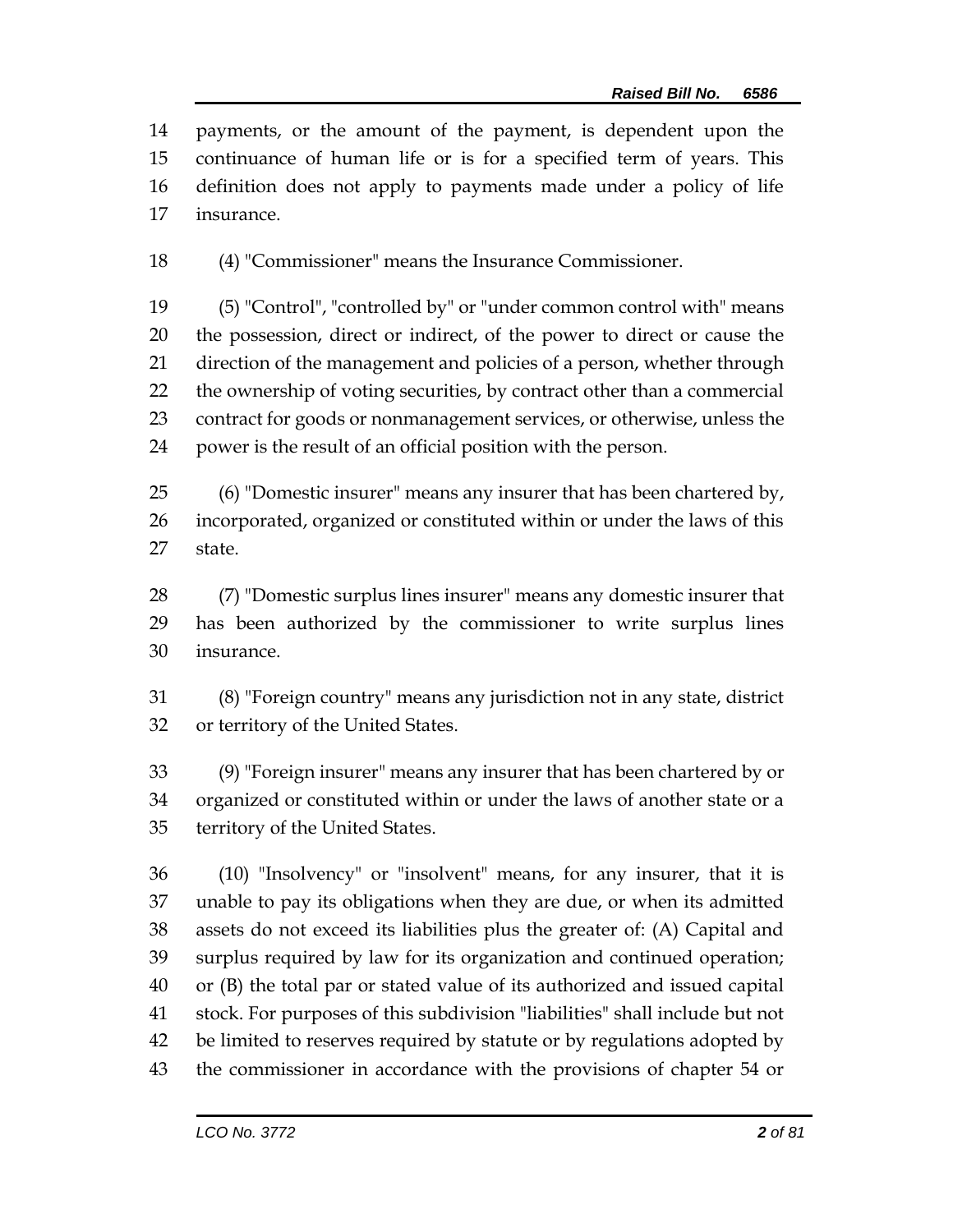payments, or the amount of the payment, is dependent upon the continuance of human life or is for a specified term of years. This definition does not apply to payments made under a policy of life insurance.

(4) "Commissioner" means the Insurance Commissioner.

(5) "Control", "controlled by" or "under common control with" means the possession, direct or indirect, of the power to direct or cause the direction of the management and policies of a person, whether through the ownership of voting securities, by contract other than a commercial contract for goods or nonmanagement services, or otherwise, unless the power is the result of an official position with the person.

(6) "Domestic insurer" means any insurer that has been chartered by, incorporated, organized or constituted within or under the laws of this state.

(7) "Domestic surplus lines insurer" means any domestic insurer that has been authorized by the commissioner to write surplus lines insurance.

(8) "Foreign country" means any jurisdiction not in any state, district or territory of the United States.

(9) "Foreign insurer" means any insurer that has been chartered by or organized or constituted within or under the laws of another state or a territory of the United States.

(10) "Insolvency" or "insolvent" means, for any insurer, that it is unable to pay its obligations when they are due, or when its admitted assets do not exceed its liabilities plus the greater of: (A) Capital and surplus required by law for its organization and continued operation; or (B) the total par or stated value of its authorized and issued capital stock. For purposes of this subdivision "liabilities" shall include but not be limited to reserves required by statute or by regulations adopted by the commissioner in accordance with the provisions of chapter 54 or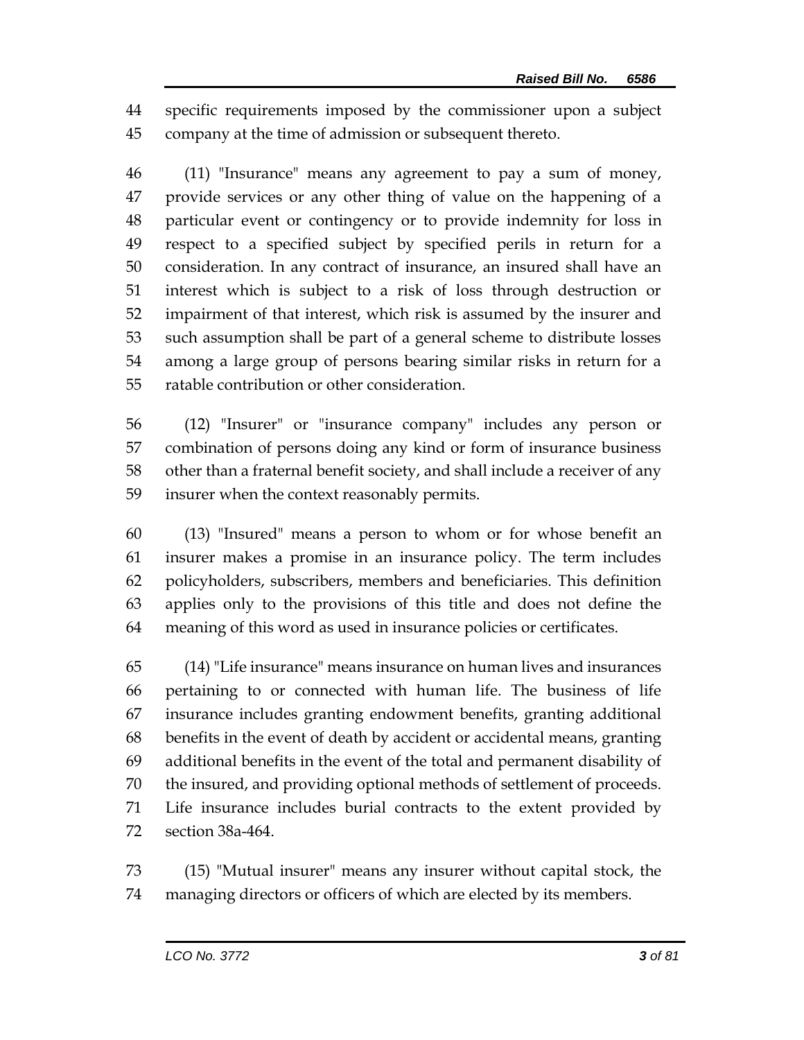specific requirements imposed by the commissioner upon a subject company at the time of admission or subsequent thereto.

(11) "Insurance" means any agreement to pay a sum of money, provide services or any other thing of value on the happening of a particular event or contingency or to provide indemnity for loss in respect to a specified subject by specified perils in return for a consideration. In any contract of insurance, an insured shall have an interest which is subject to a risk of loss through destruction or impairment of that interest, which risk is assumed by the insurer and such assumption shall be part of a general scheme to distribute losses among a large group of persons bearing similar risks in return for a ratable contribution or other consideration.

(12) "Insurer" or "insurance company" includes any person or combination of persons doing any kind or form of insurance business other than a fraternal benefit society, and shall include a receiver of any insurer when the context reasonably permits.

(13) "Insured" means a person to whom or for whose benefit an insurer makes a promise in an insurance policy. The term includes policyholders, subscribers, members and beneficiaries. This definition applies only to the provisions of this title and does not define the meaning of this word as used in insurance policies or certificates.

(14) "Life insurance" means insurance on human lives and insurances pertaining to or connected with human life. The business of life insurance includes granting endowment benefits, granting additional benefits in the event of death by accident or accidental means, granting additional benefits in the event of the total and permanent disability of the insured, and providing optional methods of settlement of proceeds. Life insurance includes burial contracts to the extent provided by section 38a-464.

(15) "Mutual insurer" means any insurer without capital stock, the managing directors or officers of which are elected by its members.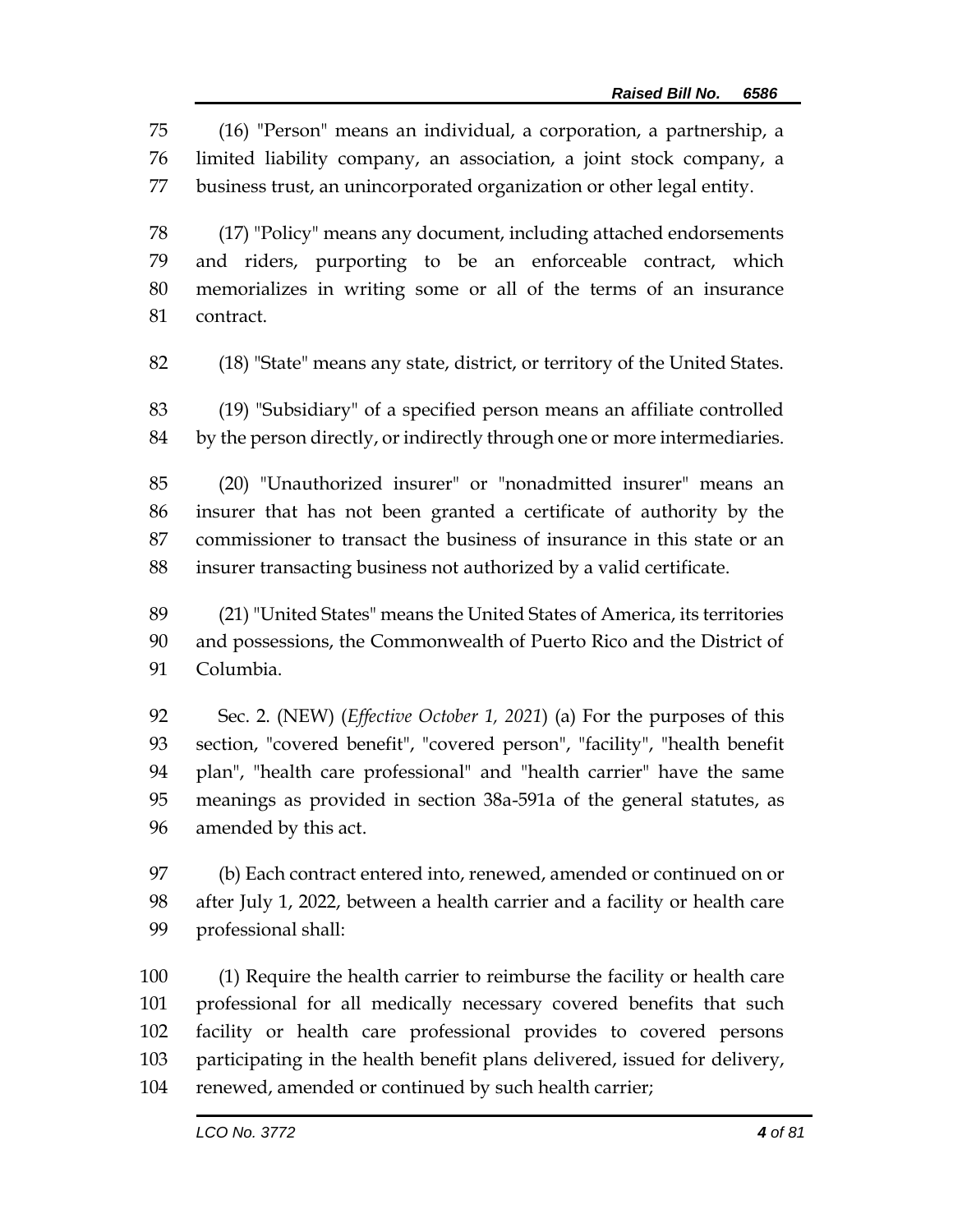(16) "Person" means an individual, a corporation, a partnership, a limited liability company, an association, a joint stock company, a business trust, an unincorporated organization or other legal entity.

(17) "Policy" means any document, including attached endorsements and riders, purporting to be an enforceable contract, which memorializes in writing some or all of the terms of an insurance contract.

(18) "State" means any state, district, or territory of the United States.

(19) "Subsidiary" of a specified person means an affiliate controlled by the person directly, or indirectly through one or more intermediaries.

(20) "Unauthorized insurer" or "nonadmitted insurer" means an insurer that has not been granted a certificate of authority by the commissioner to transact the business of insurance in this state or an insurer transacting business not authorized by a valid certificate.

(21) "United States" means the United States of America, its territories and possessions, the Commonwealth of Puerto Rico and the District of Columbia.

Sec. 2. (NEW) (*Effective October 1, 2021*) (a) For the purposes of this section, "covered benefit", "covered person", "facility", "health benefit plan", "health care professional" and "health carrier" have the same meanings as provided in section 38a-591a of the general statutes, as amended by this act.

(b) Each contract entered into, renewed, amended or continued on or after July 1, 2022, between a health carrier and a facility or health care professional shall:

(1) Require the health carrier to reimburse the facility or health care professional for all medically necessary covered benefits that such facility or health care professional provides to covered persons participating in the health benefit plans delivered, issued for delivery, renewed, amended or continued by such health carrier;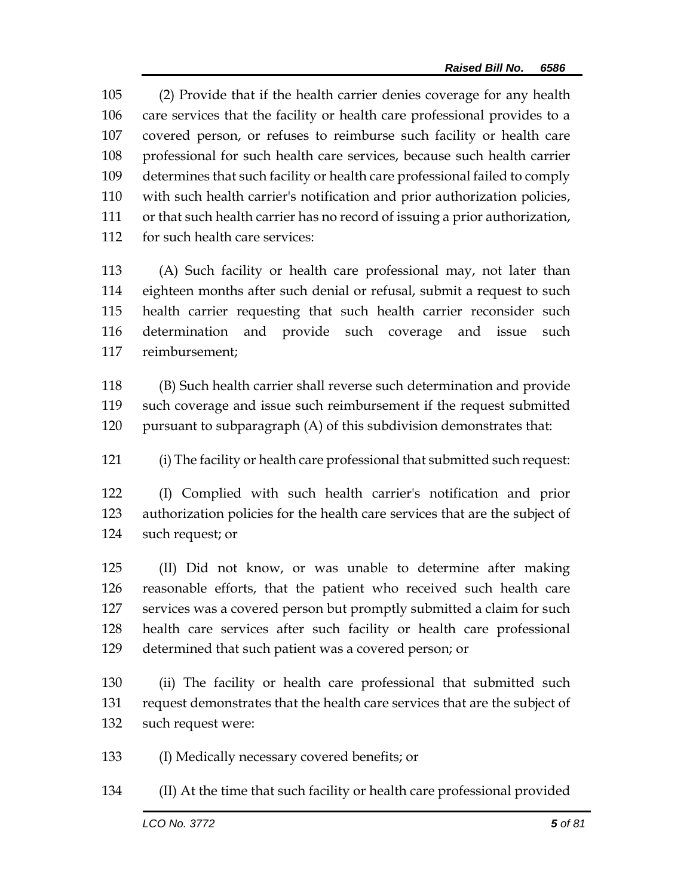(2) Provide that if the health carrier denies coverage for any health care services that the facility or health care professional provides to a covered person, or refuses to reimburse such facility or health care professional for such health care services, because such health carrier determines that such facility or health care professional failed to comply with such health carrier's notification and prior authorization policies, or that such health carrier has no record of issuing a prior authorization, for such health care services:

(A) Such facility or health care professional may, not later than eighteen months after such denial or refusal, submit a request to such health carrier requesting that such health carrier reconsider such determination and provide such coverage and issue such reimbursement;

(B) Such health carrier shall reverse such determination and provide such coverage and issue such reimbursement if the request submitted pursuant to subparagraph (A) of this subdivision demonstrates that:

(i) The facility or health care professional that submitted such request:

(I) Complied with such health carrier's notification and prior authorization policies for the health care services that are the subject of such request; or

(II) Did not know, or was unable to determine after making reasonable efforts, that the patient who received such health care services was a covered person but promptly submitted a claim for such health care services after such facility or health care professional determined that such patient was a covered person; or

(ii) The facility or health care professional that submitted such request demonstrates that the health care services that are the subject of such request were:

(I) Medically necessary covered benefits; or

(II) At the time that such facility or health care professional provided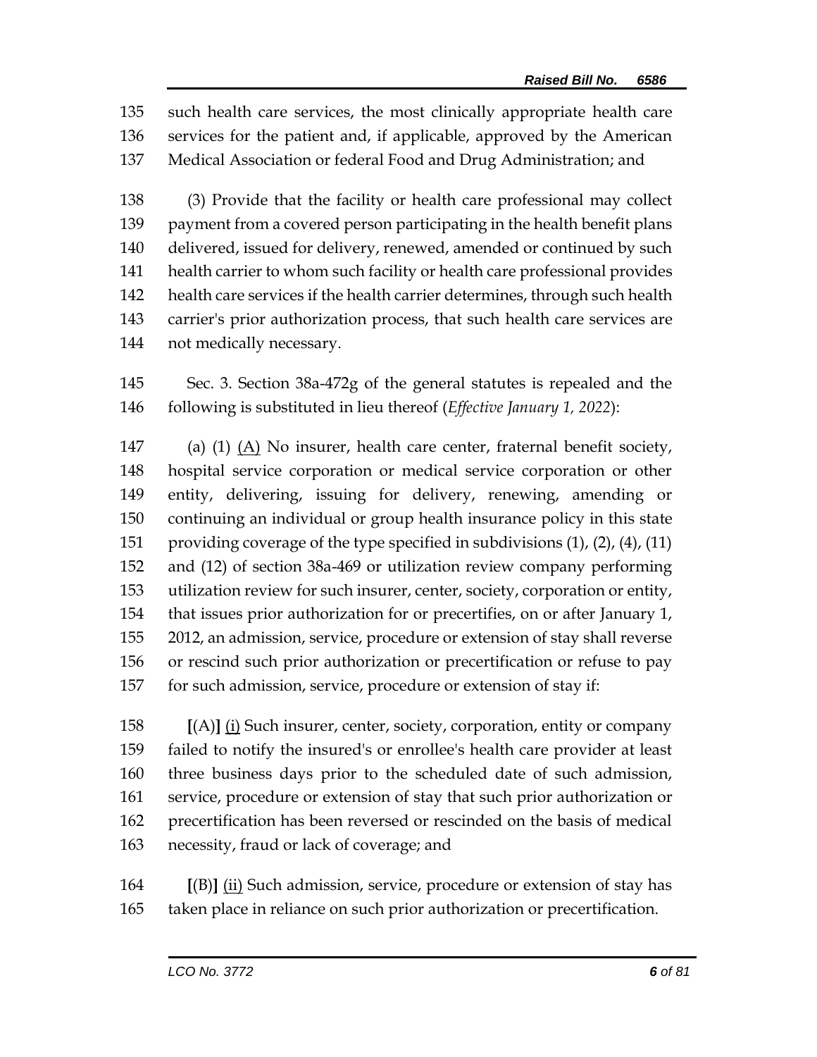such health care services, the most clinically appropriate health care services for the patient and, if applicable, approved by the American Medical Association or federal Food and Drug Administration; and

(3) Provide that the facility or health care professional may collect payment from a covered person participating in the health benefit plans delivered, issued for delivery, renewed, amended or continued by such health carrier to whom such facility or health care professional provides health care services if the health carrier determines, through such health carrier's prior authorization process, that such health care services are not medically necessary.

Sec. 3. Section 38a-472g of the general statutes is repealed and the following is substituted in lieu thereof (*Effective January 1, 2022*):

(a) (1) (A) No insurer, health care center, fraternal benefit society, hospital service corporation or medical service corporation or other entity, delivering, issuing for delivery, renewing, amending or continuing an individual or group health insurance policy in this state providing coverage of the type specified in subdivisions (1), (2), (4), (11) and (12) of section 38a-469 or utilization review company performing utilization review for such insurer, center, society, corporation or entity, that issues prior authorization for or precertifies, on or after January 1, 2012, an admission, service, procedure or extension of stay shall reverse or rescind such prior authorization or precertification or refuse to pay for such admission, service, procedure or extension of stay if:

**[**(A)**]** (i) Such insurer, center, society, corporation, entity or company failed to notify the insured's or enrollee's health care provider at least three business days prior to the scheduled date of such admission, service, procedure or extension of stay that such prior authorization or precertification has been reversed or rescinded on the basis of medical necessity, fraud or lack of coverage; and

**[**(B)**]** (ii) Such admission, service, procedure or extension of stay has taken place in reliance on such prior authorization or precertification.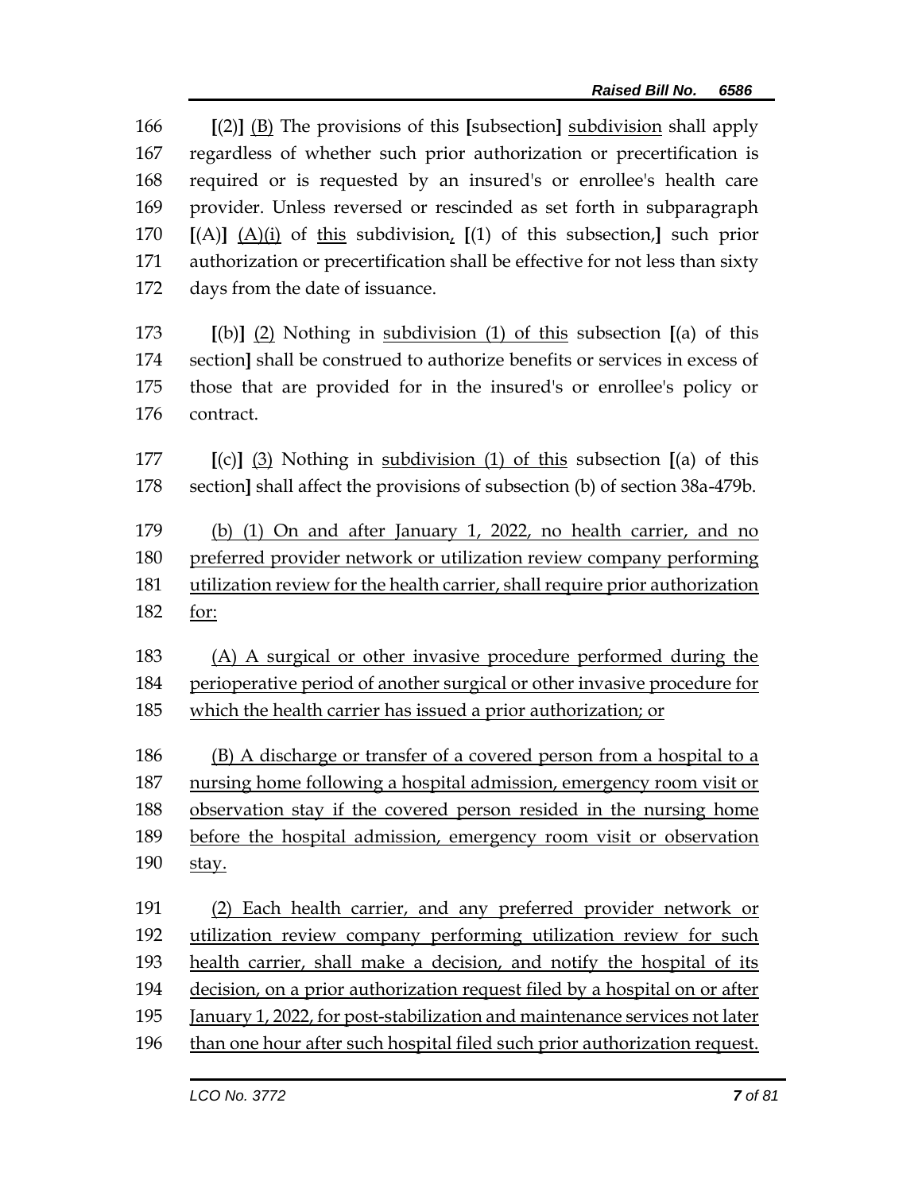166 [(2)] <u>(B)</u> The provisions of this [subsection] <u>subdivision</u> shall apply
167 regardless of whether such prior authorization or precertification is
168 required or is requested by an insured's or enrollee's health care
169 provider. Unless reversed or rescinded as set forth in subparagraph
170 [(A)] <u>(A)(i)</u> of <u>this</u> subdivision<u>,</u> [(1) of this subsection,] such prior
171 authorization or precertification shall be effective for not less than sixty
172 days from the date of issuance.

173 [(b)] <u>(2)</u> Nothing in <u>subdivision (1) of this</u> subsection [(a) of this
174 section] shall be construed to authorize benefits or services in excess of
175 those that are provided for in the insured's or enrollee's policy or
176 contract.

177 [(c)] <u>(3)</u> Nothing in <u>subdivision (1) of this</u> subsection [(a) of this
178 section] shall affect the provisions of subsection (b) of section 38a-479b.

179 <u>(b) (1) On and after January 1, 2022, no health carrier, and no</u>
180 <u>preferred provider network or utilization review company performing</u>
181 <u>utilization review for the health carrier, shall require prior authorization</u>
182 <u>for:</u>

183 <u>(A) A surgical or other invasive procedure performed during the</u>
184 <u>perioperative period of another surgical or other invasive procedure for</u>
185 <u>which the health carrier has issued a prior authorization; or</u>

186 <u>(B) A discharge or transfer of a covered person from a hospital to a</u>
187 <u>nursing home following a hospital admission, emergency room visit or</u>
188 <u>observation stay if the covered person resided in the nursing home</u>
189 <u>before the hospital admission, emergency room visit or observation</u>
190 <u>stay.</u>

191 <u>(2) Each health carrier, and any preferred provider network or</u>
192 <u>utilization review company performing utilization review for such</u>
193 <u>health carrier, shall make a decision, and notify the hospital of its</u>
194 <u>decision, on a prior authorization request filed by a hospital on or after</u>
195 <u>January 1, 2022, for post-stabilization and maintenance services not later</u>
196 <u>than one hour after such hospital filed such prior authorization request.</u>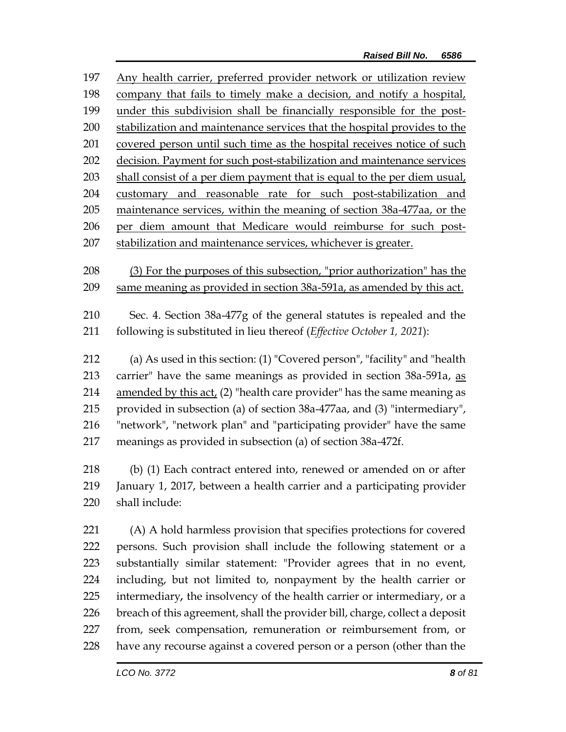<u>Any health carrier, preferred provider network or utilization review company that fails to timely make a decision, and notify a hospital, under this subdivision shall be financially responsible for the post-stabilization and maintenance services that the hospital provides to the covered person until such time as the hospital receives notice of such decision. Payment for such post-stabilization and maintenance services shall consist of a per diem payment that is equal to the per diem usual, customary and reasonable rate for such post-stabilization and maintenance services, within the meaning of section 38a-477aa, or the per diem amount that Medicare would reimburse for such post-stabilization and maintenance services, whichever is greater.</u>

<u>(3) For the purposes of this subsection, "prior authorization" has the same meaning as provided in section 38a-591a, as amended by this act.</u>

Sec. 4. Section 38a-477g of the general statutes is repealed and the following is substituted in lieu thereof (*Effective October 1, 2021*):

(a) As used in this section: (1) "Covered person", "facility" and "health carrier" have the same meanings as provided in section 38a-591a, <u>as amended by this act,</u> (2) "health care provider" has the same meaning as provided in subsection (a) of section 38a-477aa, and (3) "intermediary", "network", "network plan" and "participating provider" have the same meanings as provided in subsection (a) of section 38a-472f.

(b) (1) Each contract entered into, renewed or amended on or after January 1, 2017, between a health carrier and a participating provider shall include:

(A) A hold harmless provision that specifies protections for covered persons. Such provision shall include the following statement or a substantially similar statement: "Provider agrees that in no event, including, but not limited to, nonpayment by the health carrier or intermediary, the insolvency of the health carrier or intermediary, or a breach of this agreement, shall the provider bill, charge, collect a deposit from, seek compensation, remuneration or reimbursement from, or have any recourse against a covered person or a person (other than the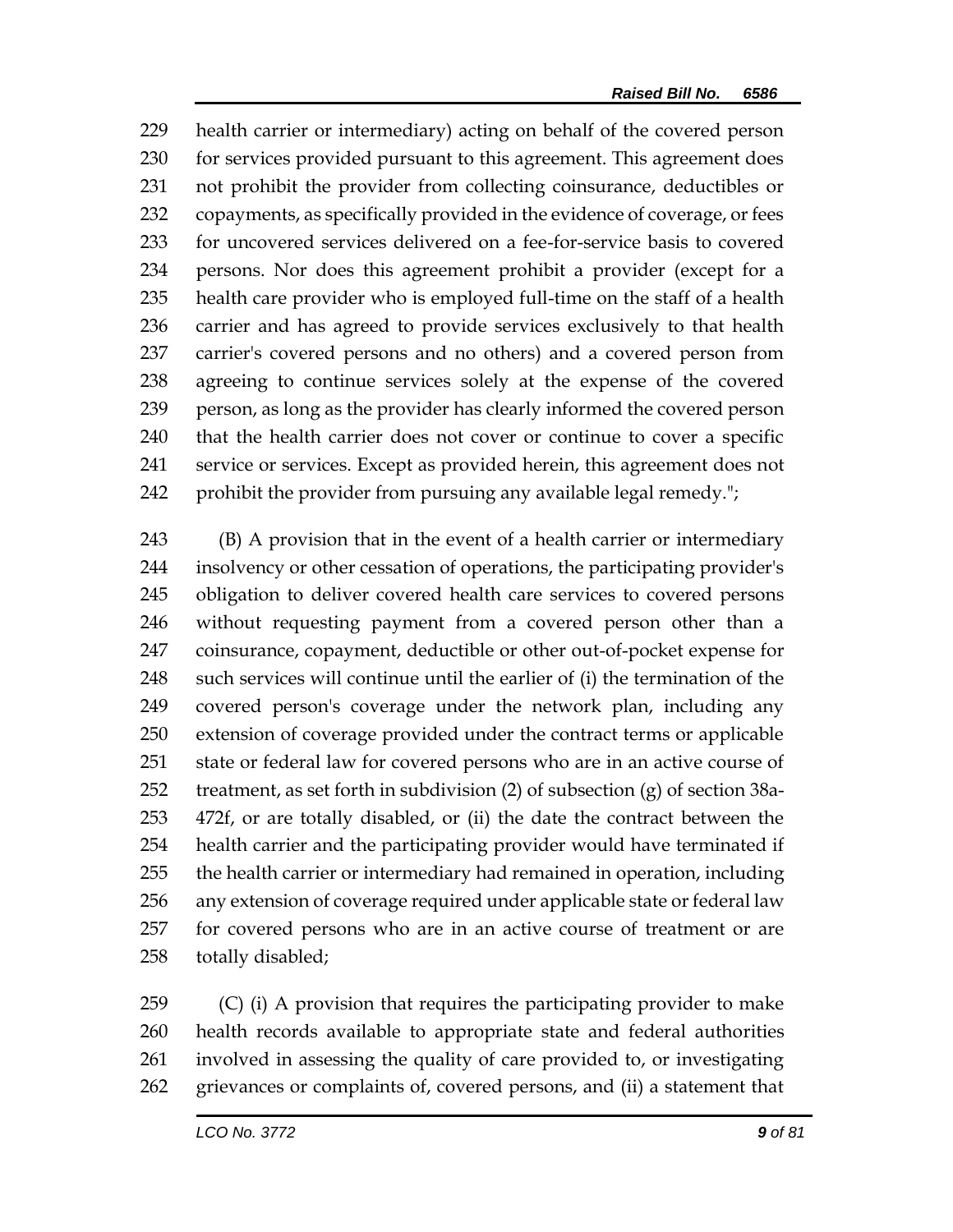health carrier or intermediary) acting on behalf of the covered person for services provided pursuant to this agreement. This agreement does not prohibit the provider from collecting coinsurance, deductibles or copayments, as specifically provided in the evidence of coverage, or fees for uncovered services delivered on a fee-for-service basis to covered persons. Nor does this agreement prohibit a provider (except for a health care provider who is employed full-time on the staff of a health carrier and has agreed to provide services exclusively to that health carrier's covered persons and no others) and a covered person from agreeing to continue services solely at the expense of the covered person, as long as the provider has clearly informed the covered person that the health carrier does not cover or continue to cover a specific service or services. Except as provided herein, this agreement does not prohibit the provider from pursuing any available legal remedy.";

(B) A provision that in the event of a health carrier or intermediary insolvency or other cessation of operations, the participating provider's obligation to deliver covered health care services to covered persons without requesting payment from a covered person other than a coinsurance, copayment, deductible or other out-of-pocket expense for such services will continue until the earlier of (i) the termination of the covered person's coverage under the network plan, including any extension of coverage provided under the contract terms or applicable state or federal law for covered persons who are in an active course of treatment, as set forth in subdivision (2) of subsection (g) of section 38a-472f, or are totally disabled, or (ii) the date the contract between the health carrier and the participating provider would have terminated if the health carrier or intermediary had remained in operation, including any extension of coverage required under applicable state or federal law for covered persons who are in an active course of treatment or are totally disabled;

(C) (i) A provision that requires the participating provider to make health records available to appropriate state and federal authorities involved in assessing the quality of care provided to, or investigating grievances or complaints of, covered persons, and (ii) a statement that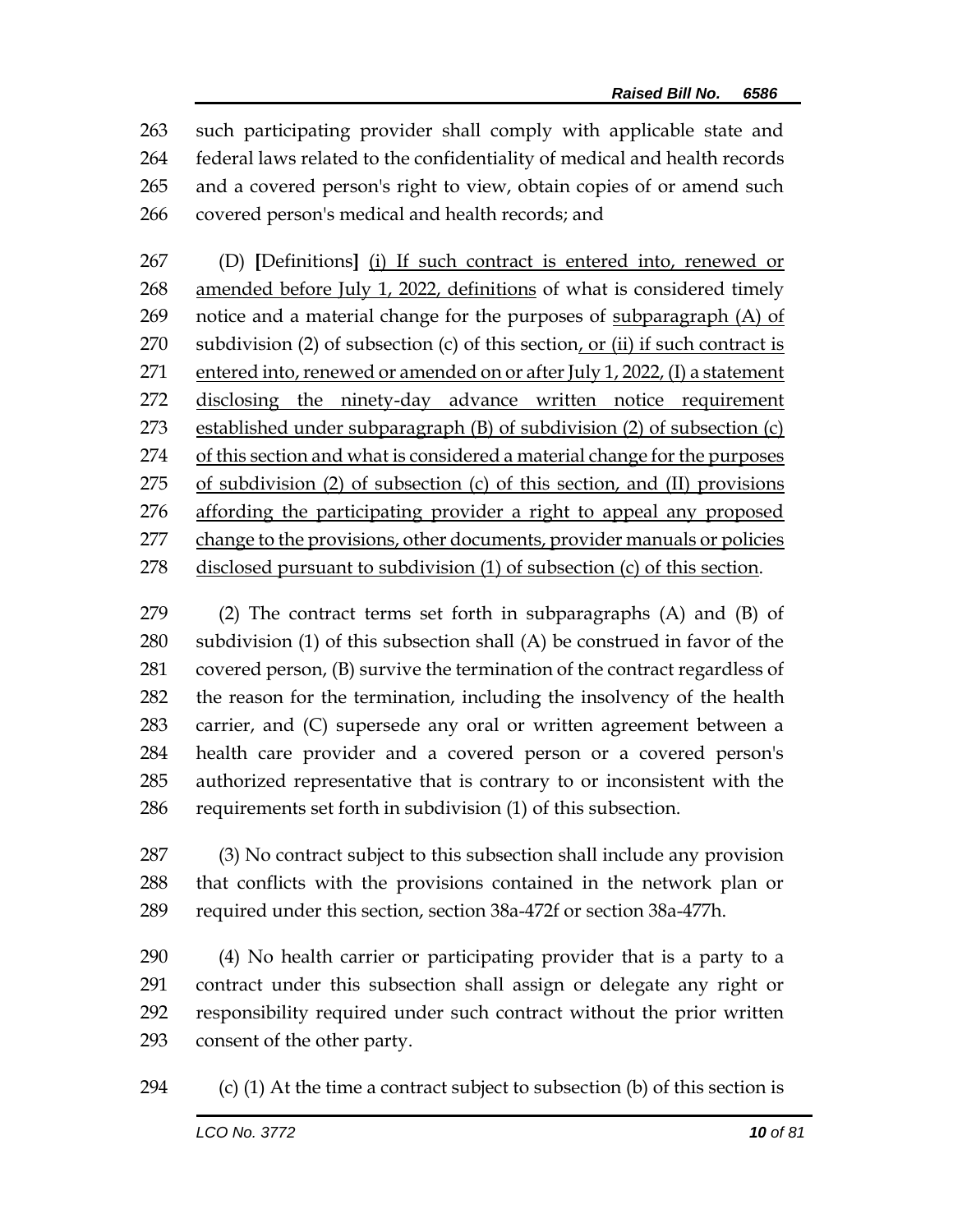such participating provider shall comply with applicable state and federal laws related to the confidentiality of medical and health records and a covered person's right to view, obtain copies of or amend such covered person's medical and health records; and

(D) [Definitions] <u>(i) If such contract is entered into, renewed or amended before July 1, 2022, definitions</u> of what is considered timely notice and a material change for the purposes of <u>subparagraph (A) of</u> subdivision (2) of subsection (c) of this section<u>, or (ii) if such contract is entered into, renewed or amended on or after July 1, 2022, (I) a statement disclosing the ninety-day advance written notice requirement established under subparagraph (B) of subdivision (2) of subsection (c) of this section and what is considered a material change for the purposes of subdivision (2) of subsection (c) of this section, and (II) provisions affording the participating provider a right to appeal any proposed change to the provisions, other documents, provider manuals or policies disclosed pursuant to subdivision (1) of subsection (c) of this section</u>.

(2) The contract terms set forth in subparagraphs (A) and (B) of subdivision (1) of this subsection shall (A) be construed in favor of the covered person, (B) survive the termination of the contract regardless of the reason for the termination, including the insolvency of the health carrier, and (C) supersede any oral or written agreement between a health care provider and a covered person or a covered person's authorized representative that is contrary to or inconsistent with the requirements set forth in subdivision (1) of this subsection.

(3) No contract subject to this subsection shall include any provision that conflicts with the provisions contained in the network plan or required under this section, section 38a-472f or section 38a-477h.

(4) No health carrier or participating provider that is a party to a contract under this subsection shall assign or delegate any right or responsibility required under such contract without the prior written consent of the other party.

(c) (1) At the time a contract subject to subsection (b) of this section is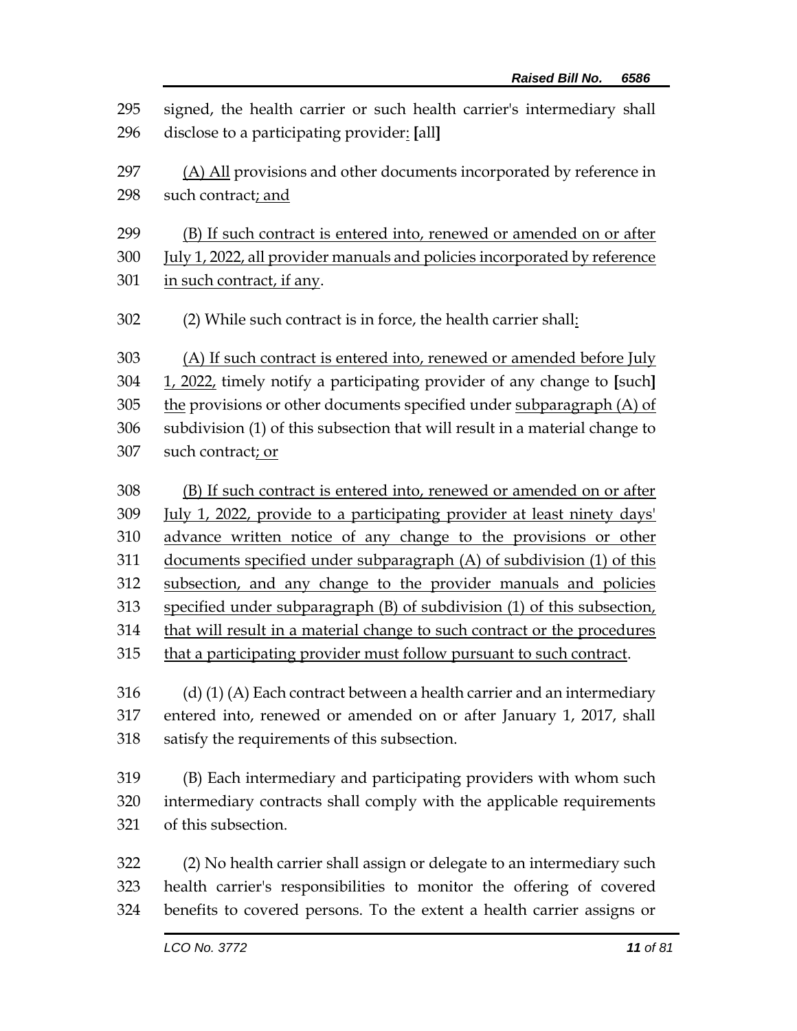signed, the health carrier or such health carrier's intermediary shall disclose to a participating provider: [all]

(A) All provisions and other documents incorporated by reference in such contract; and

(B) If such contract is entered into, renewed or amended on or after July 1, 2022, all provider manuals and policies incorporated by reference in such contract, if any.

(2) While such contract is in force, the health carrier shall:

(A) If such contract is entered into, renewed or amended before July 1, 2022, timely notify a participating provider of any change to [such] the provisions or other documents specified under subparagraph (A) of subdivision (1) of this subsection that will result in a material change to such contract; or

(B) If such contract is entered into, renewed or amended on or after July 1, 2022, provide to a participating provider at least ninety days' advance written notice of any change to the provisions or other documents specified under subparagraph (A) of subdivision (1) of this subsection, and any change to the provider manuals and policies specified under subparagraph (B) of subdivision (1) of this subsection, that will result in a material change to such contract or the procedures that a participating provider must follow pursuant to such contract.

(d) (1) (A) Each contract between a health carrier and an intermediary entered into, renewed or amended on or after January 1, 2017, shall satisfy the requirements of this subsection.

(B) Each intermediary and participating providers with whom such intermediary contracts shall comply with the applicable requirements of this subsection.

(2) No health carrier shall assign or delegate to an intermediary such health carrier's responsibilities to monitor the offering of covered benefits to covered persons. To the extent a health carrier assigns or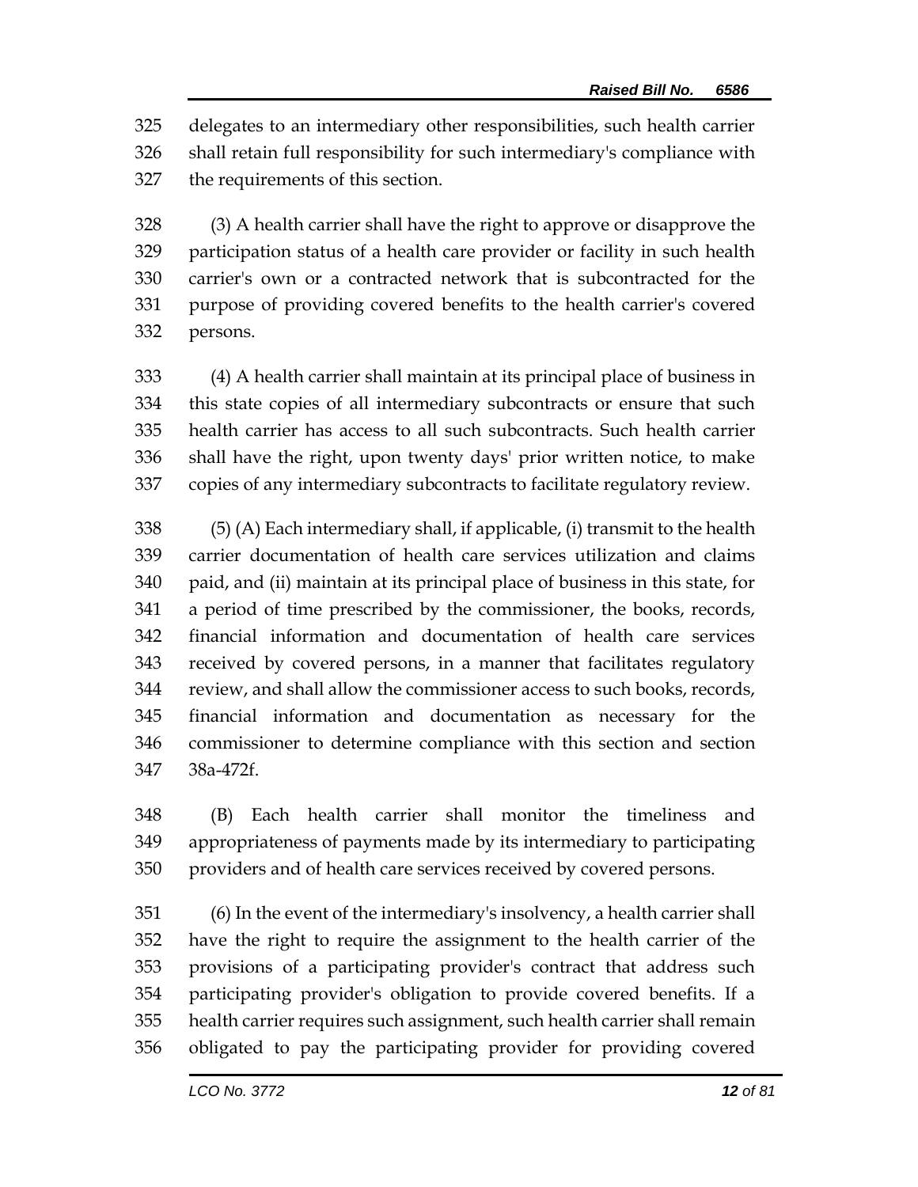delegates to an intermediary other responsibilities, such health carrier shall retain full responsibility for such intermediary's compliance with the requirements of this section.

(3) A health carrier shall have the right to approve or disapprove the participation status of a health care provider or facility in such health carrier's own or a contracted network that is subcontracted for the purpose of providing covered benefits to the health carrier's covered persons.

(4) A health carrier shall maintain at its principal place of business in this state copies of all intermediary subcontracts or ensure that such health carrier has access to all such subcontracts. Such health carrier shall have the right, upon twenty days' prior written notice, to make copies of any intermediary subcontracts to facilitate regulatory review.

(5) (A) Each intermediary shall, if applicable, (i) transmit to the health carrier documentation of health care services utilization and claims paid, and (ii) maintain at its principal place of business in this state, for a period of time prescribed by the commissioner, the books, records, financial information and documentation of health care services received by covered persons, in a manner that facilitates regulatory review, and shall allow the commissioner access to such books, records, financial information and documentation as necessary for the commissioner to determine compliance with this section and section 38a-472f.

(B) Each health carrier shall monitor the timeliness and appropriateness of payments made by its intermediary to participating providers and of health care services received by covered persons.

(6) In the event of the intermediary's insolvency, a health carrier shall have the right to require the assignment to the health carrier of the provisions of a participating provider's contract that address such participating provider's obligation to provide covered benefits. If a health carrier requires such assignment, such health carrier shall remain obligated to pay the participating provider for providing covered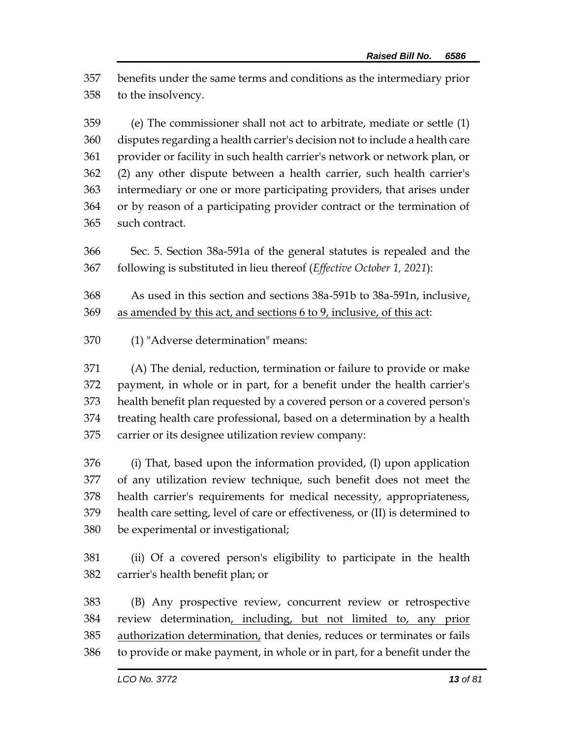benefits under the same terms and conditions as the intermediary prior to the insolvency.

(e) The commissioner shall not act to arbitrate, mediate or settle (1) disputes regarding a health carrier's decision not to include a health care provider or facility in such health carrier's network or network plan, or (2) any other dispute between a health carrier, such health carrier's intermediary or one or more participating providers, that arises under or by reason of a participating provider contract or the termination of such contract.

Sec. 5. Section 38a-591a of the general statutes is repealed and the following is substituted in lieu thereof (*Effective October 1, 2021*):

As used in this section and sections 38a-591b to 38a-591n, inclusive, as amended by this act, and sections 6 to 9, inclusive, of this act:

(1) "Adverse determination" means:

(A) The denial, reduction, termination or failure to provide or make payment, in whole or in part, for a benefit under the health carrier's health benefit plan requested by a covered person or a covered person's treating health care professional, based on a determination by a health carrier or its designee utilization review company:

(i) That, based upon the information provided, (I) upon application of any utilization review technique, such benefit does not meet the health carrier's requirements for medical necessity, appropriateness, health care setting, level of care or effectiveness, or (II) is determined to be experimental or investigational;

(ii) Of a covered person's eligibility to participate in the health carrier's health benefit plan; or

(B) Any prospective review, concurrent review or retrospective review determination, including, but not limited to, any prior authorization determination, that denies, reduces or terminates or fails to provide or make payment, in whole or in part, for a benefit under the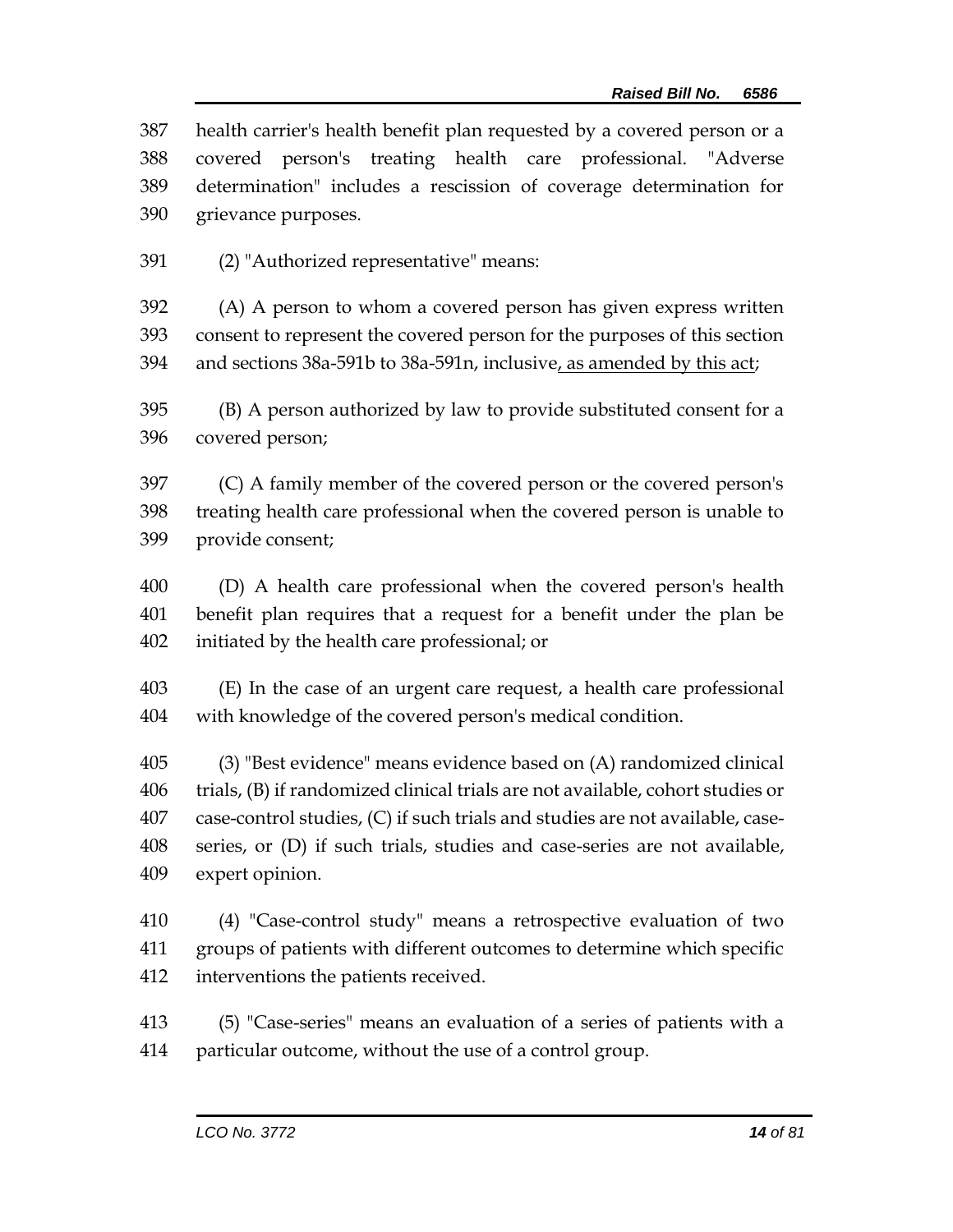health carrier's health benefit plan requested by a covered person or a covered person's treating health care professional. "Adverse determination" includes a rescission of coverage determination for grievance purposes.

(2) "Authorized representative" means:

(A) A person to whom a covered person has given express written consent to represent the covered person for the purposes of this section and sections 38a-591b to 38a-591n, inclusive, as amended by this act;

(B) A person authorized by law to provide substituted consent for a covered person;

(C) A family member of the covered person or the covered person's treating health care professional when the covered person is unable to provide consent;

(D) A health care professional when the covered person's health benefit plan requires that a request for a benefit under the plan be initiated by the health care professional; or

(E) In the case of an urgent care request, a health care professional with knowledge of the covered person's medical condition.

(3) "Best evidence" means evidence based on (A) randomized clinical trials, (B) if randomized clinical trials are not available, cohort studies or case-control studies, (C) if such trials and studies are not available, case-series, or (D) if such trials, studies and case-series are not available, expert opinion.

(4) "Case-control study" means a retrospective evaluation of two groups of patients with different outcomes to determine which specific interventions the patients received.

(5) "Case-series" means an evaluation of a series of patients with a particular outcome, without the use of a control group.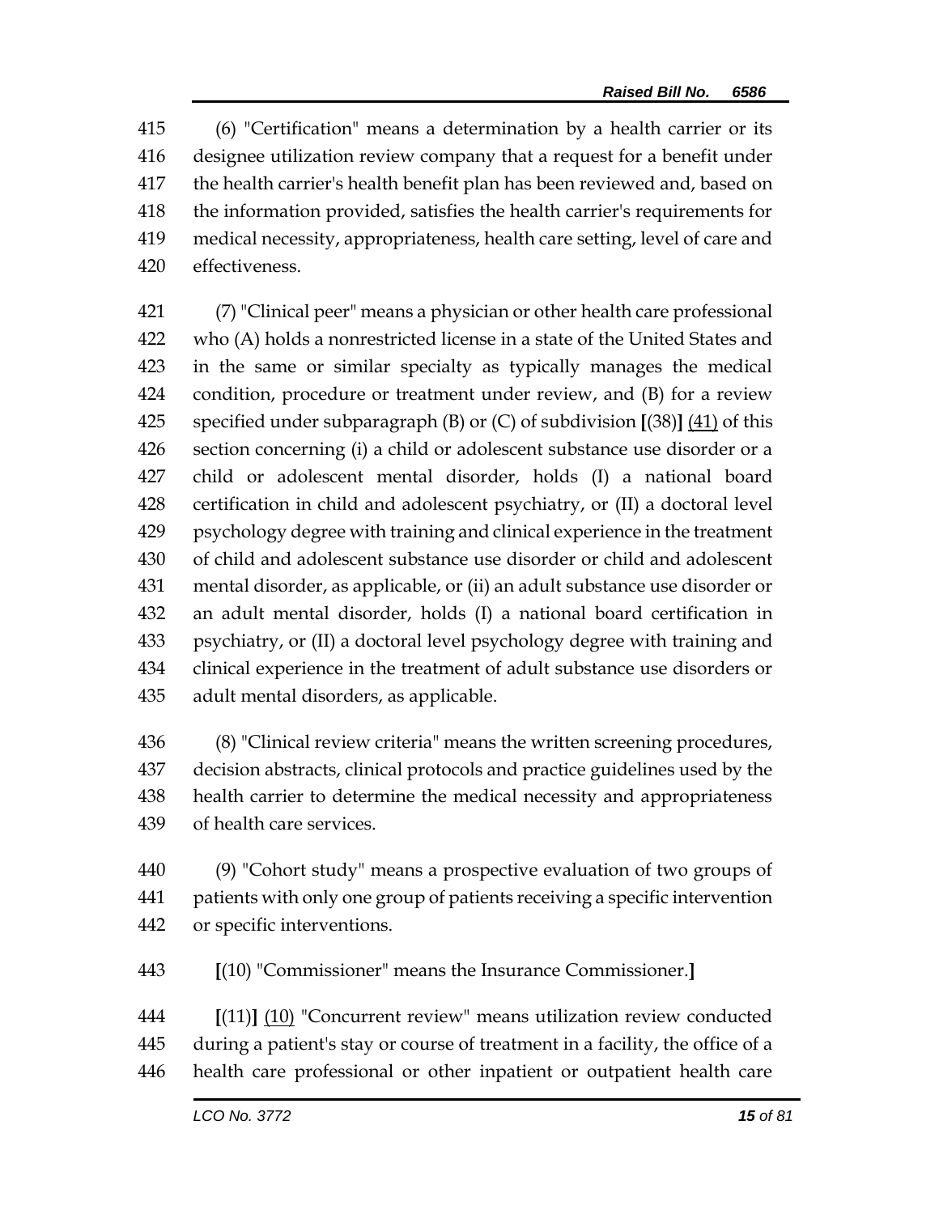(6) "Certification" means a determination by a health carrier or its designee utilization review company that a request for a benefit under the health carrier's health benefit plan has been reviewed and, based on the information provided, satisfies the health carrier's requirements for medical necessity, appropriateness, health care setting, level of care and effectiveness.

(7) "Clinical peer" means a physician or other health care professional who (A) holds a nonrestricted license in a state of the United States and in the same or similar specialty as typically manages the medical condition, procedure or treatment under review, and (B) for a review specified under subparagraph (B) or (C) of subdivision [(38)] (41) of this section concerning (i) a child or adolescent substance use disorder or a child or adolescent mental disorder, holds (I) a national board certification in child and adolescent psychiatry, or (II) a doctoral level psychology degree with training and clinical experience in the treatment of child and adolescent substance use disorder or child and adolescent mental disorder, as applicable, or (ii) an adult substance use disorder or an adult mental disorder, holds (I) a national board certification in psychiatry, or (II) a doctoral level psychology degree with training and clinical experience in the treatment of adult substance use disorders or adult mental disorders, as applicable.

(8) "Clinical review criteria" means the written screening procedures, decision abstracts, clinical protocols and practice guidelines used by the health carrier to determine the medical necessity and appropriateness of health care services.

(9) "Cohort study" means a prospective evaluation of two groups of patients with only one group of patients receiving a specific intervention or specific interventions.

[(10) "Commissioner" means the Insurance Commissioner.]

[(11)] (10) "Concurrent review" means utilization review conducted during a patient's stay or course of treatment in a facility, the office of a health care professional or other inpatient or outpatient health care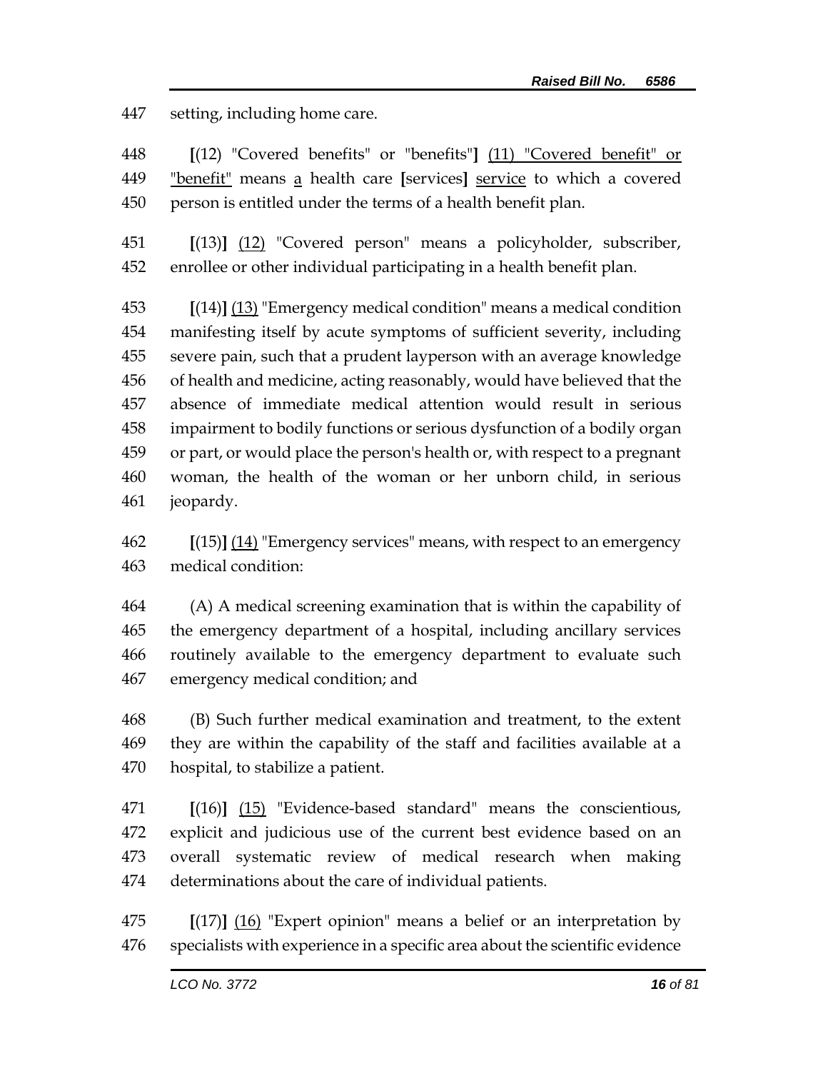447 setting, including home care.

448 **[**(12) "Covered benefits" or "benefits"**]** <u>(11) "Covered benefit" or</u>
449 <u>"benefit"</u> means <u>a</u> health care **[**services**]** <u>service</u> to which a covered
450 person is entitled under the terms of a health benefit plan.

451 **[**(13)**]** <u>(12)</u> "Covered person" means a policyholder, subscriber,
452 enrollee or other individual participating in a health benefit plan.

453 **[**(14)**]** <u>(13)</u> "Emergency medical condition" means a medical condition
454 manifesting itself by acute symptoms of sufficient severity, including
455 severe pain, such that a prudent layperson with an average knowledge
456 of health and medicine, acting reasonably, would have believed that the
457 absence of immediate medical attention would result in serious
458 impairment to bodily functions or serious dysfunction of a bodily organ
459 or part, or would place the person's health or, with respect to a pregnant
460 woman, the health of the woman or her unborn child, in serious
461 jeopardy.

462 **[**(15)**]** <u>(14)</u> "Emergency services" means, with respect to an emergency
463 medical condition:

464 (A) A medical screening examination that is within the capability of
465 the emergency department of a hospital, including ancillary services
466 routinely available to the emergency department to evaluate such
467 emergency medical condition; and

468 (B) Such further medical examination and treatment, to the extent
469 they are within the capability of the staff and facilities available at a
470 hospital, to stabilize a patient.

471 **[**(16)**]** <u>(15)</u> "Evidence-based standard" means the conscientious,
472 explicit and judicious use of the current best evidence based on an
473 overall systematic review of medical research when making
474 determinations about the care of individual patients.

475 **[**(17)**]** <u>(16)</u> "Expert opinion" means a belief or an interpretation by
476 specialists with experience in a specific area about the scientific evidence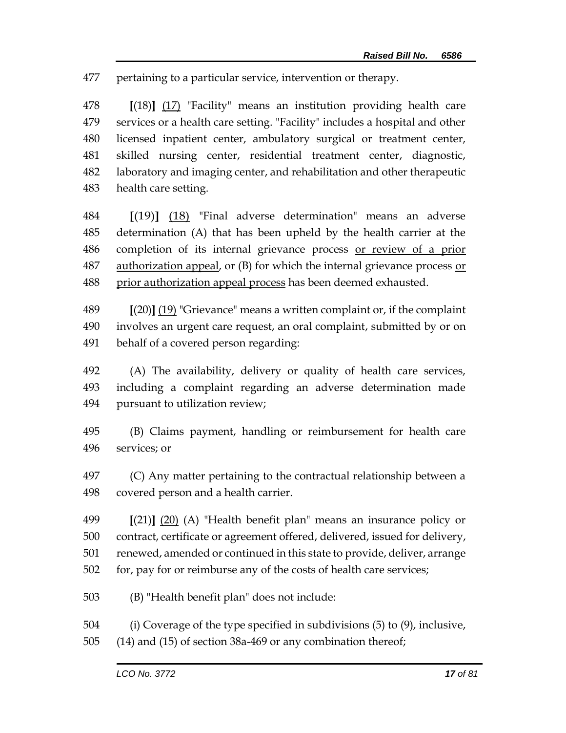pertaining to a particular service, intervention or therapy.

**[**(18)**]** (17) "Facility" means an institution providing health care services or a health care setting. "Facility" includes a hospital and other licensed inpatient center, ambulatory surgical or treatment center, skilled nursing center, residential treatment center, diagnostic, laboratory and imaging center, and rehabilitation and other therapeutic health care setting.

**[**(19)**]** (18) "Final adverse determination" means an adverse determination (A) that has been upheld by the health carrier at the completion of its internal grievance process or review of a prior authorization appeal, or (B) for which the internal grievance process or prior authorization appeal process has been deemed exhausted.

**[**(20)**]** (19) "Grievance" means a written complaint or, if the complaint involves an urgent care request, an oral complaint, submitted by or on behalf of a covered person regarding:

(A) The availability, delivery or quality of health care services, including a complaint regarding an adverse determination made pursuant to utilization review;

(B) Claims payment, handling or reimbursement for health care services; or

(C) Any matter pertaining to the contractual relationship between a covered person and a health carrier.

**[**(21)**]** (20) (A) "Health benefit plan" means an insurance policy or contract, certificate or agreement offered, delivered, issued for delivery, renewed, amended or continued in this state to provide, deliver, arrange for, pay for or reimburse any of the costs of health care services;

(B) "Health benefit plan" does not include:

(i) Coverage of the type specified in subdivisions (5) to (9), inclusive, (14) and (15) of section 38a-469 or any combination thereof;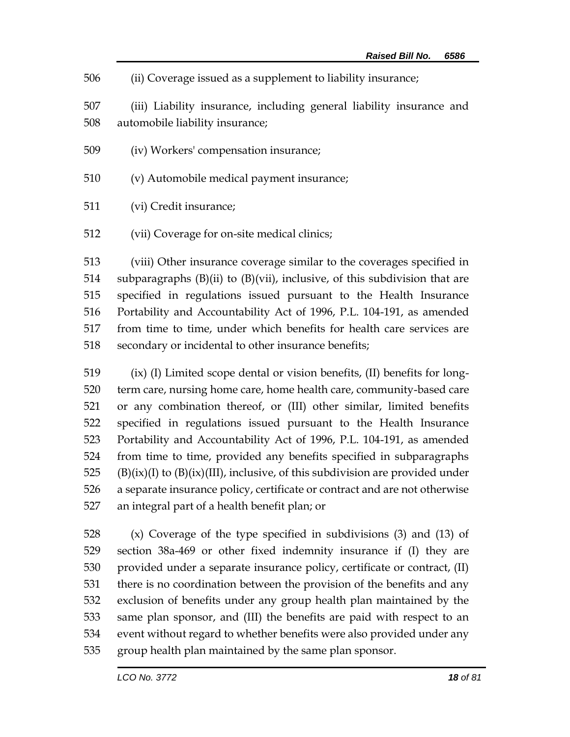(ii) Coverage issued as a supplement to liability insurance;

(iii) Liability insurance, including general liability insurance and automobile liability insurance;

(iv) Workers' compensation insurance;

(v) Automobile medical payment insurance;

(vi) Credit insurance;

(vii) Coverage for on-site medical clinics;

(viii) Other insurance coverage similar to the coverages specified in subparagraphs (B)(ii) to (B)(vii), inclusive, of this subdivision that are specified in regulations issued pursuant to the Health Insurance Portability and Accountability Act of 1996, P.L. 104-191, as amended from time to time, under which benefits for health care services are secondary or incidental to other insurance benefits;

(ix) (I) Limited scope dental or vision benefits, (II) benefits for long-term care, nursing home care, home health care, community-based care or any combination thereof, or (III) other similar, limited benefits specified in regulations issued pursuant to the Health Insurance Portability and Accountability Act of 1996, P.L. 104-191, as amended from time to time, provided any benefits specified in subparagraphs (B)(ix)(I) to (B)(ix)(III), inclusive, of this subdivision are provided under a separate insurance policy, certificate or contract and are not otherwise an integral part of a health benefit plan; or

(x) Coverage of the type specified in subdivisions (3) and (13) of section 38a-469 or other fixed indemnity insurance if (I) they are provided under a separate insurance policy, certificate or contract, (II) there is no coordination between the provision of the benefits and any exclusion of benefits under any group health plan maintained by the same plan sponsor, and (III) the benefits are paid with respect to an event without regard to whether benefits were also provided under any group health plan maintained by the same plan sponsor.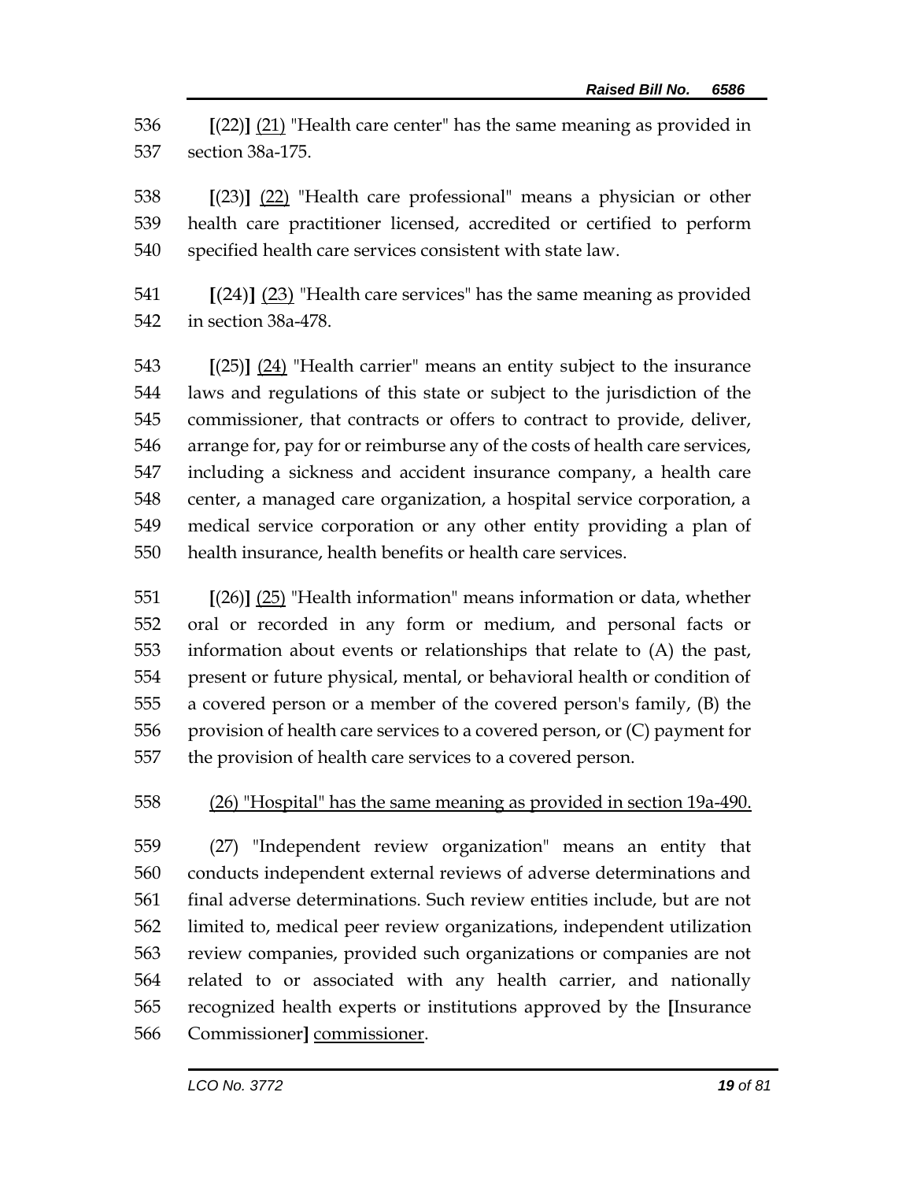536 **[**(22)**]** <u>(21)</u> "Health care center" has the same meaning as provided in
537 section 38a-175.

538 **[**(23)**]** <u>(22)</u> "Health care professional" means a physician or other
539 health care practitioner licensed, accredited or certified to perform
540 specified health care services consistent with state law.

541 **[**(24)**]** <u>(23)</u> "Health care services" has the same meaning as provided
542 in section 38a-478.

543 **[**(25)**]** <u>(24)</u> "Health carrier" means an entity subject to the insurance
544 laws and regulations of this state or subject to the jurisdiction of the
545 commissioner, that contracts or offers to contract to provide, deliver,
546 arrange for, pay for or reimburse any of the costs of health care services,
547 including a sickness and accident insurance company, a health care
548 center, a managed care organization, a hospital service corporation, a
549 medical service corporation or any other entity providing a plan of
550 health insurance, health benefits or health care services.

551 **[**(26)**]** <u>(25)</u> "Health information" means information or data, whether
552 oral or recorded in any form or medium, and personal facts or
553 information about events or relationships that relate to (A) the past,
554 present or future physical, mental, or behavioral health or condition of
555 a covered person or a member of the covered person's family, (B) the
556 provision of health care services to a covered person, or (C) payment for
557 the provision of health care services to a covered person.

558 <u>(26) "Hospital" has the same meaning as provided in section 19a-490.</u>

559 (27) "Independent review organization" means an entity that
560 conducts independent external reviews of adverse determinations and
561 final adverse determinations. Such review entities include, but are not
562 limited to, medical peer review organizations, independent utilization
563 review companies, provided such organizations or companies are not
564 related to or associated with any health carrier, and nationally
565 recognized health experts or institutions approved by the **[**Insurance
566 Commissioner**]** <u>commissioner</u>.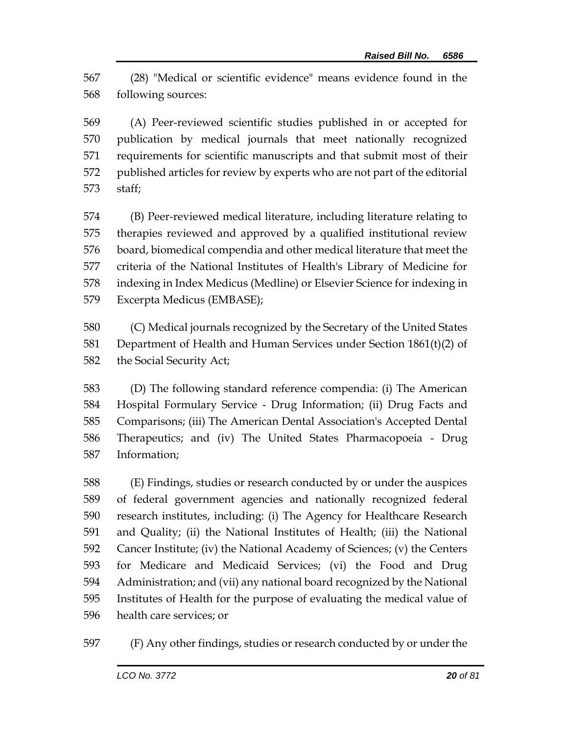(28) "Medical or scientific evidence" means evidence found in the following sources:

(A) Peer-reviewed scientific studies published in or accepted for publication by medical journals that meet nationally recognized requirements for scientific manuscripts and that submit most of their published articles for review by experts who are not part of the editorial staff;

(B) Peer-reviewed medical literature, including literature relating to therapies reviewed and approved by a qualified institutional review board, biomedical compendia and other medical literature that meet the criteria of the National Institutes of Health's Library of Medicine for indexing in Index Medicus (Medline) or Elsevier Science for indexing in Excerpta Medicus (EMBASE);

(C) Medical journals recognized by the Secretary of the United States Department of Health and Human Services under Section 1861(t)(2) of the Social Security Act;

(D) The following standard reference compendia: (i) The American Hospital Formulary Service - Drug Information; (ii) Drug Facts and Comparisons; (iii) The American Dental Association's Accepted Dental Therapeutics; and (iv) The United States Pharmacopoeia - Drug Information;

(E) Findings, studies or research conducted by or under the auspices of federal government agencies and nationally recognized federal research institutes, including: (i) The Agency for Healthcare Research and Quality; (ii) the National Institutes of Health; (iii) the National Cancer Institute; (iv) the National Academy of Sciences; (v) the Centers for Medicare and Medicaid Services; (vi) the Food and Drug Administration; and (vii) any national board recognized by the National Institutes of Health for the purpose of evaluating the medical value of health care services; or

(F) Any other findings, studies or research conducted by or under the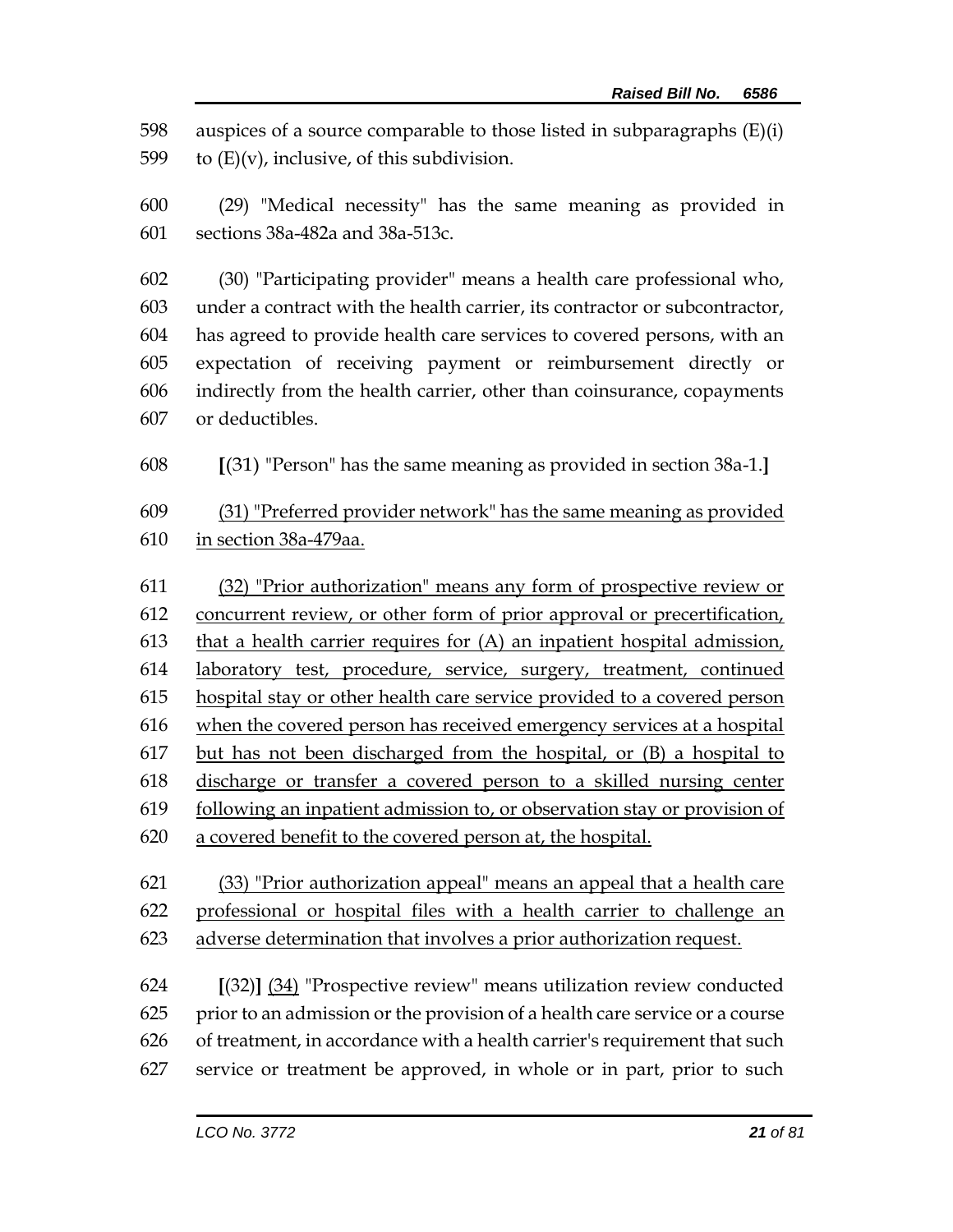598 auspices of a source comparable to those listed in subparagraphs (E)(i)
599 to (E)(v), inclusive, of this subdivision.

600 (29) "Medical necessity" has the same meaning as provided in
601 sections 38a-482a and 38a-513c.

602 (30) "Participating provider" means a health care professional who,
603 under a contract with the health carrier, its contractor or subcontractor,
604 has agreed to provide health care services to covered persons, with an
605 expectation of receiving payment or reimbursement directly or
606 indirectly from the health carrier, other than coinsurance, copayments
607 or deductibles.

608 **[**(31) "Person" has the same meaning as provided in section 38a-1.**]**

609 <u>(31) "Preferred provider network" has the same meaning as provided</u>
610 <u>in section 38a-479aa.</u>

611 <u>(32) "Prior authorization" means any form of prospective review or</u>
612 <u>concurrent review, or other form of prior approval or precertification,</u>
613 <u>that a health carrier requires for (A) an inpatient hospital admission,</u>
614 <u>laboratory test, procedure, service, surgery, treatment, continued</u>
615 <u>hospital stay or other health care service provided to a covered person</u>
616 <u>when the covered person has received emergency services at a hospital</u>
617 <u>but has not been discharged from the hospital, or (B) a hospital to</u>
618 <u>discharge or transfer a covered person to a skilled nursing center</u>
619 <u>following an inpatient admission to, or observation stay or provision of</u>
620 <u>a covered benefit to the covered person at, the hospital.</u>

621 <u>(33) "Prior authorization appeal" means an appeal that a health care</u>
622 <u>professional or hospital files with a health carrier to challenge an</u>
623 <u>adverse determination that involves a prior authorization request.</u>

624 **[**(32)**]** <u>(34)</u> "Prospective review" means utilization review conducted
625 prior to an admission or the provision of a health care service or a course
626 of treatment, in accordance with a health carrier's requirement that such
627 service or treatment be approved, in whole or in part, prior to such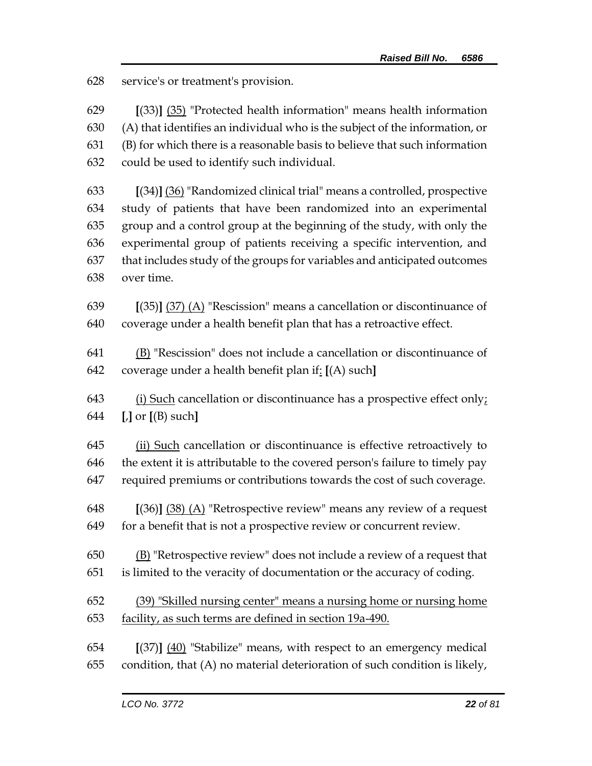628 service's or treatment's provision.

629 [(33)] (35) "Protected health information" means health information
630 (A) that identifies an individual who is the subject of the information, or
631 (B) for which there is a reasonable basis to believe that such information
632 could be used to identify such individual.

633 [(34)] (36) "Randomized clinical trial" means a controlled, prospective
634 study of patients that have been randomized into an experimental
635 group and a control group at the beginning of the study, with only the
636 experimental group of patients receiving a specific intervention, and
637 that includes study of the groups for variables and anticipated outcomes
638 over time.

639 [(35)] (37) (A) "Rescission" means a cancellation or discontinuance of
640 coverage under a health benefit plan that has a retroactive effect.

641 (B) "Rescission" does not include a cancellation or discontinuance of
642 coverage under a health benefit plan if: [(A) such]

643 (i) Such cancellation or discontinuance has a prospective effect only;
644 [,] or [(B) such]

645 (ii) Such cancellation or discontinuance is effective retroactively to
646 the extent it is attributable to the covered person's failure to timely pay
647 required premiums or contributions towards the cost of such coverage.

648 [(36)] (38) (A) "Retrospective review" means any review of a request
649 for a benefit that is not a prospective review or concurrent review.

650 (B) "Retrospective review" does not include a review of a request that
651 is limited to the veracity of documentation or the accuracy of coding.

652 (39) "Skilled nursing center" means a nursing home or nursing home
653 facility, as such terms are defined in section 19a-490.

654 [(37)] (40) "Stabilize" means, with respect to an emergency medical
655 condition, that (A) no material deterioration of such condition is likely,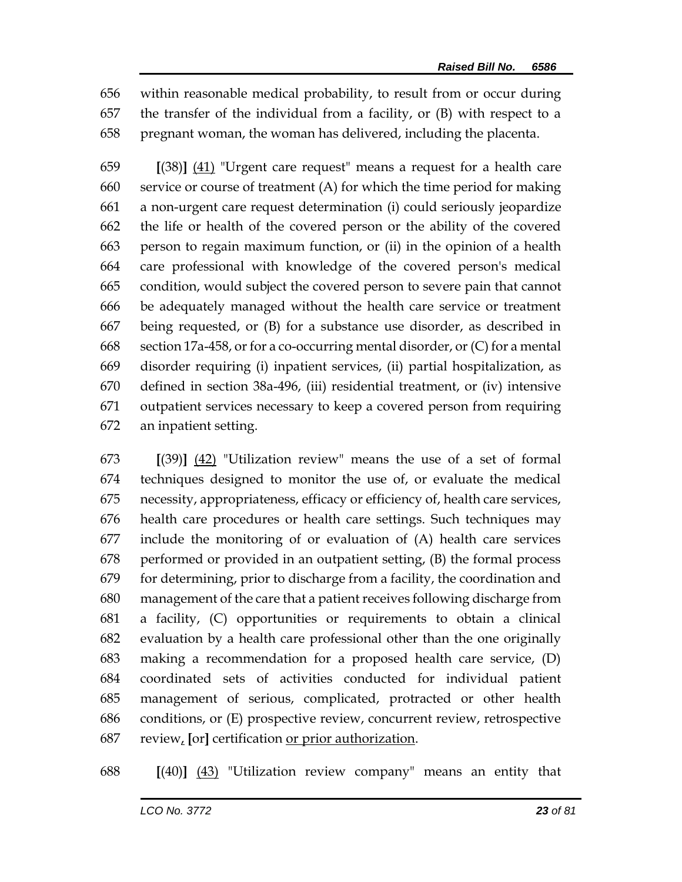656 within reasonable medical probability, to result from or occur during
657 the transfer of the individual from a facility, or (B) with respect to a
658 pregnant woman, the woman has delivered, including the placenta.

659 **[**(38)**]** <u>(41)</u> "Urgent care request" means a request for a health care
660 service or course of treatment (A) for which the time period for making
661 a non-urgent care request determination (i) could seriously jeopardize
662 the life or health of the covered person or the ability of the covered
663 person to regain maximum function, or (ii) in the opinion of a health
664 care professional with knowledge of the covered person's medical
665 condition, would subject the covered person to severe pain that cannot
666 be adequately managed without the health care service or treatment
667 being requested, or (B) for a substance use disorder, as described in
668 section 17a-458, or for a co-occurring mental disorder, or (C) for a mental
669 disorder requiring (i) inpatient services, (ii) partial hospitalization, as
670 defined in section 38a-496, (iii) residential treatment, or (iv) intensive
671 outpatient services necessary to keep a covered person from requiring
672 an inpatient setting.

673 **[**(39)**]** <u>(42)</u> "Utilization review" means the use of a set of formal
674 techniques designed to monitor the use of, or evaluate the medical
675 necessity, appropriateness, efficacy or efficiency of, health care services,
676 health care procedures or health care settings. Such techniques may
677 include the monitoring of or evaluation of (A) health care services
678 performed or provided in an outpatient setting, (B) the formal process
679 for determining, prior to discharge from a facility, the coordination and
680 management of the care that a patient receives following discharge from
681 a facility, (C) opportunities or requirements to obtain a clinical
682 evaluation by a health care professional other than the one originally
683 making a recommendation for a proposed health care service, (D)
684 coordinated sets of activities conducted for individual patient
685 management of serious, complicated, protracted or other health
686 conditions, or (E) prospective review, concurrent review, retrospective
687 review<u>,</u> **[**or**]** certification <u>or prior authorization</u>.

688 **[**(40)**]** <u>(43)</u> "Utilization review company" means an entity that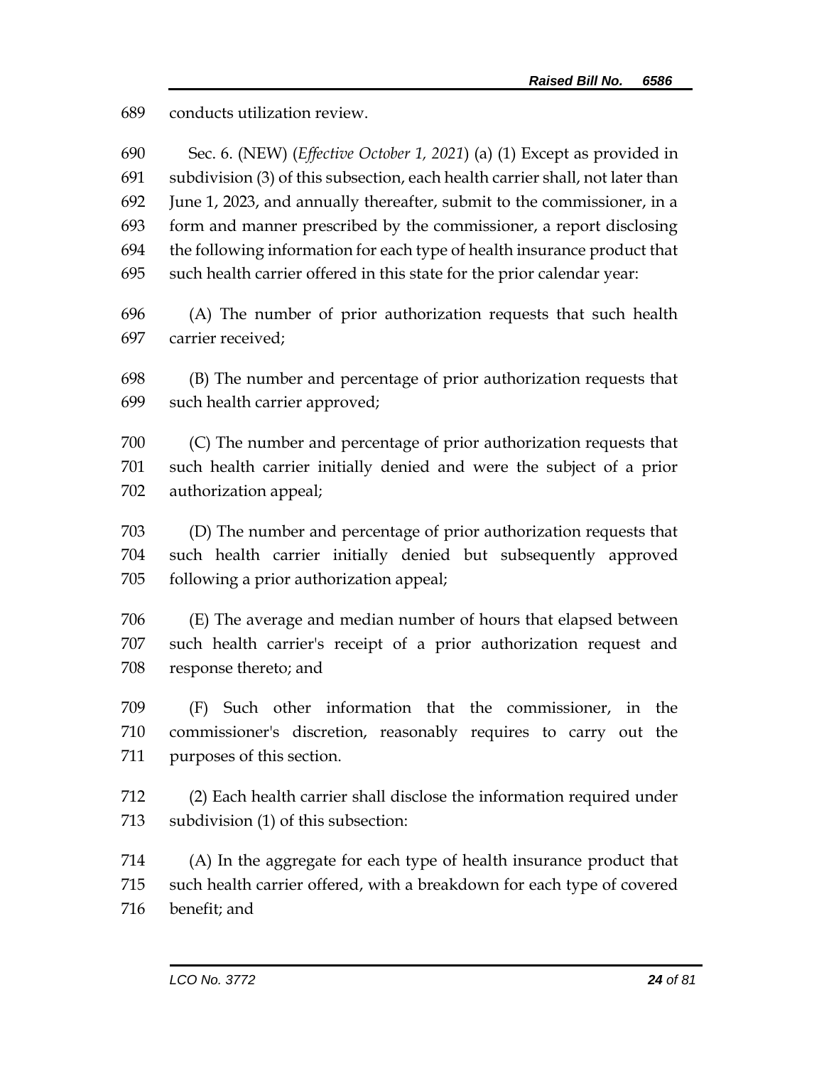conducts utilization review.

Sec. 6. (NEW) (*Effective October 1, 2021*) (a) (1) Except as provided in subdivision (3) of this subsection, each health carrier shall, not later than June 1, 2023, and annually thereafter, submit to the commissioner, in a form and manner prescribed by the commissioner, a report disclosing the following information for each type of health insurance product that such health carrier offered in this state for the prior calendar year:

(A) The number of prior authorization requests that such health carrier received;

(B) The number and percentage of prior authorization requests that such health carrier approved;

(C) The number and percentage of prior authorization requests that such health carrier initially denied and were the subject of a prior authorization appeal;

(D) The number and percentage of prior authorization requests that such health carrier initially denied but subsequently approved following a prior authorization appeal;

(E) The average and median number of hours that elapsed between such health carrier's receipt of a prior authorization request and response thereto; and

(F) Such other information that the commissioner, in the commissioner's discretion, reasonably requires to carry out the purposes of this section.

(2) Each health carrier shall disclose the information required under subdivision (1) of this subsection:

(A) In the aggregate for each type of health insurance product that such health carrier offered, with a breakdown for each type of covered benefit; and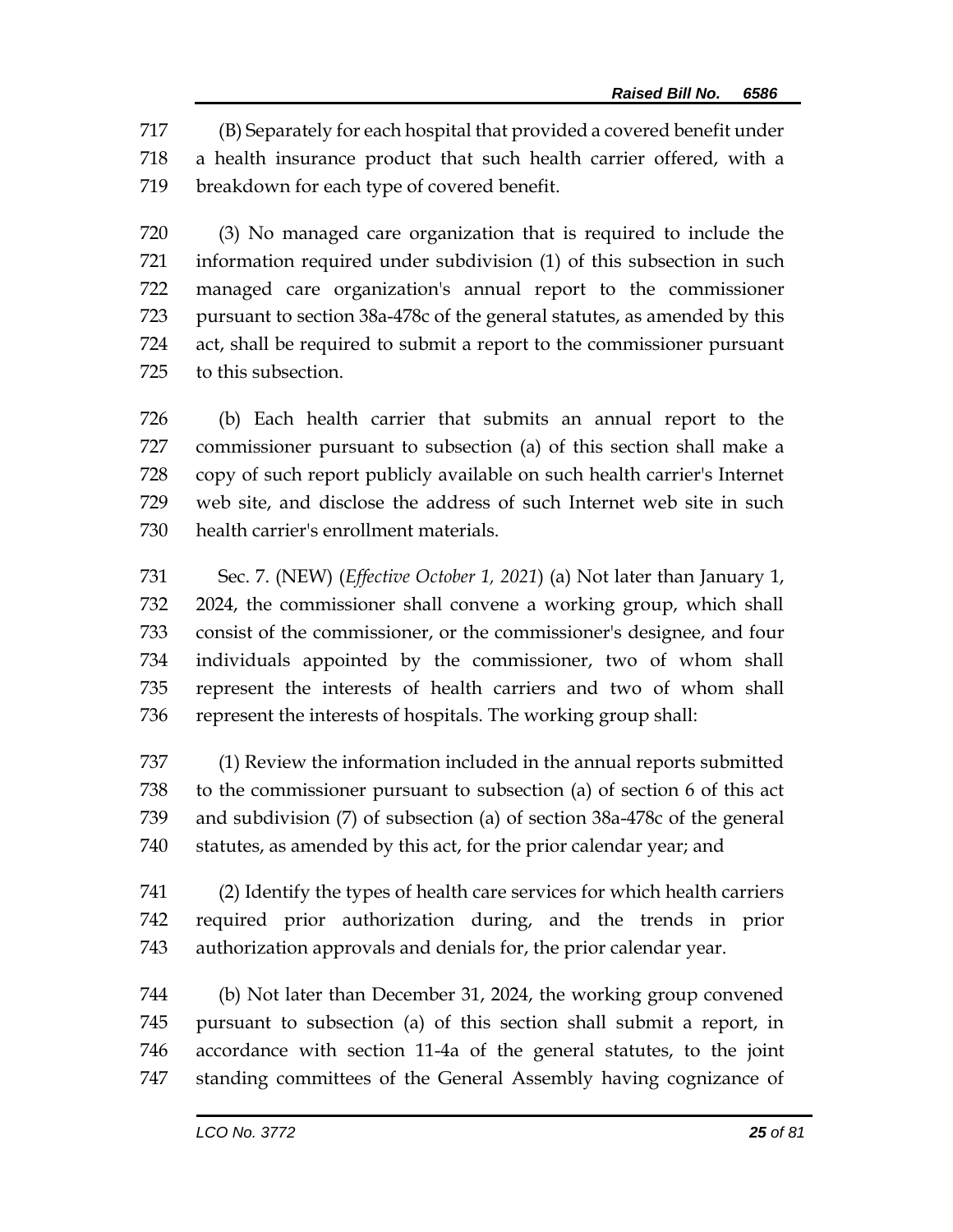(B) Separately for each hospital that provided a covered benefit under a health insurance product that such health carrier offered, with a breakdown for each type of covered benefit.

(3) No managed care organization that is required to include the information required under subdivision (1) of this subsection in such managed care organization's annual report to the commissioner pursuant to section 38a-478c of the general statutes, as amended by this act, shall be required to submit a report to the commissioner pursuant to this subsection.

(b) Each health carrier that submits an annual report to the commissioner pursuant to subsection (a) of this section shall make a copy of such report publicly available on such health carrier's Internet web site, and disclose the address of such Internet web site in such health carrier's enrollment materials.

Sec. 7. (NEW) (*Effective October 1, 2021*) (a) Not later than January 1, 2024, the commissioner shall convene a working group, which shall consist of the commissioner, or the commissioner's designee, and four individuals appointed by the commissioner, two of whom shall represent the interests of health carriers and two of whom shall represent the interests of hospitals. The working group shall:

(1) Review the information included in the annual reports submitted to the commissioner pursuant to subsection (a) of section 6 of this act and subdivision (7) of subsection (a) of section 38a-478c of the general statutes, as amended by this act, for the prior calendar year; and

(2) Identify the types of health care services for which health carriers required prior authorization during, and the trends in prior authorization approvals and denials for, the prior calendar year.

(b) Not later than December 31, 2024, the working group convened pursuant to subsection (a) of this section shall submit a report, in accordance with section 11-4a of the general statutes, to the joint standing committees of the General Assembly having cognizance of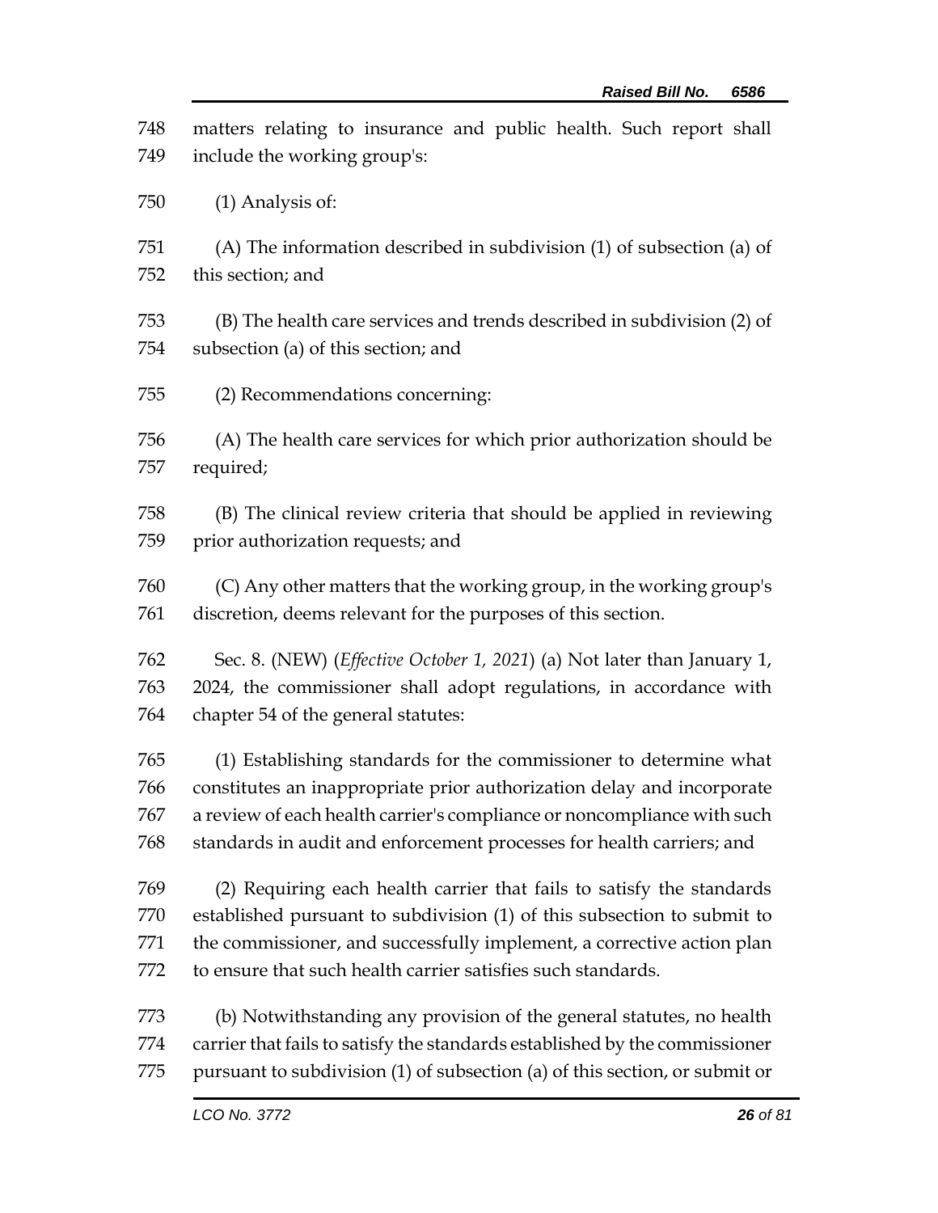matters relating to insurance and public health. Such report shall include the working group's:

(1) Analysis of:

(A) The information described in subdivision (1) of subsection (a) of this section; and

(B) The health care services and trends described in subdivision (2) of subsection (a) of this section; and

(2) Recommendations concerning:

(A) The health care services for which prior authorization should be required;

(B) The clinical review criteria that should be applied in reviewing prior authorization requests; and

(C) Any other matters that the working group, in the working group's discretion, deems relevant for the purposes of this section.

Sec. 8. (NEW) (*Effective October 1, 2021*) (a) Not later than January 1, 2024, the commissioner shall adopt regulations, in accordance with chapter 54 of the general statutes:

(1) Establishing standards for the commissioner to determine what constitutes an inappropriate prior authorization delay and incorporate a review of each health carrier's compliance or noncompliance with such standards in audit and enforcement processes for health carriers; and

(2) Requiring each health carrier that fails to satisfy the standards established pursuant to subdivision (1) of this subsection to submit to the commissioner, and successfully implement, a corrective action plan to ensure that such health carrier satisfies such standards.

(b) Notwithstanding any provision of the general statutes, no health carrier that fails to satisfy the standards established by the commissioner pursuant to subdivision (1) of subsection (a) of this section, or submit or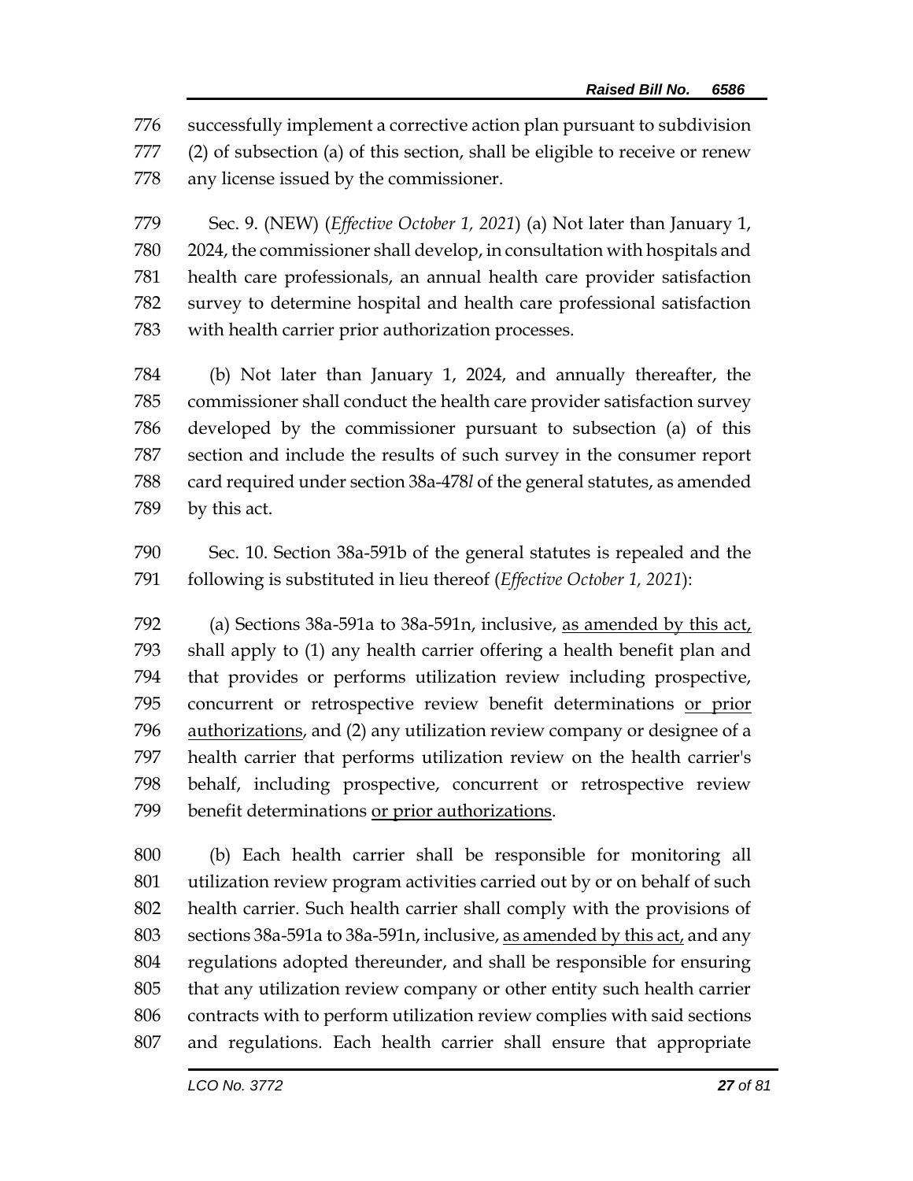successfully implement a corrective action plan pursuant to subdivision (2) of subsection (a) of this section, shall be eligible to receive or renew any license issued by the commissioner.

Sec. 9. (NEW) (*Effective October 1, 2021*) (a) Not later than January 1, 2024, the commissioner shall develop, in consultation with hospitals and health care professionals, an annual health care provider satisfaction survey to determine hospital and health care professional satisfaction with health carrier prior authorization processes.

(b) Not later than January 1, 2024, and annually thereafter, the commissioner shall conduct the health care provider satisfaction survey developed by the commissioner pursuant to subsection (a) of this section and include the results of such survey in the consumer report card required under section 38a-478*l* of the general statutes, as amended by this act.

Sec. 10. Section 38a-591b of the general statutes is repealed and the following is substituted in lieu thereof (*Effective October 1, 2021*):

(a) Sections 38a-591a to 38a-591n, inclusive, <u>as amended by this act,</u> shall apply to (1) any health carrier offering a health benefit plan and that provides or performs utilization review including prospective, concurrent or retrospective review benefit determinations <u>or prior authorizations</u>, and (2) any utilization review company or designee of a health carrier that performs utilization review on the health carrier's behalf, including prospective, concurrent or retrospective review benefit determinations <u>or prior authorizations</u>.

(b) Each health carrier shall be responsible for monitoring all utilization review program activities carried out by or on behalf of such health carrier. Such health carrier shall comply with the provisions of sections 38a-591a to 38a-591n, inclusive, <u>as amended by this act,</u> and any regulations adopted thereunder, and shall be responsible for ensuring that any utilization review company or other entity such health carrier contracts with to perform utilization review complies with said sections and regulations. Each health carrier shall ensure that appropriate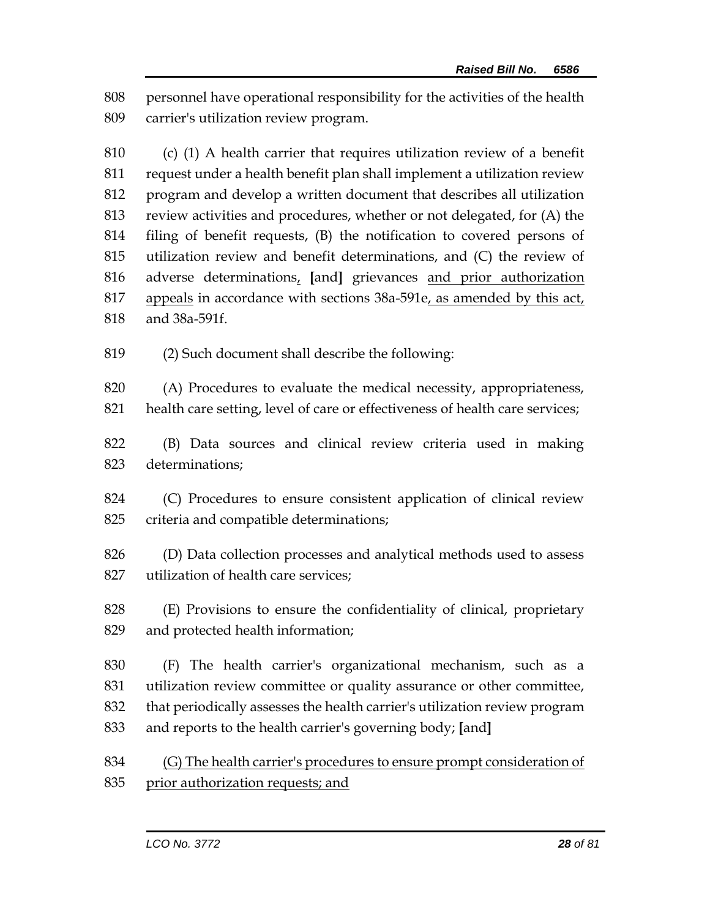personnel have operational responsibility for the activities of the health carrier's utilization review program.

(c) (1) A health carrier that requires utilization review of a benefit request under a health benefit plan shall implement a utilization review program and develop a written document that describes all utilization review activities and procedures, whether or not delegated, for (A) the filing of benefit requests, (B) the notification to covered persons of utilization review and benefit determinations, and (C) the review of adverse determinations, [and] grievances and prior authorization appeals in accordance with sections 38a-591e, as amended by this act, and 38a-591f.

(2) Such document shall describe the following:

(A) Procedures to evaluate the medical necessity, appropriateness, health care setting, level of care or effectiveness of health care services;

(B) Data sources and clinical review criteria used in making determinations;

(C) Procedures to ensure consistent application of clinical review criteria and compatible determinations;

(D) Data collection processes and analytical methods used to assess utilization of health care services;

(E) Provisions to ensure the confidentiality of clinical, proprietary and protected health information;

(F) The health carrier's organizational mechanism, such as a utilization review committee or quality assurance or other committee, that periodically assesses the health carrier's utilization review program and reports to the health carrier's governing body; [and]

(G) The health carrier's procedures to ensure prompt consideration of prior authorization requests; and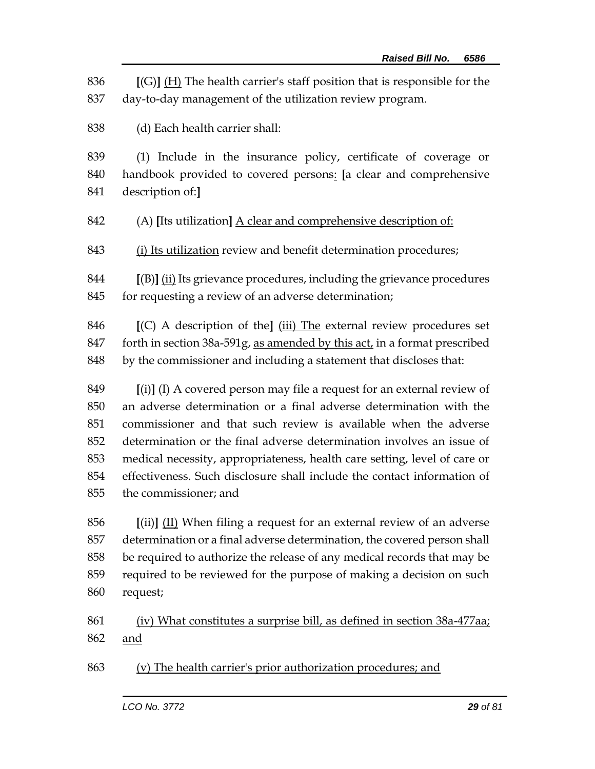836 [(G)] (H) The health carrier's staff position that is responsible for the
837 day-to-day management of the utilization review program.

838 (d) Each health carrier shall:

839 (1) Include in the insurance policy, certificate of coverage or
840 handbook provided to covered persons: [a clear and comprehensive
841 description of:]

842 (A) [Its utilization] A clear and comprehensive description of:

843 (i) Its utilization review and benefit determination procedures;

844 [(B)] (ii) Its grievance procedures, including the grievance procedures
845 for requesting a review of an adverse determination;

846 [(C) A description of the] (iii) The external review procedures set
847 forth in section 38a-591g, as amended by this act, in a format prescribed
848 by the commissioner and including a statement that discloses that:

849 [(i)] (I) A covered person may file a request for an external review of
850 an adverse determination or a final adverse determination with the
851 commissioner and that such review is available when the adverse
852 determination or the final adverse determination involves an issue of
853 medical necessity, appropriateness, health care setting, level of care or
854 effectiveness. Such disclosure shall include the contact information of
855 the commissioner; and

856 [(ii)] (II) When filing a request for an external review of an adverse
857 determination or a final adverse determination, the covered person shall
858 be required to authorize the release of any medical records that may be
859 required to be reviewed for the purpose of making a decision on such
860 request;

861 (iv) What constitutes a surprise bill, as defined in section 38a-477aa;
862 and

863 (v) The health carrier's prior authorization procedures; and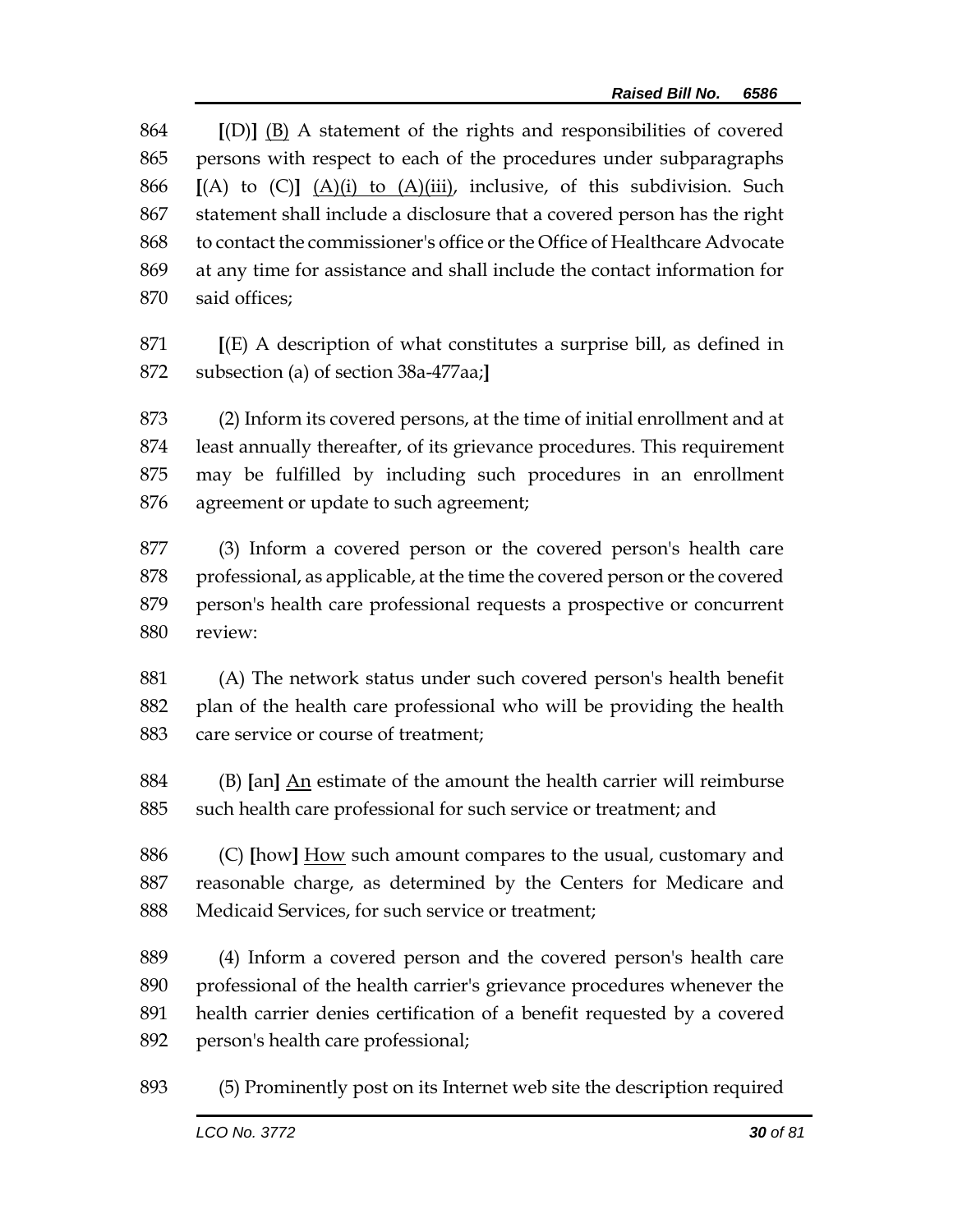864 **[**(D)**]** <u>(B)</u> A statement of the rights and responsibilities of covered
865 persons with respect to each of the procedures under subparagraphs
866 **[**(A) to (C)**]** <u>(A)(i) to (A)(iii)</u>, inclusive, of this subdivision. Such
867 statement shall include a disclosure that a covered person has the right
868 to contact the commissioner's office or the Office of Healthcare Advocate
869 at any time for assistance and shall include the contact information for
870 said offices;

871 **[**(E) A description of what constitutes a surprise bill, as defined in
872 subsection (a) of section 38a-477aa;**]**

873 (2) Inform its covered persons, at the time of initial enrollment and at
874 least annually thereafter, of its grievance procedures. This requirement
875 may be fulfilled by including such procedures in an enrollment
876 agreement or update to such agreement;

877 (3) Inform a covered person or the covered person's health care
878 professional, as applicable, at the time the covered person or the covered
879 person's health care professional requests a prospective or concurrent
880 review:

881 (A) The network status under such covered person's health benefit
882 plan of the health care professional who will be providing the health
883 care service or course of treatment;

884 (B) **[**an**]** <u>An</u> estimate of the amount the health carrier will reimburse
885 such health care professional for such service or treatment; and

886 (C) **[**how**]** <u>How</u> such amount compares to the usual, customary and
887 reasonable charge, as determined by the Centers for Medicare and
888 Medicaid Services, for such service or treatment;

889 (4) Inform a covered person and the covered person's health care
890 professional of the health carrier's grievance procedures whenever the
891 health carrier denies certification of a benefit requested by a covered
892 person's health care professional;

893 (5) Prominently post on its Internet web site the description required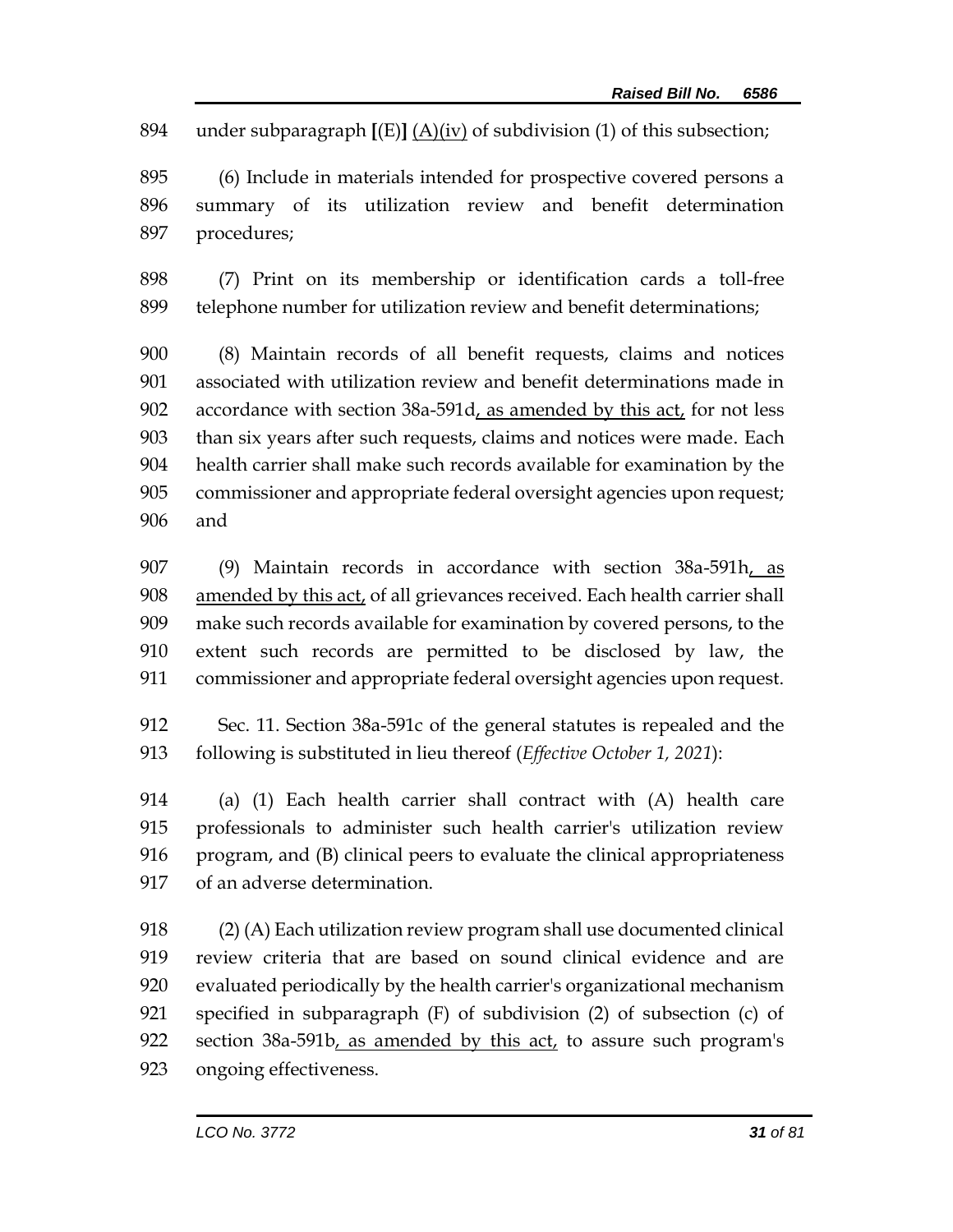under subparagraph [(E)] <u>(A)(iv)</u> of subdivision (1) of this subsection;

(6) Include in materials intended for prospective covered persons a summary of its utilization review and benefit determination procedures;

(7) Print on its membership or identification cards a toll-free telephone number for utilization review and benefit determinations;

(8) Maintain records of all benefit requests, claims and notices associated with utilization review and benefit determinations made in accordance with section 38a-591d<u>, as amended by this act,</u> for not less than six years after such requests, claims and notices were made. Each health carrier shall make such records available for examination by the commissioner and appropriate federal oversight agencies upon request; and

(9) Maintain records in accordance with section 38a-591h<u>, as amended by this act,</u> of all grievances received. Each health carrier shall make such records available for examination by covered persons, to the extent such records are permitted to be disclosed by law, the commissioner and appropriate federal oversight agencies upon request.

Sec. 11. Section 38a-591c of the general statutes is repealed and the following is substituted in lieu thereof (*Effective October 1, 2021*):

(a) (1) Each health carrier shall contract with (A) health care professionals to administer such health carrier's utilization review program, and (B) clinical peers to evaluate the clinical appropriateness of an adverse determination.

(2) (A) Each utilization review program shall use documented clinical review criteria that are based on sound clinical evidence and are evaluated periodically by the health carrier's organizational mechanism specified in subparagraph (F) of subdivision (2) of subsection (c) of section 38a-591b<u>, as amended by this act,</u> to assure such program's ongoing effectiveness.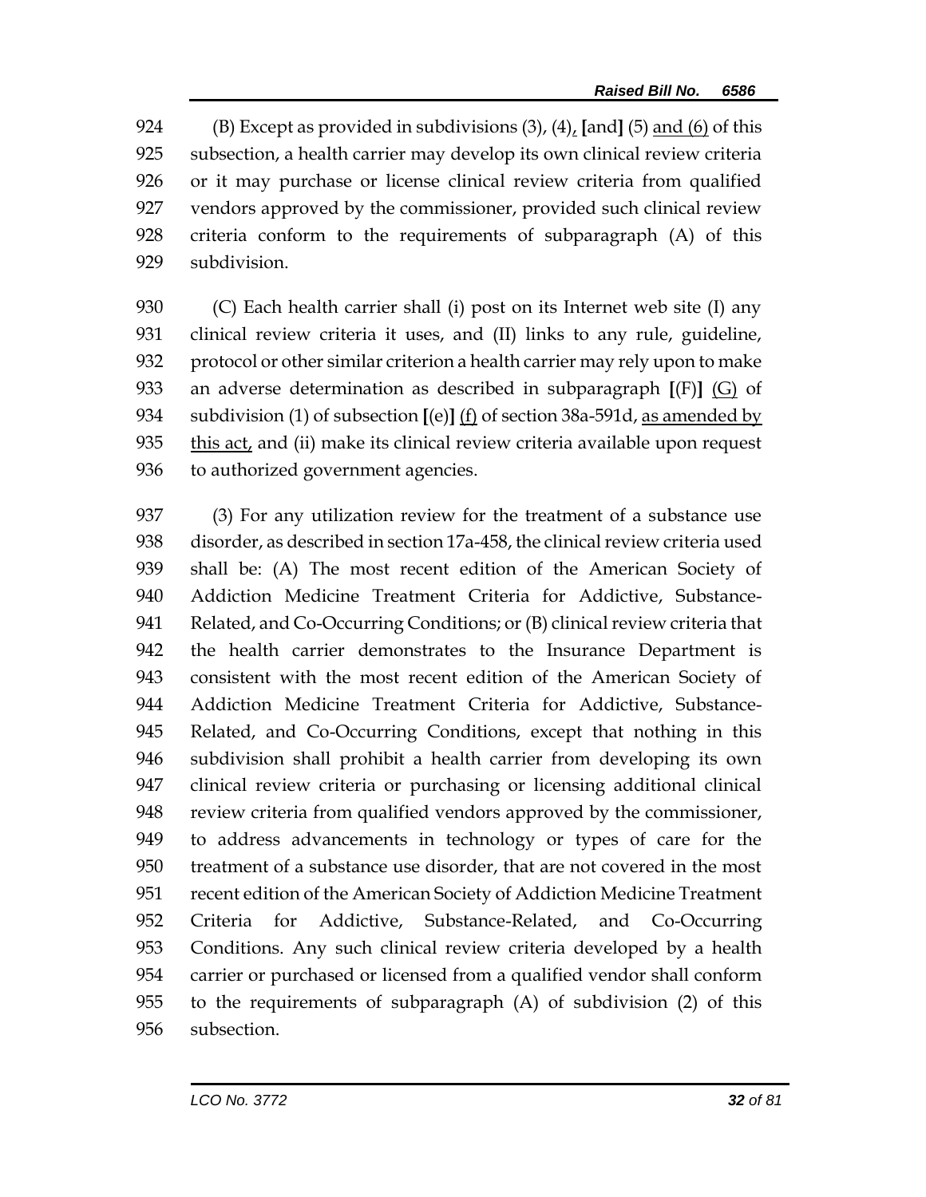(B) Except as provided in subdivisions (3), (4), [and] (5) and (6) of this subsection, a health carrier may develop its own clinical review criteria or it may purchase or license clinical review criteria from qualified vendors approved by the commissioner, provided such clinical review criteria conform to the requirements of subparagraph (A) of this subdivision.

(C) Each health carrier shall (i) post on its Internet web site (I) any clinical review criteria it uses, and (II) links to any rule, guideline, protocol or other similar criterion a health carrier may rely upon to make an adverse determination as described in subparagraph [(F)] (G) of subdivision (1) of subsection [(e)] (f) of section 38a-591d, as amended by this act, and (ii) make its clinical review criteria available upon request to authorized government agencies.

(3) For any utilization review for the treatment of a substance use disorder, as described in section 17a-458, the clinical review criteria used shall be: (A) The most recent edition of the American Society of Addiction Medicine Treatment Criteria for Addictive, Substance-Related, and Co-Occurring Conditions; or (B) clinical review criteria that the health carrier demonstrates to the Insurance Department is consistent with the most recent edition of the American Society of Addiction Medicine Treatment Criteria for Addictive, Substance-Related, and Co-Occurring Conditions, except that nothing in this subdivision shall prohibit a health carrier from developing its own clinical review criteria or purchasing or licensing additional clinical review criteria from qualified vendors approved by the commissioner, to address advancements in technology or types of care for the treatment of a substance use disorder, that are not covered in the most recent edition of the American Society of Addiction Medicine Treatment Criteria for Addictive, Substance-Related, and Co-Occurring Conditions. Any such clinical review criteria developed by a health carrier or purchased or licensed from a qualified vendor shall conform to the requirements of subparagraph (A) of subdivision (2) of this subsection.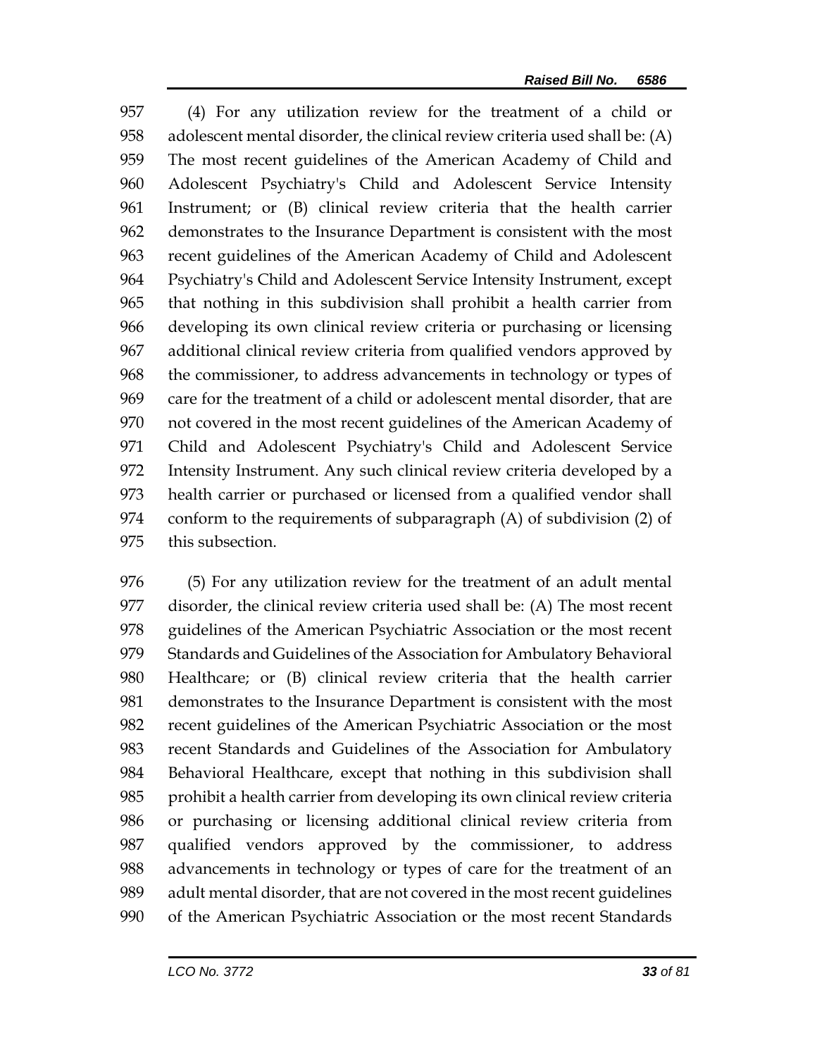(4) For any utilization review for the treatment of a child or adolescent mental disorder, the clinical review criteria used shall be: (A) The most recent guidelines of the American Academy of Child and Adolescent Psychiatry's Child and Adolescent Service Intensity Instrument; or (B) clinical review criteria that the health carrier demonstrates to the Insurance Department is consistent with the most recent guidelines of the American Academy of Child and Adolescent Psychiatry's Child and Adolescent Service Intensity Instrument, except that nothing in this subdivision shall prohibit a health carrier from developing its own clinical review criteria or purchasing or licensing additional clinical review criteria from qualified vendors approved by the commissioner, to address advancements in technology or types of care for the treatment of a child or adolescent mental disorder, that are not covered in the most recent guidelines of the American Academy of Child and Adolescent Psychiatry's Child and Adolescent Service Intensity Instrument. Any such clinical review criteria developed by a health carrier or purchased or licensed from a qualified vendor shall conform to the requirements of subparagraph (A) of subdivision (2) of this subsection.

(5) For any utilization review for the treatment of an adult mental disorder, the clinical review criteria used shall be: (A) The most recent guidelines of the American Psychiatric Association or the most recent Standards and Guidelines of the Association for Ambulatory Behavioral Healthcare; or (B) clinical review criteria that the health carrier demonstrates to the Insurance Department is consistent with the most recent guidelines of the American Psychiatric Association or the most recent Standards and Guidelines of the Association for Ambulatory Behavioral Healthcare, except that nothing in this subdivision shall prohibit a health carrier from developing its own clinical review criteria or purchasing or licensing additional clinical review criteria from qualified vendors approved by the commissioner, to address advancements in technology or types of care for the treatment of an adult mental disorder, that are not covered in the most recent guidelines of the American Psychiatric Association or the most recent Standards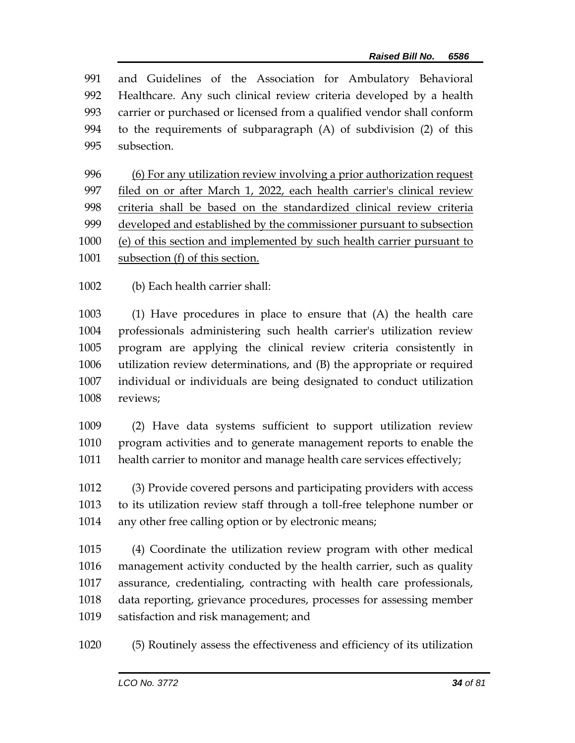and Guidelines of the Association for Ambulatory Behavioral Healthcare. Any such clinical review criteria developed by a health carrier or purchased or licensed from a qualified vendor shall conform to the requirements of subparagraph (A) of subdivision (2) of this subsection.

<u>(6) For any utilization review involving a prior authorization request filed on or after March 1, 2022, each health carrier's clinical review criteria shall be based on the standardized clinical review criteria developed and established by the commissioner pursuant to subsection (e) of this section and implemented by such health carrier pursuant to subsection (f) of this section.</u>

(b) Each health carrier shall:

(1) Have procedures in place to ensure that (A) the health care professionals administering such health carrier's utilization review program are applying the clinical review criteria consistently in utilization review determinations, and (B) the appropriate or required individual or individuals are being designated to conduct utilization reviews;

(2) Have data systems sufficient to support utilization review program activities and to generate management reports to enable the health carrier to monitor and manage health care services effectively;

(3) Provide covered persons and participating providers with access to its utilization review staff through a toll-free telephone number or any other free calling option or by electronic means;

(4) Coordinate the utilization review program with other medical management activity conducted by the health carrier, such as quality assurance, credentialing, contracting with health care professionals, data reporting, grievance procedures, processes for assessing member satisfaction and risk management; and

(5) Routinely assess the effectiveness and efficiency of its utilization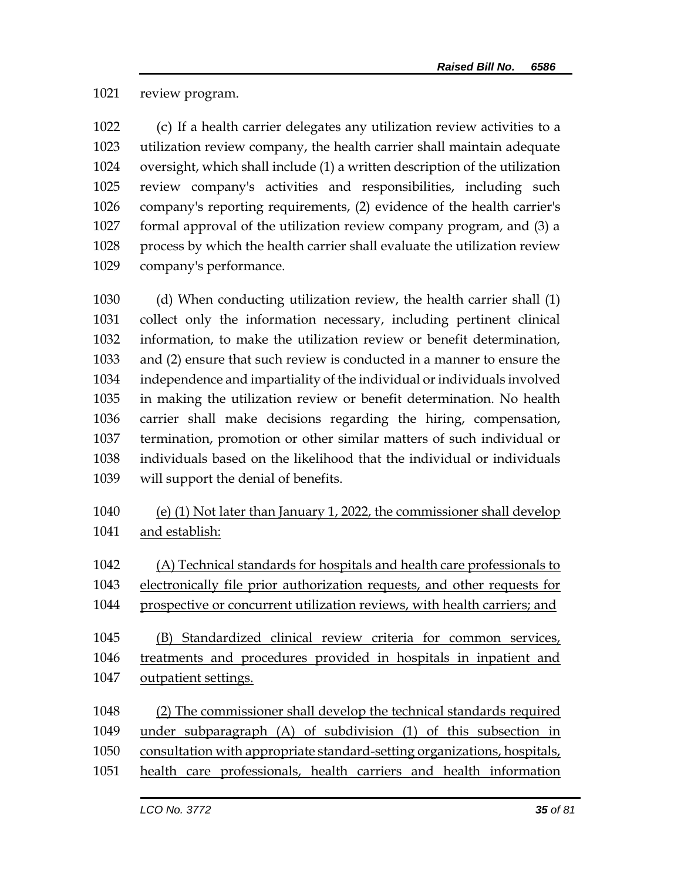review program.

(c) If a health carrier delegates any utilization review activities to a utilization review company, the health carrier shall maintain adequate oversight, which shall include (1) a written description of the utilization review company's activities and responsibilities, including such company's reporting requirements, (2) evidence of the health carrier's formal approval of the utilization review company program, and (3) a process by which the health carrier shall evaluate the utilization review company's performance.

(d) When conducting utilization review, the health carrier shall (1) collect only the information necessary, including pertinent clinical information, to make the utilization review or benefit determination, and (2) ensure that such review is conducted in a manner to ensure the independence and impartiality of the individual or individuals involved in making the utilization review or benefit determination. No health carrier shall make decisions regarding the hiring, compensation, termination, promotion or other similar matters of such individual or individuals based on the likelihood that the individual or individuals will support the denial of benefits.

(e) (1) Not later than January 1, 2022, the commissioner shall develop and establish:

(A) Technical standards for hospitals and health care professionals to electronically file prior authorization requests, and other requests for prospective or concurrent utilization reviews, with health carriers; and

(B) Standardized clinical review criteria for common services, treatments and procedures provided in hospitals in inpatient and outpatient settings.

(2) The commissioner shall develop the technical standards required under subparagraph (A) of subdivision (1) of this subsection in consultation with appropriate standard-setting organizations, hospitals, health care professionals, health carriers and health information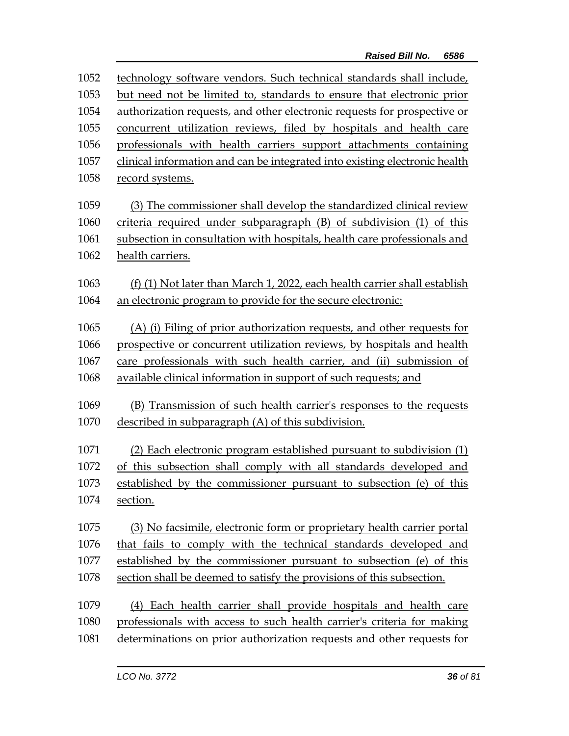technology software vendors. Such technical standards shall include, but need not be limited to, standards to ensure that electronic prior authorization requests, and other electronic requests for prospective or concurrent utilization reviews, filed by hospitals and health care professionals with health carriers support attachments containing clinical information and can be integrated into existing electronic health record systems.

(3) The commissioner shall develop the standardized clinical review criteria required under subparagraph (B) of subdivision (1) of this subsection in consultation with hospitals, health care professionals and health carriers.

(f) (1) Not later than March 1, 2022, each health carrier shall establish an electronic program to provide for the secure electronic:

(A) (i) Filing of prior authorization requests, and other requests for prospective or concurrent utilization reviews, by hospitals and health care professionals with such health carrier, and (ii) submission of available clinical information in support of such requests; and

(B) Transmission of such health carrier's responses to the requests described in subparagraph (A) of this subdivision.

(2) Each electronic program established pursuant to subdivision (1) of this subsection shall comply with all standards developed and established by the commissioner pursuant to subsection (e) of this section.

(3) No facsimile, electronic form or proprietary health carrier portal that fails to comply with the technical standards developed and established by the commissioner pursuant to subsection (e) of this section shall be deemed to satisfy the provisions of this subsection.

(4) Each health carrier shall provide hospitals and health care professionals with access to such health carrier's criteria for making determinations on prior authorization requests and other requests for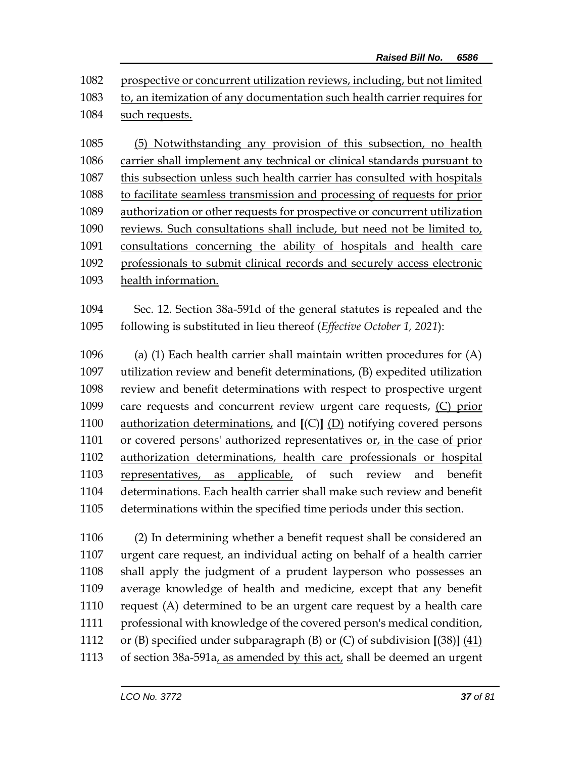prospective or concurrent utilization reviews, including, but not limited to, an itemization of any documentation such health carrier requires for such requests.

(5) Notwithstanding any provision of this subsection, no health carrier shall implement any technical or clinical standards pursuant to this subsection unless such health carrier has consulted with hospitals to facilitate seamless transmission and processing of requests for prior authorization or other requests for prospective or concurrent utilization reviews. Such consultations shall include, but need not be limited to, consultations concerning the ability of hospitals and health care professionals to submit clinical records and securely access electronic health information.

Sec. 12. Section 38a-591d of the general statutes is repealed and the following is substituted in lieu thereof (*Effective October 1, 2021*):

(a) (1) Each health carrier shall maintain written procedures for (A) utilization review and benefit determinations, (B) expedited utilization review and benefit determinations with respect to prospective urgent care requests and concurrent review urgent care requests, (C) prior authorization determinations, and **[**(C)**]** (D) notifying covered persons or covered persons' authorized representatives or, in the case of prior authorization determinations, health care professionals or hospital representatives, as applicable, of such review and benefit determinations. Each health carrier shall make such review and benefit determinations within the specified time periods under this section.

(2) In determining whether a benefit request shall be considered an urgent care request, an individual acting on behalf of a health carrier shall apply the judgment of a prudent layperson who possesses an average knowledge of health and medicine, except that any benefit request (A) determined to be an urgent care request by a health care professional with knowledge of the covered person's medical condition, or (B) specified under subparagraph (B) or (C) of subdivision **[**(38)**]** (41) of section 38a-591a, as amended by this act, shall be deemed an urgent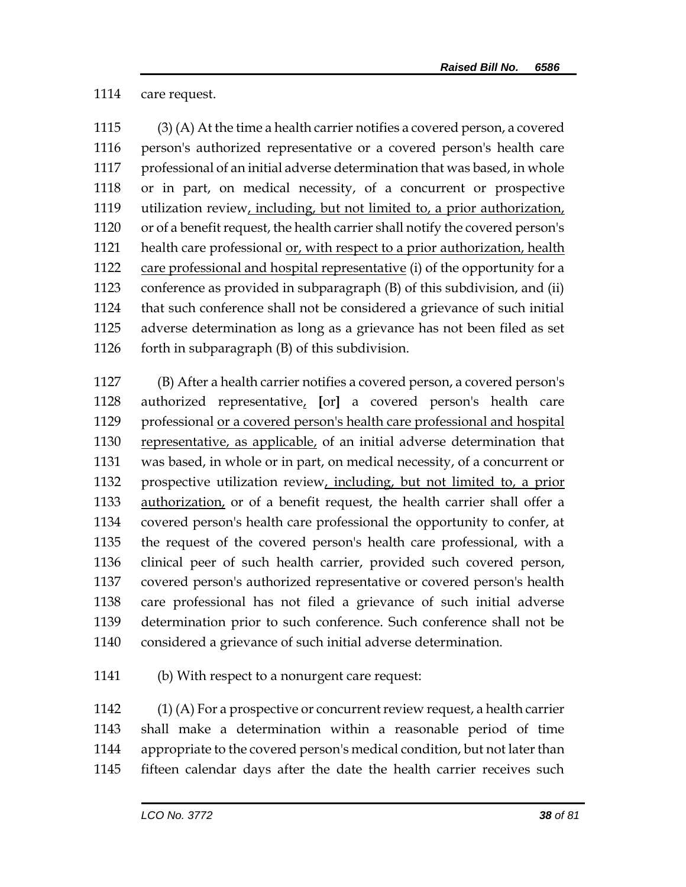1114 care request.

1115 (3) (A) At the time a health carrier notifies a covered person, a covered
1116 person's authorized representative or a covered person's health care
1117 professional of an initial adverse determination that was based, in whole
1118 or in part, on medical necessity, of a concurrent or prospective
1119 utilization review<u>, including, but not limited to, a prior authorization,</u>
1120 or of a benefit request, the health carrier shall notify the covered person's
1121 health care professional <u>or, with respect to a prior authorization, health</u>
1122 <u>care professional and hospital representative</u> (i) of the opportunity for a
1123 conference as provided in subparagraph (B) of this subdivision, and (ii)
1124 that such conference shall not be considered a grievance of such initial
1125 adverse determination as long as a grievance has not been filed as set
1126 forth in subparagraph (B) of this subdivision.

1127 (B) After a health carrier notifies a covered person, a covered person's
1128 authorized representative<u>,</u> **[**or**]** a covered person's health care
1129 professional <u>or a covered person's health care professional and hospital</u>
1130 <u>representative, as applicable,</u> of an initial adverse determination that
1131 was based, in whole or in part, on medical necessity, of a concurrent or
1132 prospective utilization review<u>, including, but not limited to, a prior</u>
1133 <u>authorization,</u> or of a benefit request, the health carrier shall offer a
1134 covered person's health care professional the opportunity to confer, at
1135 the request of the covered person's health care professional, with a
1136 clinical peer of such health carrier, provided such covered person,
1137 covered person's authorized representative or covered person's health
1138 care professional has not filed a grievance of such initial adverse
1139 determination prior to such conference. Such conference shall not be
1140 considered a grievance of such initial adverse determination.

1141 (b) With respect to a nonurgent care request:

1142 (1) (A) For a prospective or concurrent review request, a health carrier
1143 shall make a determination within a reasonable period of time
1144 appropriate to the covered person's medical condition, but not later than
1145 fifteen calendar days after the date the health carrier receives such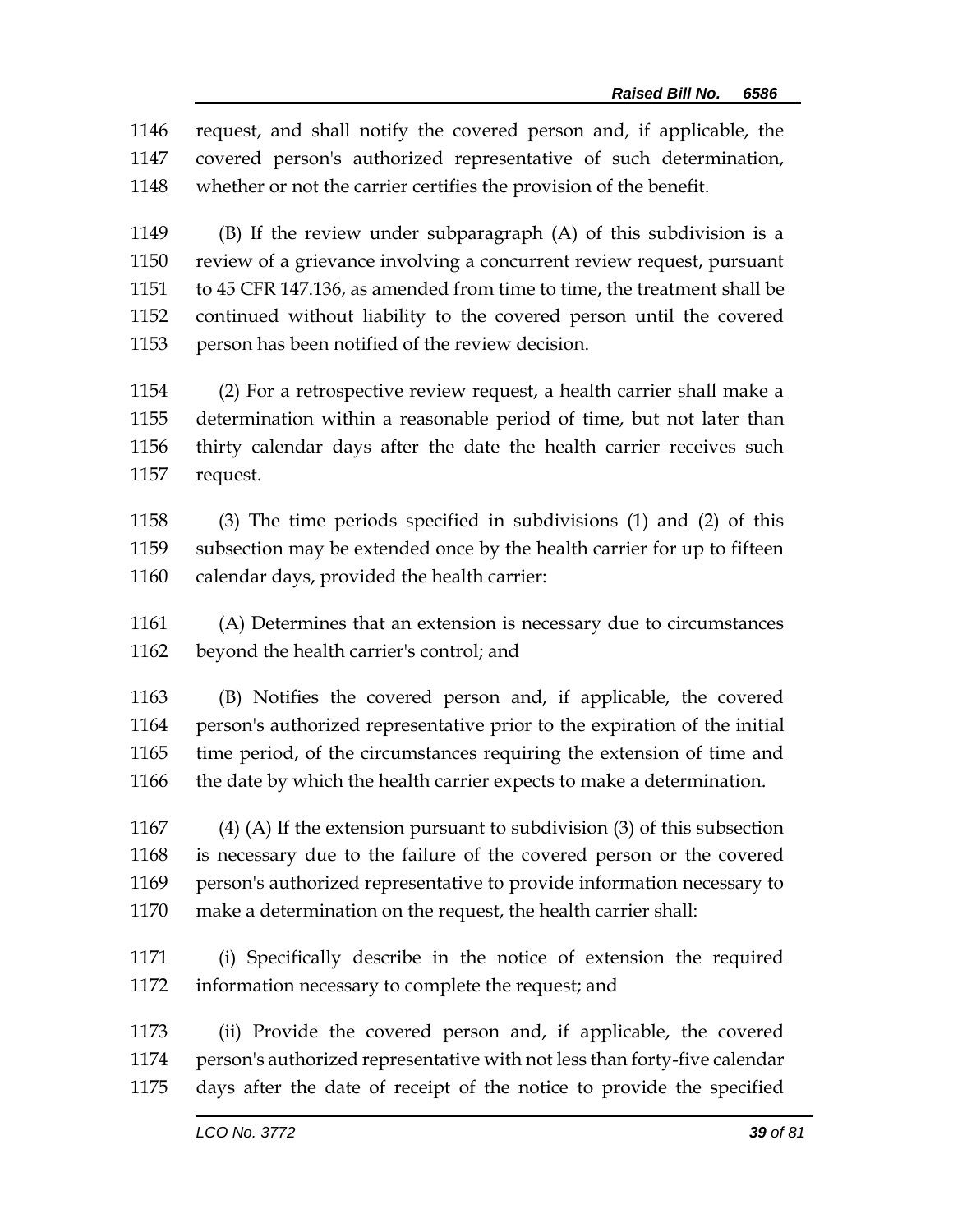request, and shall notify the covered person and, if applicable, the covered person's authorized representative of such determination, whether or not the carrier certifies the provision of the benefit.

(B) If the review under subparagraph (A) of this subdivision is a review of a grievance involving a concurrent review request, pursuant to 45 CFR 147.136, as amended from time to time, the treatment shall be continued without liability to the covered person until the covered person has been notified of the review decision.

(2) For a retrospective review request, a health carrier shall make a determination within a reasonable period of time, but not later than thirty calendar days after the date the health carrier receives such request.

(3) The time periods specified in subdivisions (1) and (2) of this subsection may be extended once by the health carrier for up to fifteen calendar days, provided the health carrier:

(A) Determines that an extension is necessary due to circumstances beyond the health carrier's control; and

(B) Notifies the covered person and, if applicable, the covered person's authorized representative prior to the expiration of the initial time period, of the circumstances requiring the extension of time and the date by which the health carrier expects to make a determination.

(4) (A) If the extension pursuant to subdivision (3) of this subsection is necessary due to the failure of the covered person or the covered person's authorized representative to provide information necessary to make a determination on the request, the health carrier shall:

(i) Specifically describe in the notice of extension the required information necessary to complete the request; and

(ii) Provide the covered person and, if applicable, the covered person's authorized representative with not less than forty-five calendar days after the date of receipt of the notice to provide the specified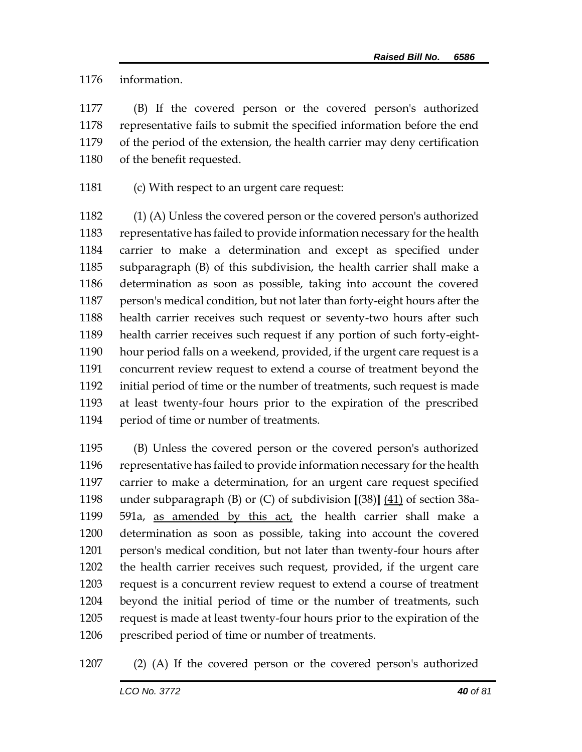information.

(B) If the covered person or the covered person's authorized representative fails to submit the specified information before the end of the period of the extension, the health carrier may deny certification of the benefit requested.

(c) With respect to an urgent care request:

(1) (A) Unless the covered person or the covered person's authorized representative has failed to provide information necessary for the health carrier to make a determination and except as specified under subparagraph (B) of this subdivision, the health carrier shall make a determination as soon as possible, taking into account the covered person's medical condition, but not later than forty-eight hours after the health carrier receives such request or seventy-two hours after such health carrier receives such request if any portion of such forty-eight-hour period falls on a weekend, provided, if the urgent care request is a concurrent review request to extend a course of treatment beyond the initial period of time or the number of treatments, such request is made at least twenty-four hours prior to the expiration of the prescribed period of time or number of treatments.

(B) Unless the covered person or the covered person's authorized representative has failed to provide information necessary for the health carrier to make a determination, for an urgent care request specified under subparagraph (B) or (C) of subdivision [(38)] <u>(41)</u> of section 38a-591a, <u>as amended by this act,</u> the health carrier shall make a determination as soon as possible, taking into account the covered person's medical condition, but not later than twenty-four hours after the health carrier receives such request, provided, if the urgent care request is a concurrent review request to extend a course of treatment beyond the initial period of time or the number of treatments, such request is made at least twenty-four hours prior to the expiration of the prescribed period of time or number of treatments.

(2) (A) If the covered person or the covered person's authorized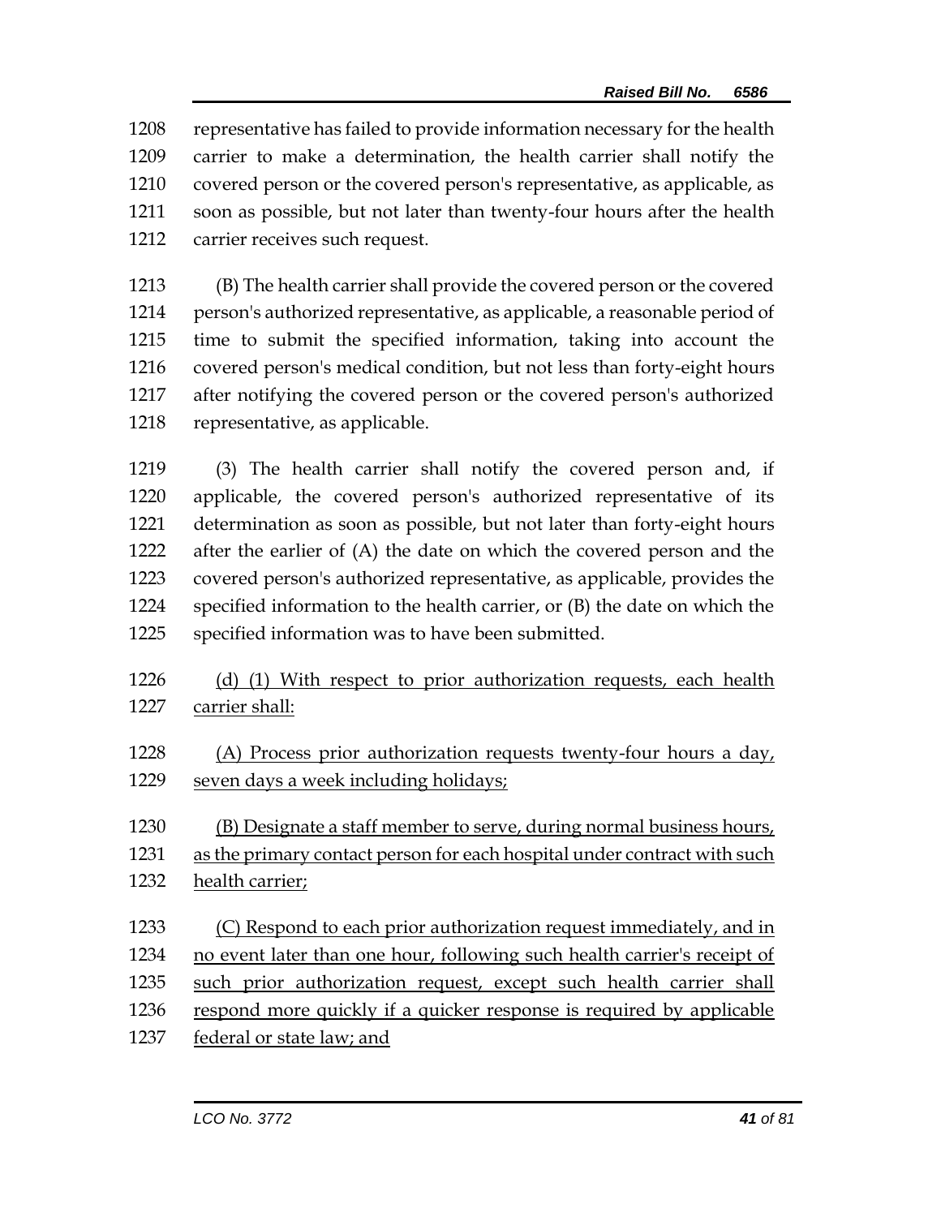representative has failed to provide information necessary for the health carrier to make a determination, the health carrier shall notify the covered person or the covered person's representative, as applicable, as soon as possible, but not later than twenty-four hours after the health carrier receives such request.

(B) The health carrier shall provide the covered person or the covered person's authorized representative, as applicable, a reasonable period of time to submit the specified information, taking into account the covered person's medical condition, but not less than forty-eight hours after notifying the covered person or the covered person's authorized representative, as applicable.

(3) The health carrier shall notify the covered person and, if applicable, the covered person's authorized representative of its determination as soon as possible, but not later than forty-eight hours after the earlier of (A) the date on which the covered person and the covered person's authorized representative, as applicable, provides the specified information to the health carrier, or (B) the date on which the specified information was to have been submitted.

<u>(d) (1) With respect to prior authorization requests, each health carrier shall:</u>

<u>(A) Process prior authorization requests twenty-four hours a day, seven days a week including holidays;</u>

<u>(B) Designate a staff member to serve, during normal business hours, as the primary contact person for each hospital under contract with such health carrier;</u>

<u>(C) Respond to each prior authorization request immediately, and in no event later than one hour, following such health carrier's receipt of such prior authorization request, except such health carrier shall respond more quickly if a quicker response is required by applicable federal or state law; and</u>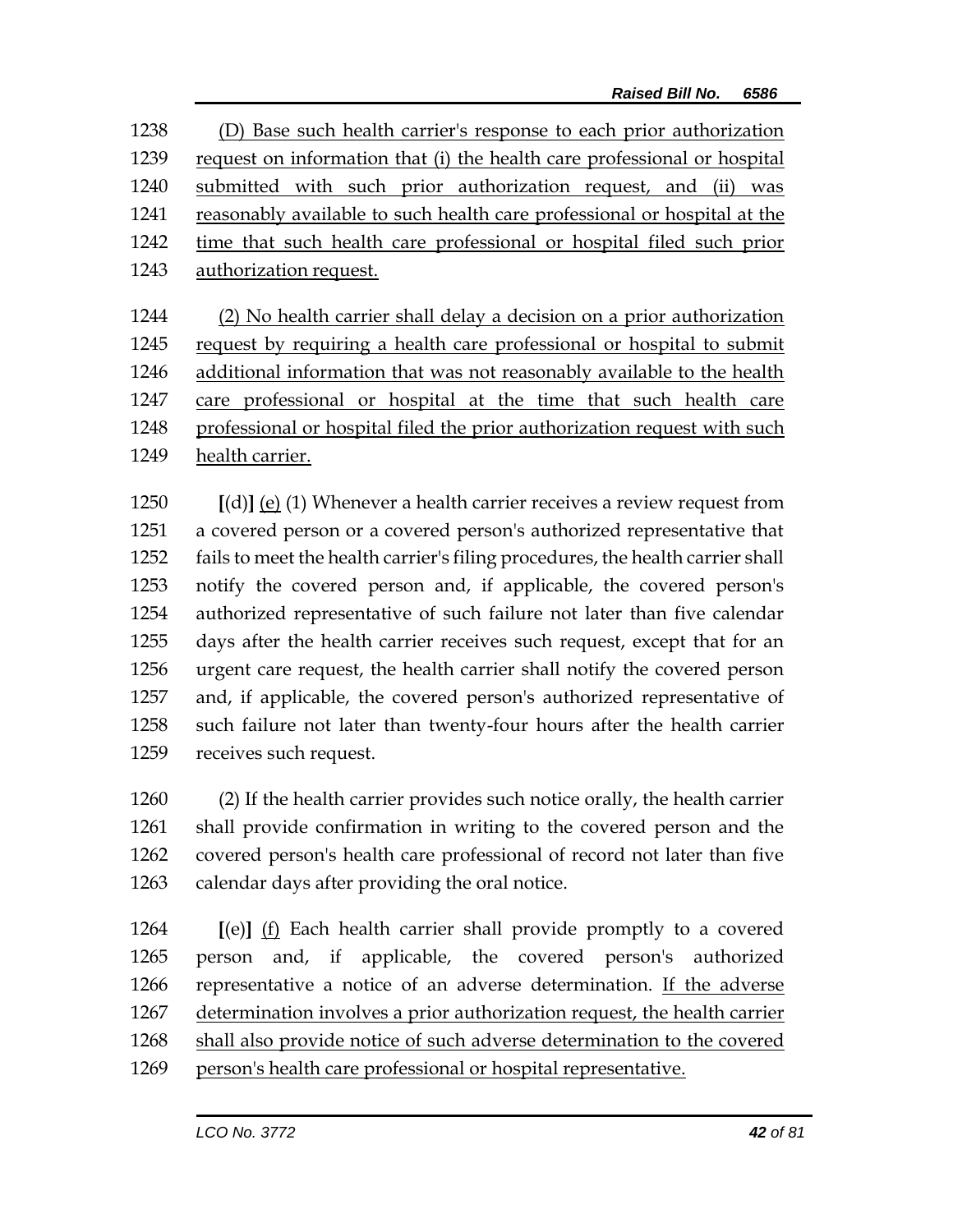(D) Base such health carrier's response to each prior authorization request on information that (i) the health care professional or hospital submitted with such prior authorization request, and (ii) was reasonably available to such health care professional or hospital at the time that such health care professional or hospital filed such prior authorization request.

(2) No health carrier shall delay a decision on a prior authorization request by requiring a health care professional or hospital to submit additional information that was not reasonably available to the health care professional or hospital at the time that such health care professional or hospital filed the prior authorization request with such health carrier.

[(d)] (e) (1) Whenever a health carrier receives a review request from a covered person or a covered person's authorized representative that fails to meet the health carrier's filing procedures, the health carrier shall notify the covered person and, if applicable, the covered person's authorized representative of such failure not later than five calendar days after the health carrier receives such request, except that for an urgent care request, the health carrier shall notify the covered person and, if applicable, the covered person's authorized representative of such failure not later than twenty-four hours after the health carrier receives such request.

(2) If the health carrier provides such notice orally, the health carrier shall provide confirmation in writing to the covered person and the covered person's health care professional of record not later than five calendar days after providing the oral notice.

[(e)] (f) Each health carrier shall provide promptly to a covered person and, if applicable, the covered person's authorized representative a notice of an adverse determination. If the adverse determination involves a prior authorization request, the health carrier shall also provide notice of such adverse determination to the covered person's health care professional or hospital representative.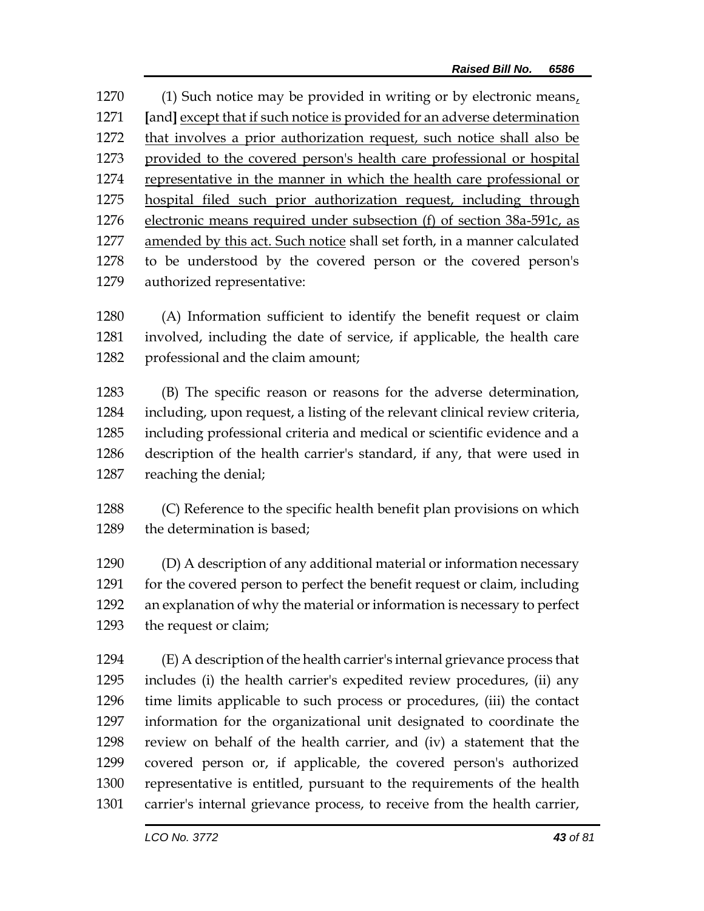1270 (1) Such notice may be provided in writing or by electronic means<u>,</u>
1271 **[**and**]** <u>except that if such notice is provided for an adverse determination</u>
1272 <u>that involves a prior authorization request, such notice shall also be</u>
1273 <u>provided to the covered person's health care professional or hospital</u>
1274 <u>representative in the manner in which the health care professional or</u>
1275 <u>hospital filed such prior authorization request, including through</u>
1276 <u>electronic means required under subsection (f) of section 38a-591c, as</u>
1277 <u>amended by this act. Such notice</u> shall set forth, in a manner calculated
1278 to be understood by the covered person or the covered person's
1279 authorized representative:

1280 (A) Information sufficient to identify the benefit request or claim
1281 involved, including the date of service, if applicable, the health care
1282 professional and the claim amount;

1283 (B) The specific reason or reasons for the adverse determination,
1284 including, upon request, a listing of the relevant clinical review criteria,
1285 including professional criteria and medical or scientific evidence and a
1286 description of the health carrier's standard, if any, that were used in
1287 reaching the denial;

1288 (C) Reference to the specific health benefit plan provisions on which
1289 the determination is based;

1290 (D) A description of any additional material or information necessary
1291 for the covered person to perfect the benefit request or claim, including
1292 an explanation of why the material or information is necessary to perfect
1293 the request or claim;

1294 (E) A description of the health carrier's internal grievance process that
1295 includes (i) the health carrier's expedited review procedures, (ii) any
1296 time limits applicable to such process or procedures, (iii) the contact
1297 information for the organizational unit designated to coordinate the
1298 review on behalf of the health carrier, and (iv) a statement that the
1299 covered person or, if applicable, the covered person's authorized
1300 representative is entitled, pursuant to the requirements of the health
1301 carrier's internal grievance process, to receive from the health carrier,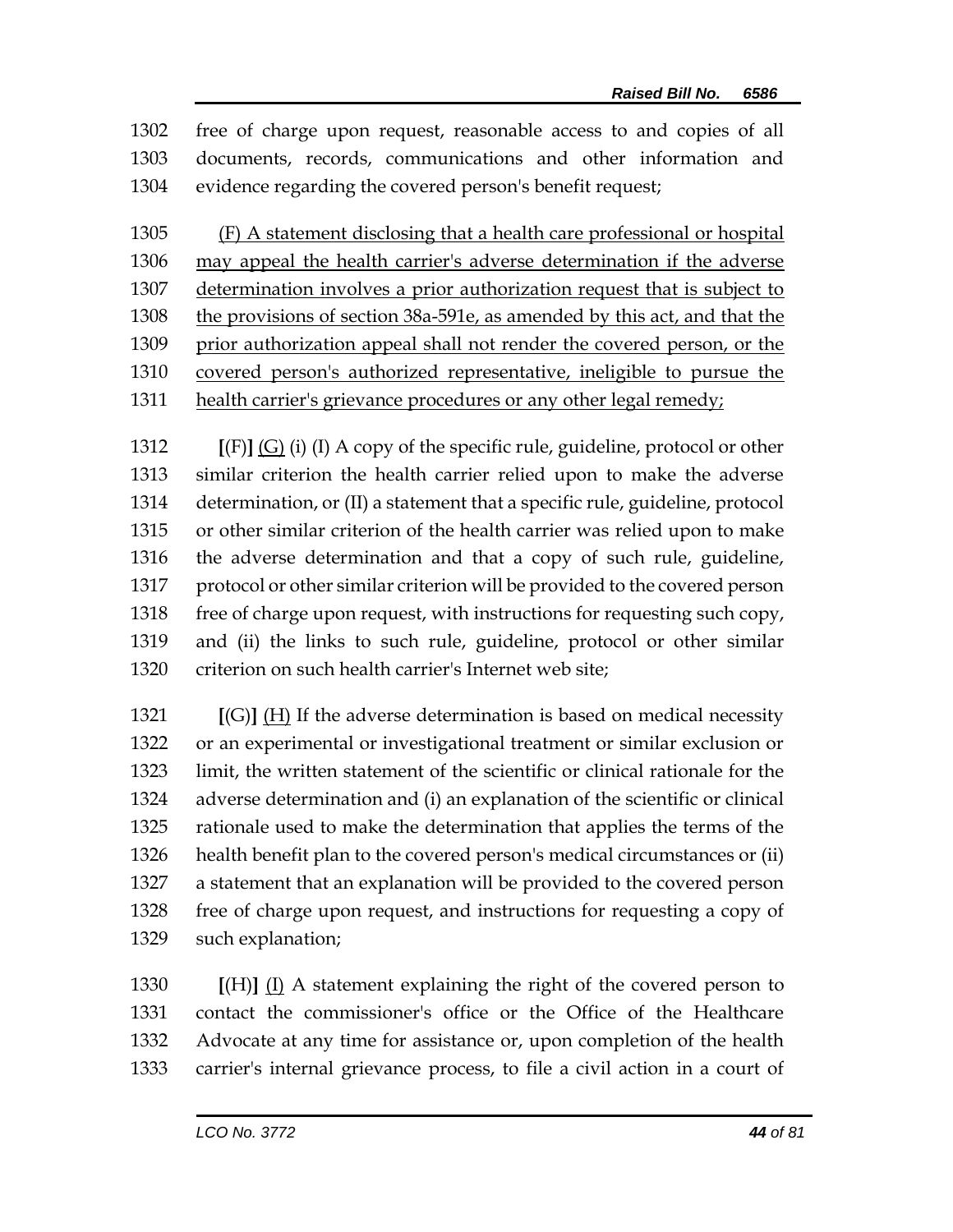1302 free of charge upon request, reasonable access to and copies of all
1303 documents, records, communications and other information and
1304 evidence regarding the covered person's benefit request;

1305 <u>(F) A statement disclosing that a health care professional or hospital</u>
1306 <u>may appeal the health carrier's adverse determination if the adverse</u>
1307 <u>determination involves a prior authorization request that is subject to</u>
1308 <u>the provisions of section 38a-591e, as amended by this act, and that the</u>
1309 <u>prior authorization appeal shall not render the covered person, or the</u>
1310 <u>covered person's authorized representative, ineligible to pursue the</u>
1311 <u>health carrier's grievance procedures or any other legal remedy;</u>

1312 **[**(F)**]** <u>(G)</u> (i) (I) A copy of the specific rule, guideline, protocol or other
1313 similar criterion the health carrier relied upon to make the adverse
1314 determination, or (II) a statement that a specific rule, guideline, protocol
1315 or other similar criterion of the health carrier was relied upon to make
1316 the adverse determination and that a copy of such rule, guideline,
1317 protocol or other similar criterion will be provided to the covered person
1318 free of charge upon request, with instructions for requesting such copy,
1319 and (ii) the links to such rule, guideline, protocol or other similar
1320 criterion on such health carrier's Internet web site;

1321 **[**(G)**]** <u>(H)</u> If the adverse determination is based on medical necessity
1322 or an experimental or investigational treatment or similar exclusion or
1323 limit, the written statement of the scientific or clinical rationale for the
1324 adverse determination and (i) an explanation of the scientific or clinical
1325 rationale used to make the determination that applies the terms of the
1326 health benefit plan to the covered person's medical circumstances or (ii)
1327 a statement that an explanation will be provided to the covered person
1328 free of charge upon request, and instructions for requesting a copy of
1329 such explanation;

1330 **[**(H)**]** <u>(I)</u> A statement explaining the right of the covered person to
1331 contact the commissioner's office or the Office of the Healthcare
1332 Advocate at any time for assistance or, upon completion of the health
1333 carrier's internal grievance process, to file a civil action in a court of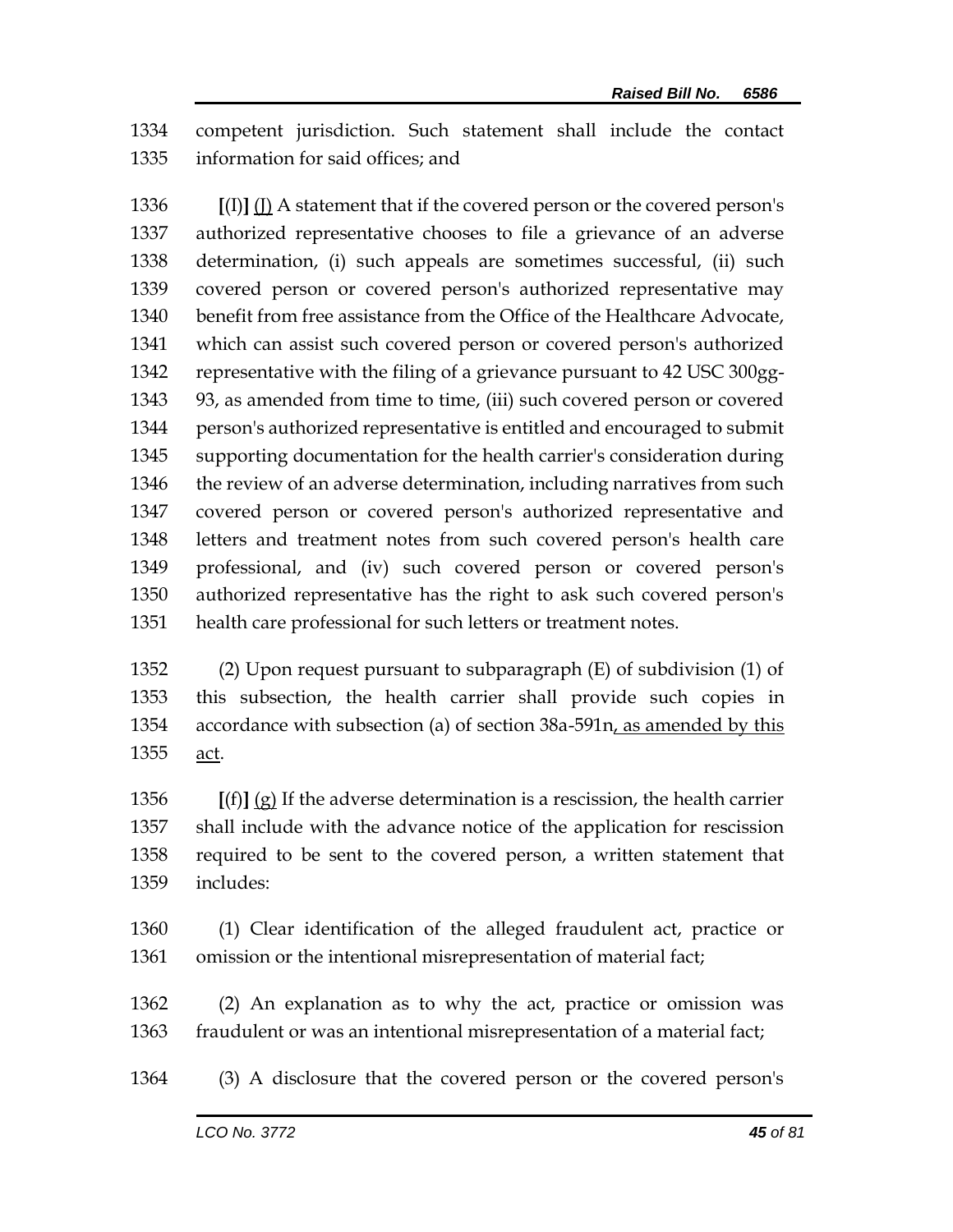competent jurisdiction. Such statement shall include the contact information for said offices; and

[(I)] (J) A statement that if the covered person or the covered person's authorized representative chooses to file a grievance of an adverse determination, (i) such appeals are sometimes successful, (ii) such covered person or covered person's authorized representative may benefit from free assistance from the Office of the Healthcare Advocate, which can assist such covered person or covered person's authorized representative with the filing of a grievance pursuant to 42 USC 300gg-93, as amended from time to time, (iii) such covered person or covered person's authorized representative is entitled and encouraged to submit supporting documentation for the health carrier's consideration during the review of an adverse determination, including narratives from such covered person or covered person's authorized representative and letters and treatment notes from such covered person's health care professional, and (iv) such covered person or covered person's authorized representative has the right to ask such covered person's health care professional for such letters or treatment notes.

(2) Upon request pursuant to subparagraph (E) of subdivision (1) of this subsection, the health carrier shall provide such copies in accordance with subsection (a) of section 38a-591n, as amended by this act.

[(f)] (g) If the adverse determination is a rescission, the health carrier shall include with the advance notice of the application for rescission required to be sent to the covered person, a written statement that includes:

(1) Clear identification of the alleged fraudulent act, practice or omission or the intentional misrepresentation of material fact;

(2) An explanation as to why the act, practice or omission was fraudulent or was an intentional misrepresentation of a material fact;

(3) A disclosure that the covered person or the covered person's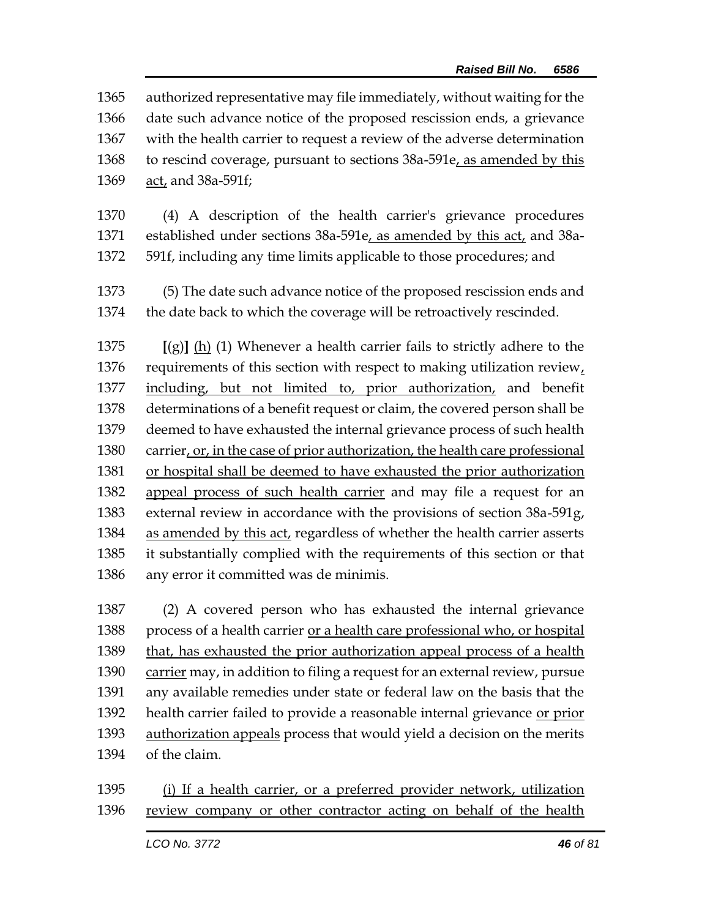authorized representative may file immediately, without waiting for the date such advance notice of the proposed rescission ends, a grievance with the health carrier to request a review of the adverse determination to rescind coverage, pursuant to sections 38a-591e<u>, as amended by this act,</u> and 38a-591f;

(4) A description of the health carrier's grievance procedures established under sections 38a-591e<u>, as amended by this act,</u> and 38a-591f, including any time limits applicable to those procedures; and

(5) The date such advance notice of the proposed rescission ends and the date back to which the coverage will be retroactively rescinded.

**[**(g)**]** <u>(h)</u> (1) Whenever a health carrier fails to strictly adhere to the requirements of this section with respect to making utilization review<u>, including, but not limited to, prior authorization,</u> and benefit determinations of a benefit request or claim, the covered person shall be deemed to have exhausted the internal grievance process of such health carrier<u>, or, in the case of prior authorization, the health care professional or hospital shall be deemed to have exhausted the prior authorization appeal process of such health carrier</u> and may file a request for an external review in accordance with the provisions of section 38a-591g, <u>as amended by this act,</u> regardless of whether the health carrier asserts it substantially complied with the requirements of this section or that any error it committed was de minimis.

(2) A covered person who has exhausted the internal grievance process of a health carrier <u>or a health care professional who, or hospital that, has exhausted the prior authorization appeal process of a health carrier</u> may, in addition to filing a request for an external review, pursue any available remedies under state or federal law on the basis that the health carrier failed to provide a reasonable internal grievance <u>or prior authorization appeals</u> process that would yield a decision on the merits of the claim.

<u>(i) If a health carrier, or a preferred provider network, utilization review company or other contractor acting on behalf of the health</u>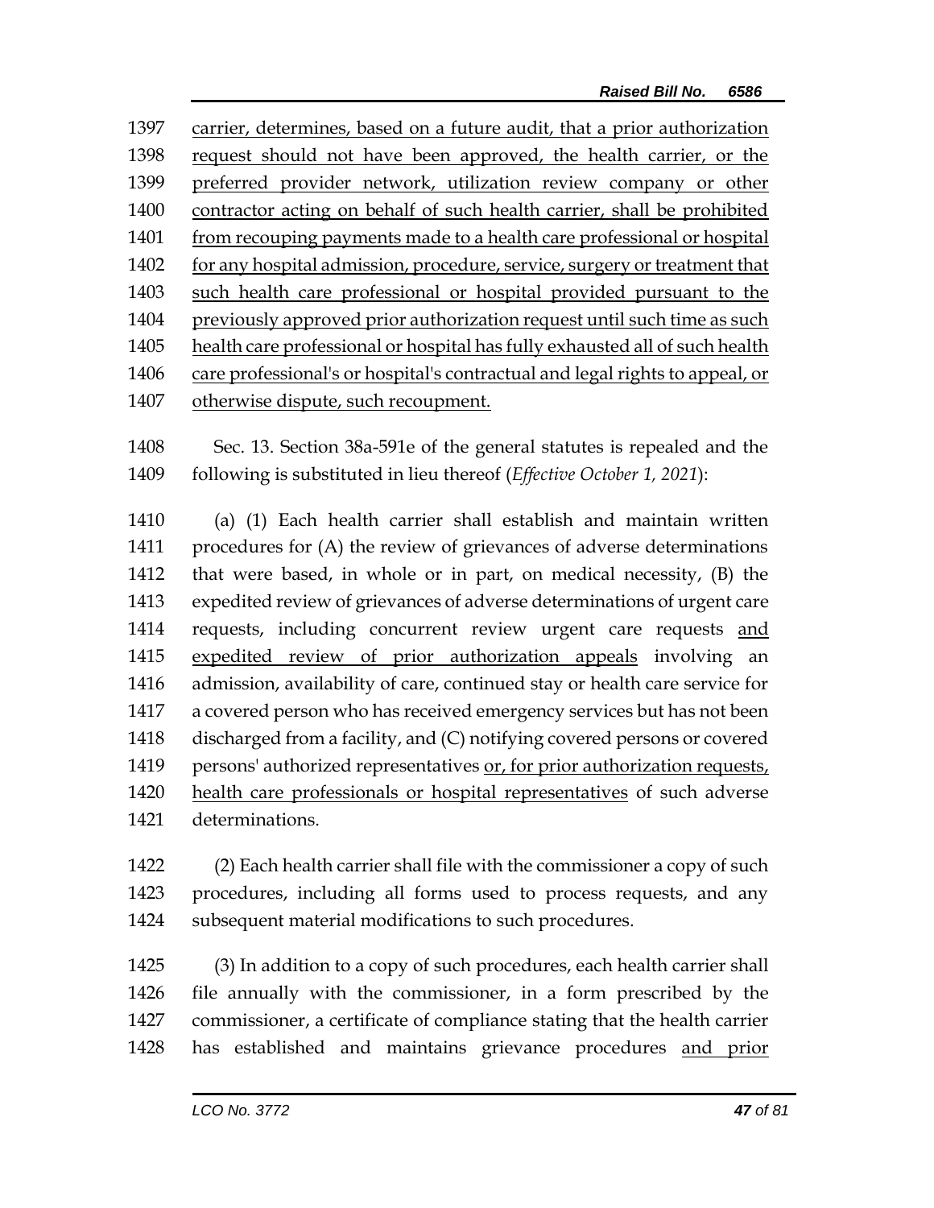1397 carrier, determines, based on a future audit, that a prior authorization
1398 request should not have been approved, the health carrier, or the
1399 preferred provider network, utilization review company or other
1400 contractor acting on behalf of such health carrier, shall be prohibited
1401 from recouping payments made to a health care professional or hospital
1402 for any hospital admission, procedure, service, surgery or treatment that
1403 such health care professional or hospital provided pursuant to the
1404 previously approved prior authorization request until such time as such
1405 health care professional or hospital has fully exhausted all of such health
1406 care professional's or hospital's contractual and legal rights to appeal, or
1407 otherwise dispute, such recoupment.

1408 Sec. 13. Section 38a-591e of the general statutes is repealed and the
1409 following is substituted in lieu thereof (*Effective October 1, 2021*):

1410 (a) (1) Each health carrier shall establish and maintain written
1411 procedures for (A) the review of grievances of adverse determinations
1412 that were based, in whole or in part, on medical necessity, (B) the
1413 expedited review of grievances of adverse determinations of urgent care
1414 requests, including concurrent review urgent care requests and
1415 expedited review of prior authorization appeals involving an
1416 admission, availability of care, continued stay or health care service for
1417 a covered person who has received emergency services but has not been
1418 discharged from a facility, and (C) notifying covered persons or covered
1419 persons' authorized representatives or, for prior authorization requests,
1420 health care professionals or hospital representatives of such adverse
1421 determinations.

1422 (2) Each health carrier shall file with the commissioner a copy of such
1423 procedures, including all forms used to process requests, and any
1424 subsequent material modifications to such procedures.

1425 (3) In addition to a copy of such procedures, each health carrier shall
1426 file annually with the commissioner, in a form prescribed by the
1427 commissioner, a certificate of compliance stating that the health carrier
1428 has established and maintains grievance procedures and prior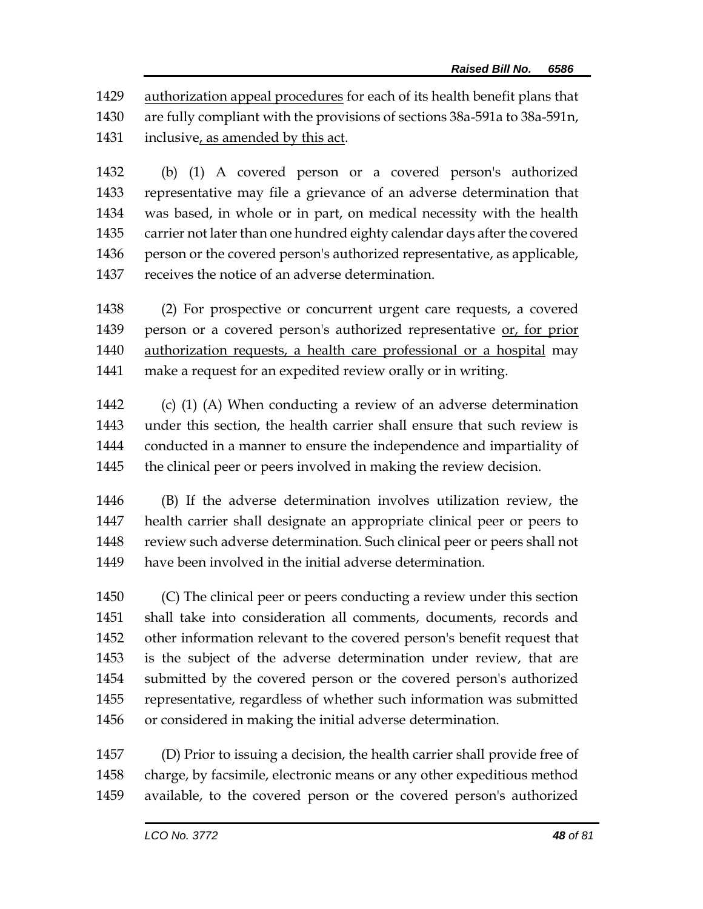authorization appeal procedures for each of its health benefit plans that are fully compliant with the provisions of sections 38a-591a to 38a-591n, inclusive, as amended by this act.

(b) (1) A covered person or a covered person's authorized representative may file a grievance of an adverse determination that was based, in whole or in part, on medical necessity with the health carrier not later than one hundred eighty calendar days after the covered person or the covered person's authorized representative, as applicable, receives the notice of an adverse determination.

(2) For prospective or concurrent urgent care requests, a covered person or a covered person's authorized representative or, for prior authorization requests, a health care professional or a hospital may make a request for an expedited review orally or in writing.

(c) (1) (A) When conducting a review of an adverse determination under this section, the health carrier shall ensure that such review is conducted in a manner to ensure the independence and impartiality of the clinical peer or peers involved in making the review decision.

(B) If the adverse determination involves utilization review, the health carrier shall designate an appropriate clinical peer or peers to review such adverse determination. Such clinical peer or peers shall not have been involved in the initial adverse determination.

(C) The clinical peer or peers conducting a review under this section shall take into consideration all comments, documents, records and other information relevant to the covered person's benefit request that is the subject of the adverse determination under review, that are submitted by the covered person or the covered person's authorized representative, regardless of whether such information was submitted or considered in making the initial adverse determination.

(D) Prior to issuing a decision, the health carrier shall provide free of charge, by facsimile, electronic means or any other expeditious method available, to the covered person or the covered person's authorized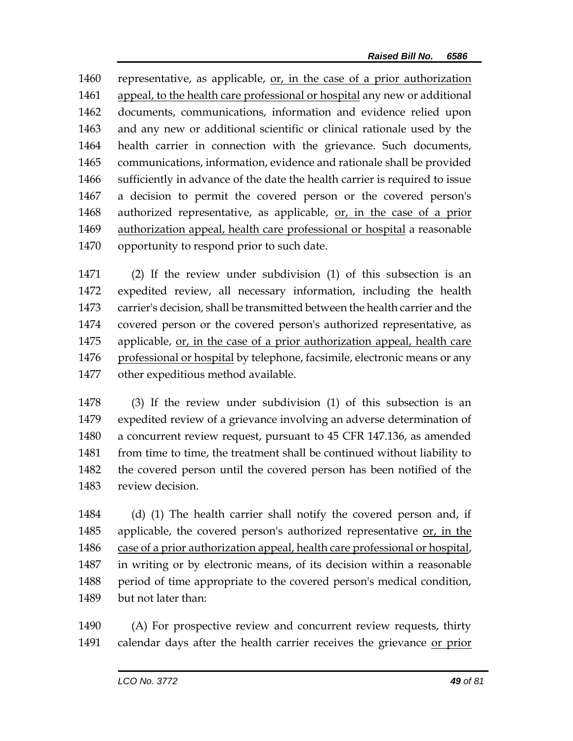1460 representative, as applicable, <u>or, in the case of a prior authorization</u>
1461 <u>appeal, to the health care professional or hospital</u> any new or additional
1462 documents, communications, information and evidence relied upon
1463 and any new or additional scientific or clinical rationale used by the
1464 health carrier in connection with the grievance. Such documents,
1465 communications, information, evidence and rationale shall be provided
1466 sufficiently in advance of the date the health carrier is required to issue
1467 a decision to permit the covered person or the covered person's
1468 authorized representative, as applicable, <u>or, in the case of a prior</u>
1469 <u>authorization appeal, health care professional or hospital</u> a reasonable
1470 opportunity to respond prior to such date.

1471 (2) If the review under subdivision (1) of this subsection is an
1472 expedited review, all necessary information, including the health
1473 carrier's decision, shall be transmitted between the health carrier and the
1474 covered person or the covered person's authorized representative, as
1475 applicable, <u>or, in the case of a prior authorization appeal, health care</u>
1476 <u>professional or hospital</u> by telephone, facsimile, electronic means or any
1477 other expeditious method available.

1478 (3) If the review under subdivision (1) of this subsection is an
1479 expedited review of a grievance involving an adverse determination of
1480 a concurrent review request, pursuant to 45 CFR 147.136, as amended
1481 from time to time, the treatment shall be continued without liability to
1482 the covered person until the covered person has been notified of the
1483 review decision.

1484 (d) (1) The health carrier shall notify the covered person and, if
1485 applicable, the covered person's authorized representative <u>or, in the</u>
1486 <u>case of a prior authorization appeal, health care professional or hospital</u>,
1487 in writing or by electronic means, of its decision within a reasonable
1488 period of time appropriate to the covered person's medical condition,
1489 but not later than:

1490 (A) For prospective review and concurrent review requests, thirty
1491 calendar days after the health carrier receives the grievance <u>or prior</u>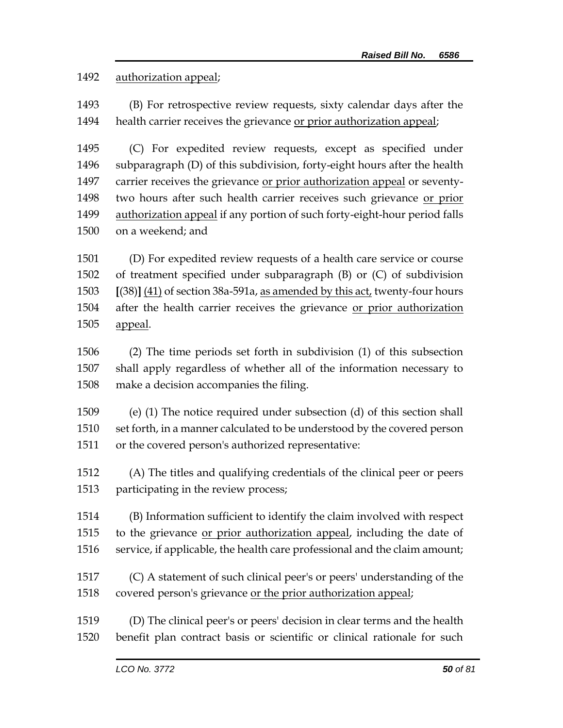authorization appeal;

(B) For retrospective review requests, sixty calendar days after the health carrier receives the grievance or prior authorization appeal;

(C) For expedited review requests, except as specified under subparagraph (D) of this subdivision, forty-eight hours after the health carrier receives the grievance or prior authorization appeal or seventy-two hours after such health carrier receives such grievance or prior authorization appeal if any portion of such forty-eight-hour period falls on a weekend; and

(D) For expedited review requests of a health care service or course of treatment specified under subparagraph (B) or (C) of subdivision [(38)] (41) of section 38a-591a, as amended by this act, twenty-four hours after the health carrier receives the grievance or prior authorization appeal.

(2) The time periods set forth in subdivision (1) of this subsection shall apply regardless of whether all of the information necessary to make a decision accompanies the filing.

(e) (1) The notice required under subsection (d) of this section shall set forth, in a manner calculated to be understood by the covered person or the covered person's authorized representative:

(A) The titles and qualifying credentials of the clinical peer or peers participating in the review process;

(B) Information sufficient to identify the claim involved with respect to the grievance or prior authorization appeal, including the date of service, if applicable, the health care professional and the claim amount;

(C) A statement of such clinical peer's or peers' understanding of the covered person's grievance or the prior authorization appeal;

(D) The clinical peer's or peers' decision in clear terms and the health benefit plan contract basis or scientific or clinical rationale for such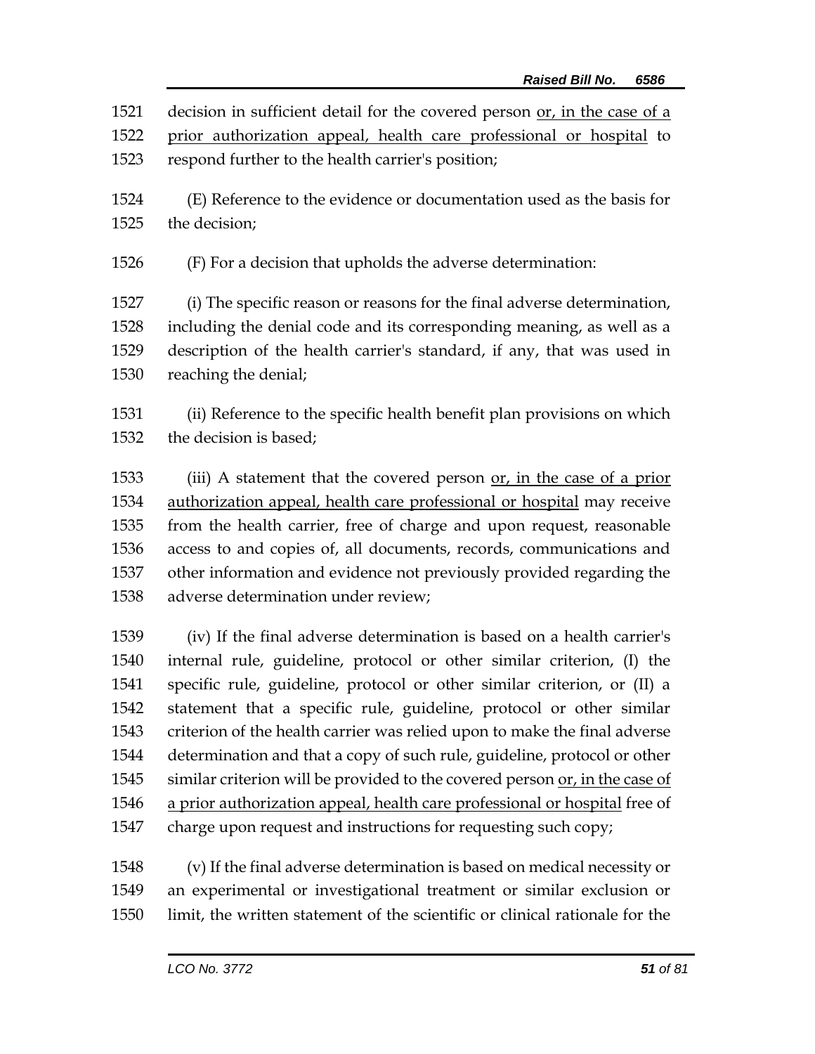decision in sufficient detail for the covered person <u>or, in the case of a prior authorization appeal, health care professional or hospital</u> to respond further to the health carrier's position;

(E) Reference to the evidence or documentation used as the basis for the decision;

(F) For a decision that upholds the adverse determination:

(i) The specific reason or reasons for the final adverse determination, including the denial code and its corresponding meaning, as well as a description of the health carrier's standard, if any, that was used in reaching the denial;

(ii) Reference to the specific health benefit plan provisions on which the decision is based;

(iii) A statement that the covered person <u>or, in the case of a prior authorization appeal, health care professional or hospital</u> may receive from the health carrier, free of charge and upon request, reasonable access to and copies of, all documents, records, communications and other information and evidence not previously provided regarding the adverse determination under review;

(iv) If the final adverse determination is based on a health carrier's internal rule, guideline, protocol or other similar criterion, (I) the specific rule, guideline, protocol or other similar criterion, or (II) a statement that a specific rule, guideline, protocol or other similar criterion of the health carrier was relied upon to make the final adverse determination and that a copy of such rule, guideline, protocol or other similar criterion will be provided to the covered person <u>or, in the case of a prior authorization appeal, health care professional or hospital</u> free of charge upon request and instructions for requesting such copy;

(v) If the final adverse determination is based on medical necessity or an experimental or investigational treatment or similar exclusion or limit, the written statement of the scientific or clinical rationale for the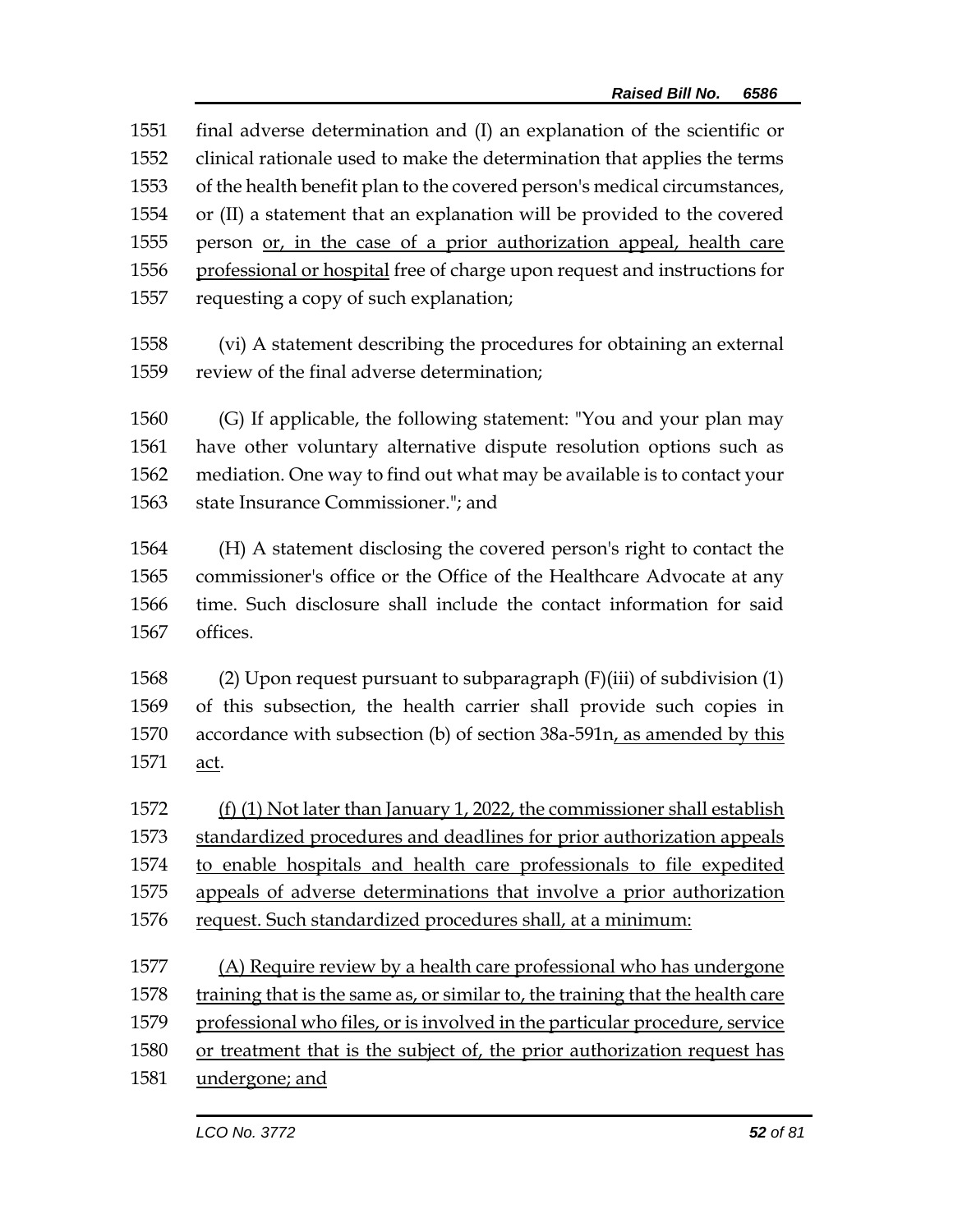final adverse determination and (I) an explanation of the scientific or clinical rationale used to make the determination that applies the terms of the health benefit plan to the covered person's medical circumstances, or (II) a statement that an explanation will be provided to the covered person <u>or, in the case of a prior authorization appeal, health care professional or hospital</u> free of charge upon request and instructions for requesting a copy of such explanation;

(vi) A statement describing the procedures for obtaining an external review of the final adverse determination;

(G) If applicable, the following statement: "You and your plan may have other voluntary alternative dispute resolution options such as mediation. One way to find out what may be available is to contact your state Insurance Commissioner."; and

(H) A statement disclosing the covered person's right to contact the commissioner's office or the Office of the Healthcare Advocate at any time. Such disclosure shall include the contact information for said offices.

(2) Upon request pursuant to subparagraph (F)(iii) of subdivision (1) of this subsection, the health carrier shall provide such copies in accordance with subsection (b) of section 38a-591n<u>, as amended by this act</u>.

<u>(f) (1) Not later than January 1, 2022, the commissioner shall establish standardized procedures and deadlines for prior authorization appeals to enable hospitals and health care professionals to file expedited appeals of adverse determinations that involve a prior authorization request. Such standardized procedures shall, at a minimum:</u>

<u>(A) Require review by a health care professional who has undergone training that is the same as, or similar to, the training that the health care professional who files, or is involved in the particular procedure, service or treatment that is the subject of, the prior authorization request has undergone; and</u>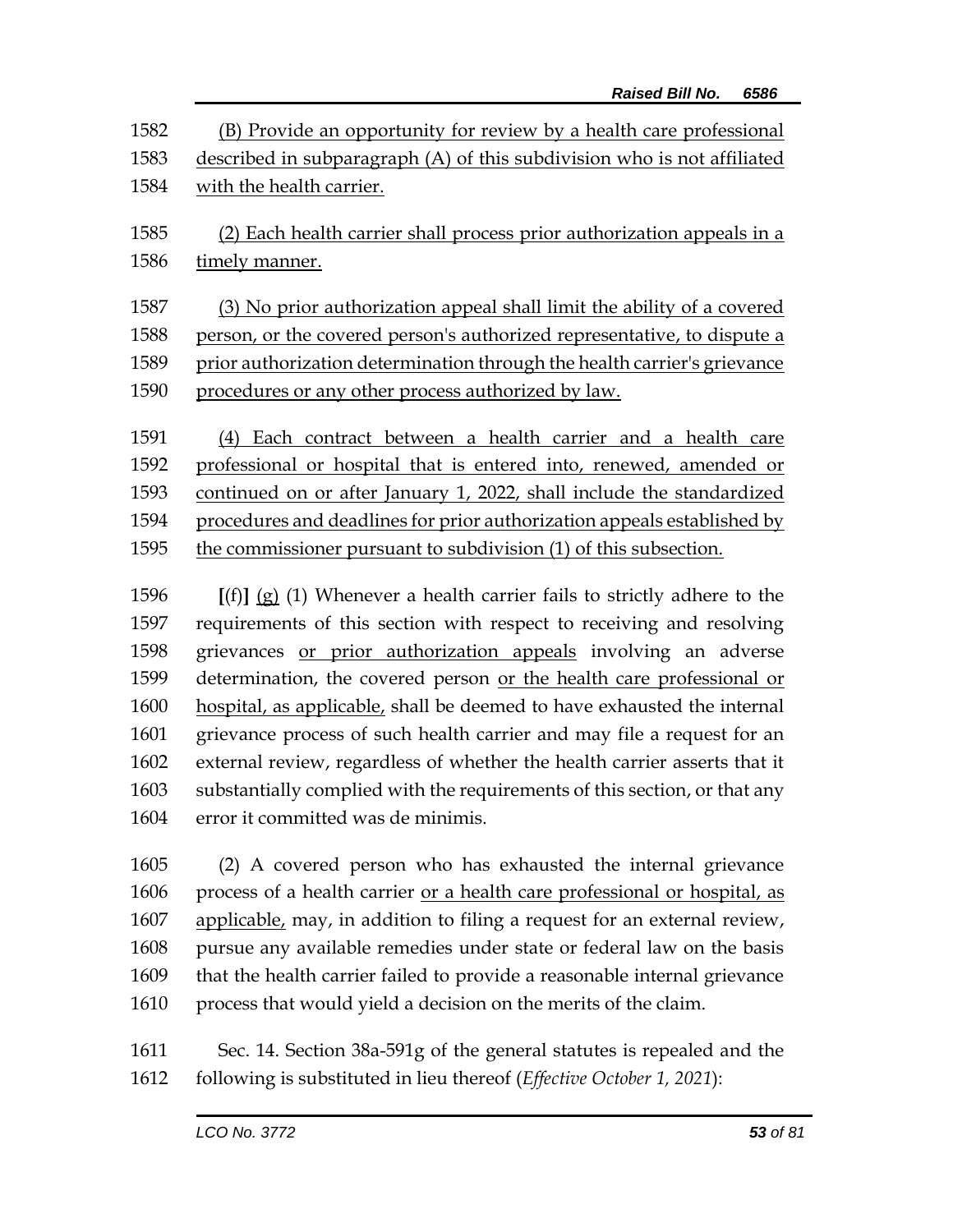(B) Provide an opportunity for review by a health care professional described in subparagraph (A) of this subdivision who is not affiliated with the health carrier.

(2) Each health carrier shall process prior authorization appeals in a timely manner.

(3) No prior authorization appeal shall limit the ability of a covered person, or the covered person's authorized representative, to dispute a prior authorization determination through the health carrier's grievance procedures or any other process authorized by law.

(4) Each contract between a health carrier and a health care professional or hospital that is entered into, renewed, amended or continued on or after January 1, 2022, shall include the standardized procedures and deadlines for prior authorization appeals established by the commissioner pursuant to subdivision (1) of this subsection.

[(f)] (g) (1) Whenever a health carrier fails to strictly adhere to the requirements of this section with respect to receiving and resolving grievances or prior authorization appeals involving an adverse determination, the covered person or the health care professional or hospital, as applicable, shall be deemed to have exhausted the internal grievance process of such health carrier and may file a request for an external review, regardless of whether the health carrier asserts that it substantially complied with the requirements of this section, or that any error it committed was de minimis.

(2) A covered person who has exhausted the internal grievance process of a health carrier or a health care professional or hospital, as applicable, may, in addition to filing a request for an external review, pursue any available remedies under state or federal law on the basis that the health carrier failed to provide a reasonable internal grievance process that would yield a decision on the merits of the claim.

Sec. 14. Section 38a-591g of the general statutes is repealed and the following is substituted in lieu thereof (*Effective October 1, 2021*):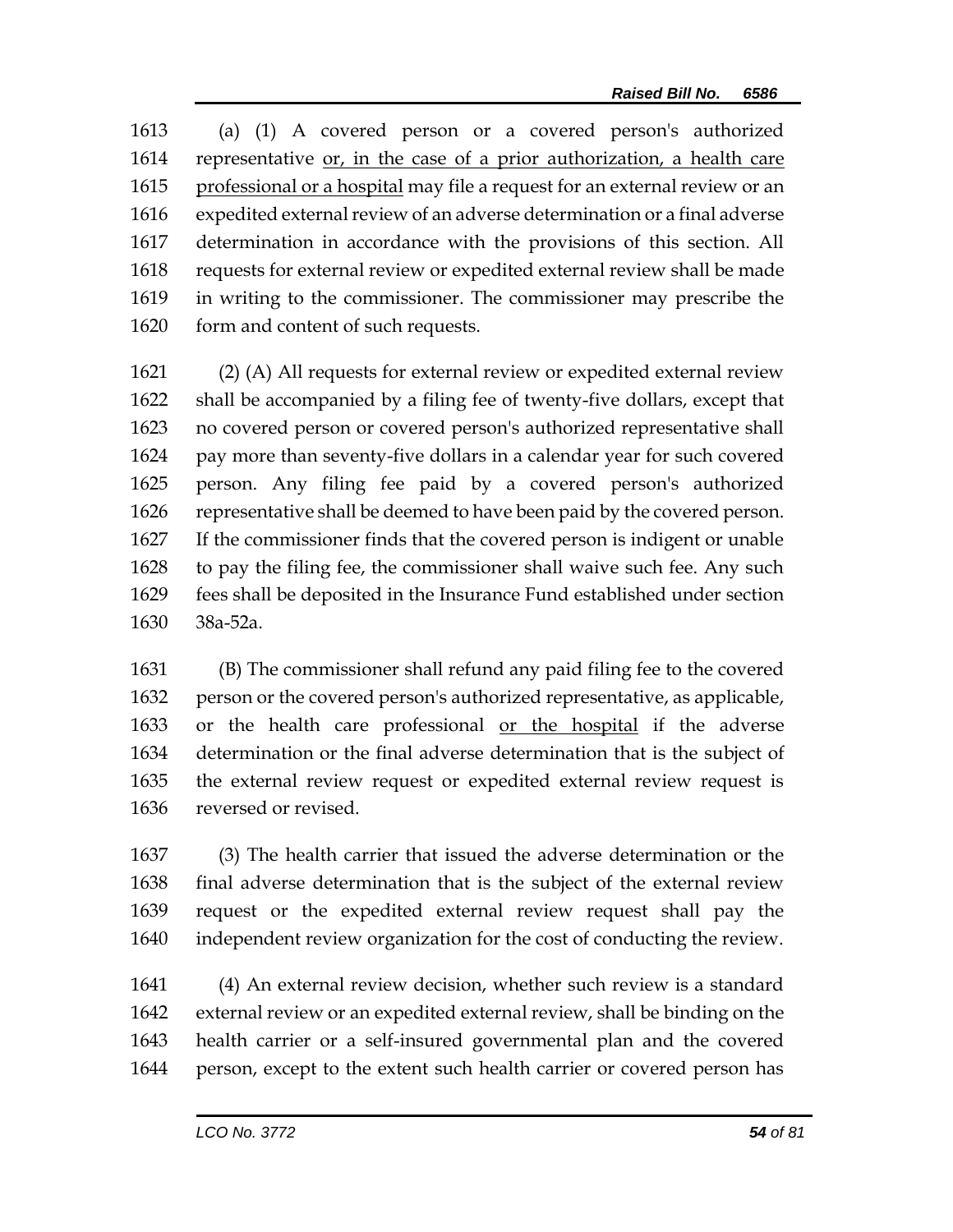(a) (1) A covered person or a covered person's authorized representative <u>or, in the case of a prior authorization, a health care professional or a hospital</u> may file a request for an external review or an expedited external review of an adverse determination or a final adverse determination in accordance with the provisions of this section. All requests for external review or expedited external review shall be made in writing to the commissioner. The commissioner may prescribe the form and content of such requests.

(2) (A) All requests for external review or expedited external review shall be accompanied by a filing fee of twenty-five dollars, except that no covered person or covered person's authorized representative shall pay more than seventy-five dollars in a calendar year for such covered person. Any filing fee paid by a covered person's authorized representative shall be deemed to have been paid by the covered person. If the commissioner finds that the covered person is indigent or unable to pay the filing fee, the commissioner shall waive such fee. Any such fees shall be deposited in the Insurance Fund established under section 38a-52a.

(B) The commissioner shall refund any paid filing fee to the covered person or the covered person's authorized representative, as applicable, or the health care professional <u>or the hospital</u> if the adverse determination or the final adverse determination that is the subject of the external review request or expedited external review request is reversed or revised.

(3) The health carrier that issued the adverse determination or the final adverse determination that is the subject of the external review request or the expedited external review request shall pay the independent review organization for the cost of conducting the review.

(4) An external review decision, whether such review is a standard external review or an expedited external review, shall be binding on the health carrier or a self-insured governmental plan and the covered person, except to the extent such health carrier or covered person has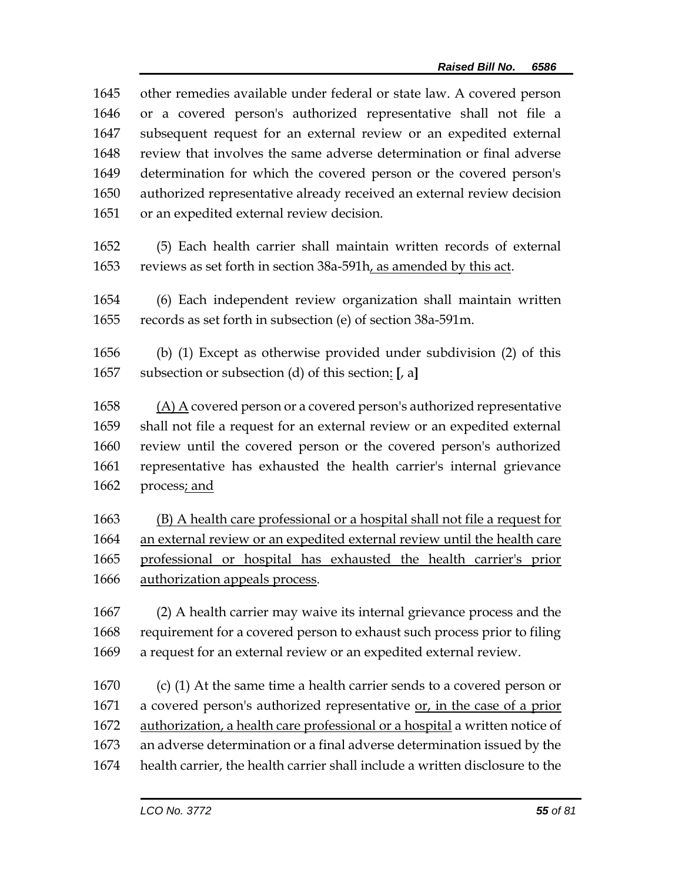other remedies available under federal or state law. A covered person or a covered person's authorized representative shall not file a subsequent request for an external review or an expedited external review that involves the same adverse determination or final adverse determination for which the covered person or the covered person's authorized representative already received an external review decision or an expedited external review decision.

(5) Each health carrier shall maintain written records of external reviews as set forth in section 38a-591h<u>, as amended by this act</u>.

(6) Each independent review organization shall maintain written records as set forth in subsection (e) of section 38a-591m.

(b) (1) Except as otherwise provided under subdivision (2) of this subsection or subsection (d) of this section<u>:</u> **[**, a**]**

<u>(A) A</u> covered person or a covered person's authorized representative shall not file a request for an external review or an expedited external review until the covered person or the covered person's authorized representative has exhausted the health carrier's internal grievance process<u>; and</u>

<u>(B) A health care professional or a hospital shall not file a request for an external review or an expedited external review until the health care professional or hospital has exhausted the health carrier's prior authorization appeals process</u>.

(2) A health carrier may waive its internal grievance process and the requirement for a covered person to exhaust such process prior to filing a request for an external review or an expedited external review.

(c) (1) At the same time a health carrier sends to a covered person or a covered person's authorized representative <u>or, in the case of a prior authorization, a health care professional or a hospital</u> a written notice of an adverse determination or a final adverse determination issued by the health carrier, the health carrier shall include a written disclosure to the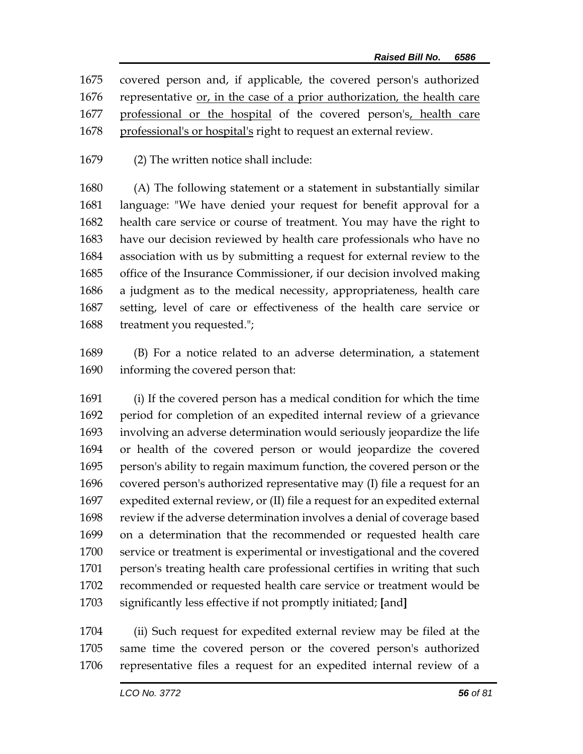covered person and, if applicable, the covered person's authorized representative or, in the case of a prior authorization, the health care professional or the hospital of the covered person's, health care professional's or hospital's right to request an external review.

(2) The written notice shall include:

(A) The following statement or a statement in substantially similar language: "We have denied your request for benefit approval for a health care service or course of treatment. You may have the right to have our decision reviewed by health care professionals who have no association with us by submitting a request for external review to the office of the Insurance Commissioner, if our decision involved making a judgment as to the medical necessity, appropriateness, health care setting, level of care or effectiveness of the health care service or treatment you requested.";

(B) For a notice related to an adverse determination, a statement informing the covered person that:

(i) If the covered person has a medical condition for which the time period for completion of an expedited internal review of a grievance involving an adverse determination would seriously jeopardize the life or health of the covered person or would jeopardize the covered person's ability to regain maximum function, the covered person or the covered person's authorized representative may (I) file a request for an expedited external review, or (II) file a request for an expedited external review if the adverse determination involves a denial of coverage based on a determination that the recommended or requested health care service or treatment is experimental or investigational and the covered person's treating health care professional certifies in writing that such recommended or requested health care service or treatment would be significantly less effective if not promptly initiated; **[**and**]**

(ii) Such request for expedited external review may be filed at the same time the covered person or the covered person's authorized representative files a request for an expedited internal review of a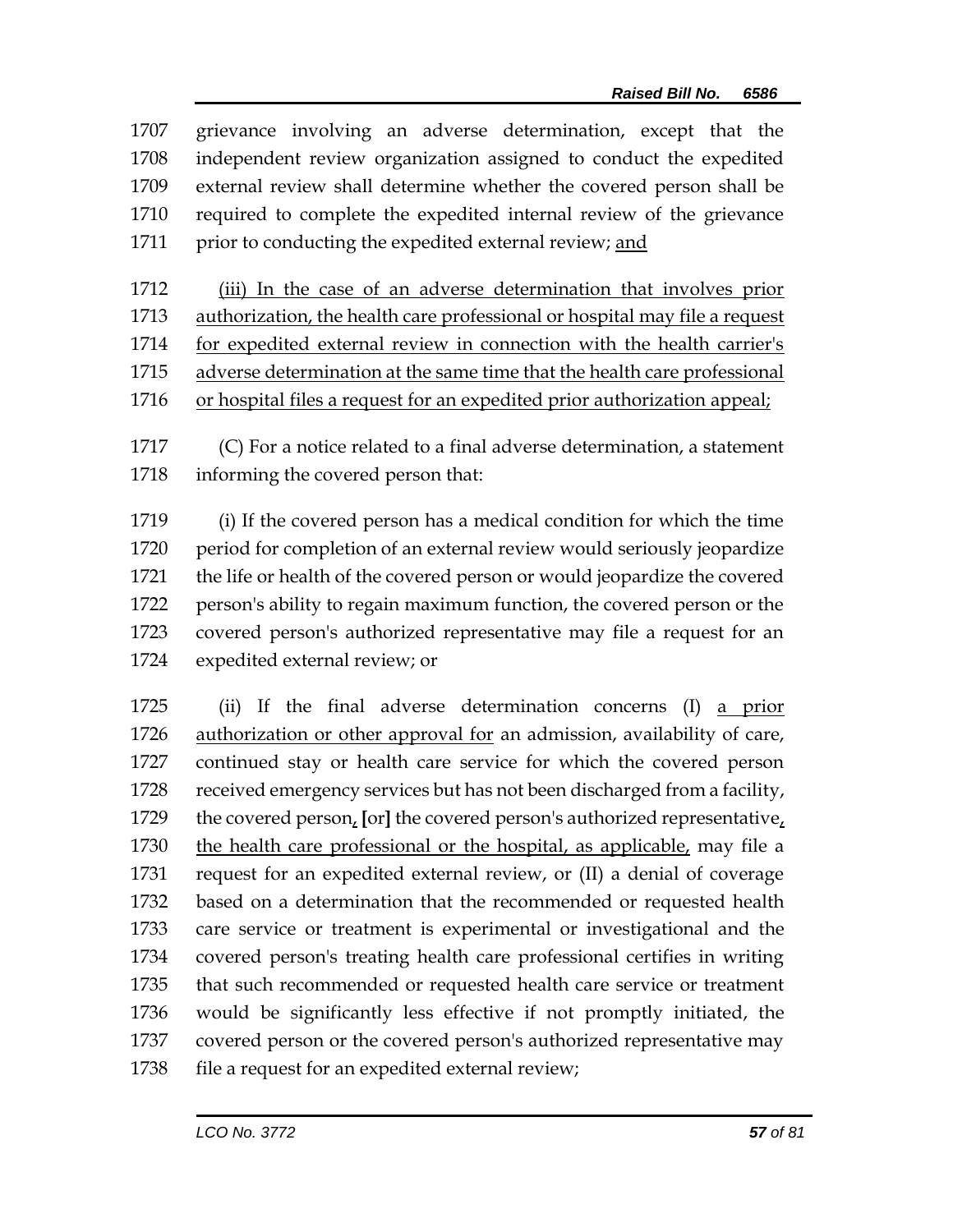grievance involving an adverse determination, except that the independent review organization assigned to conduct the expedited external review shall determine whether the covered person shall be required to complete the expedited internal review of the grievance prior to conducting the expedited external review; <u>and</u>

<u>(iii) In the case of an adverse determination that involves prior authorization, the health care professional or hospital may file a request for expedited external review in connection with the health carrier's adverse determination at the same time that the health care professional or hospital files a request for an expedited prior authorization appeal;</u>

(C) For a notice related to a final adverse determination, a statement informing the covered person that:

(i) If the covered person has a medical condition for which the time period for completion of an external review would seriously jeopardize the life or health of the covered person or would jeopardize the covered person's ability to regain maximum function, the covered person or the covered person's authorized representative may file a request for an expedited external review; or

(ii) If the final adverse determination concerns (I) <u>a prior authorization or other approval for</u> an admission, availability of care, continued stay or health care service for which the covered person received emergency services but has not been discharged from a facility, the covered person<u>,</u> **[**or**]** the covered person's authorized representative<u>, the health care professional or the hospital, as applicable,</u> may file a request for an expedited external review, or (II) a denial of coverage based on a determination that the recommended or requested health care service or treatment is experimental or investigational and the covered person's treating health care professional certifies in writing that such recommended or requested health care service or treatment would be significantly less effective if not promptly initiated, the covered person or the covered person's authorized representative may file a request for an expedited external review;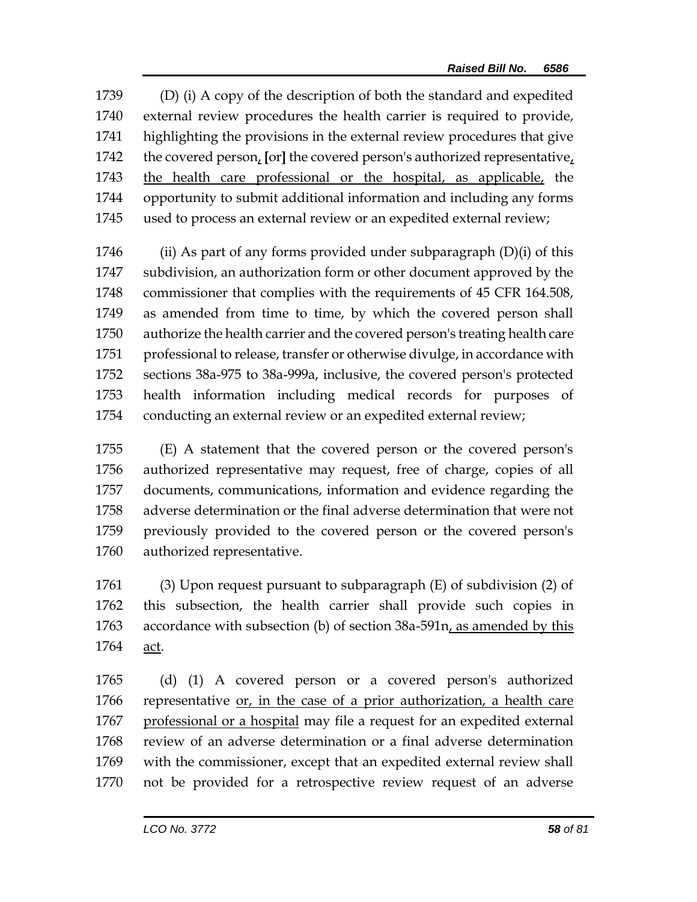(D) (i) A copy of the description of both the standard and expedited external review procedures the health carrier is required to provide, highlighting the provisions in the external review procedures that give the covered person, [or] the covered person's authorized representative, the health care professional or the hospital, as applicable, the opportunity to submit additional information and including any forms used to process an external review or an expedited external review;

(ii) As part of any forms provided under subparagraph (D)(i) of this subdivision, an authorization form or other document approved by the commissioner that complies with the requirements of 45 CFR 164.508, as amended from time to time, by which the covered person shall authorize the health carrier and the covered person's treating health care professional to release, transfer or otherwise divulge, in accordance with sections 38a-975 to 38a-999a, inclusive, the covered person's protected health information including medical records for purposes of conducting an external review or an expedited external review;

(E) A statement that the covered person or the covered person's authorized representative may request, free of charge, copies of all documents, communications, information and evidence regarding the adverse determination or the final adverse determination that were not previously provided to the covered person or the covered person's authorized representative.

(3) Upon request pursuant to subparagraph (E) of subdivision (2) of this subsection, the health carrier shall provide such copies in accordance with subsection (b) of section 38a-591n, as amended by this act.

(d) (1) A covered person or a covered person's authorized representative or, in the case of a prior authorization, a health care professional or a hospital may file a request for an expedited external review of an adverse determination or a final adverse determination with the commissioner, except that an expedited external review shall not be provided for a retrospective review request of an adverse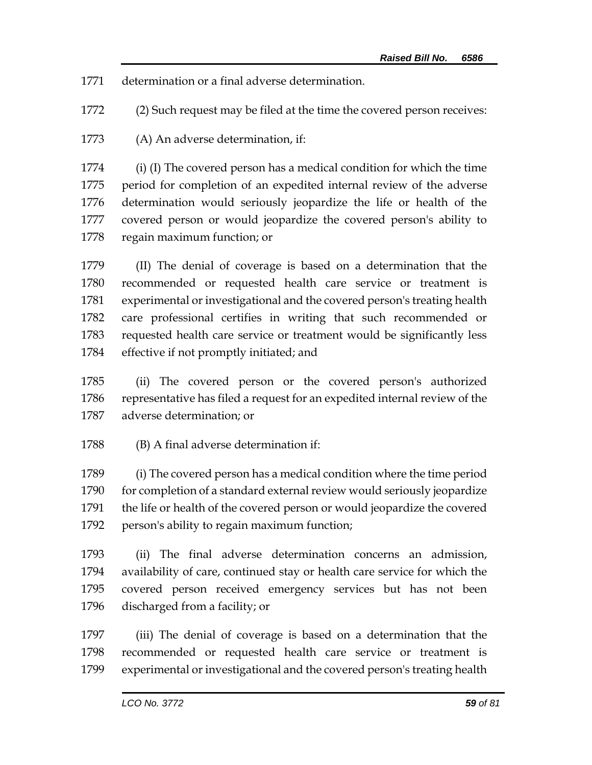determination or a final adverse determination.

(2) Such request may be filed at the time the covered person receives:

(A) An adverse determination, if:

(i) (I) The covered person has a medical condition for which the time period for completion of an expedited internal review of the adverse determination would seriously jeopardize the life or health of the covered person or would jeopardize the covered person's ability to regain maximum function; or

(II) The denial of coverage is based on a determination that the recommended or requested health care service or treatment is experimental or investigational and the covered person's treating health care professional certifies in writing that such recommended or requested health care service or treatment would be significantly less effective if not promptly initiated; and

(ii) The covered person or the covered person's authorized representative has filed a request for an expedited internal review of the adverse determination; or

(B) A final adverse determination if:

(i) The covered person has a medical condition where the time period for completion of a standard external review would seriously jeopardize the life or health of the covered person or would jeopardize the covered person's ability to regain maximum function;

(ii) The final adverse determination concerns an admission, availability of care, continued stay or health care service for which the covered person received emergency services but has not been discharged from a facility; or

(iii) The denial of coverage is based on a determination that the recommended or requested health care service or treatment is experimental or investigational and the covered person's treating health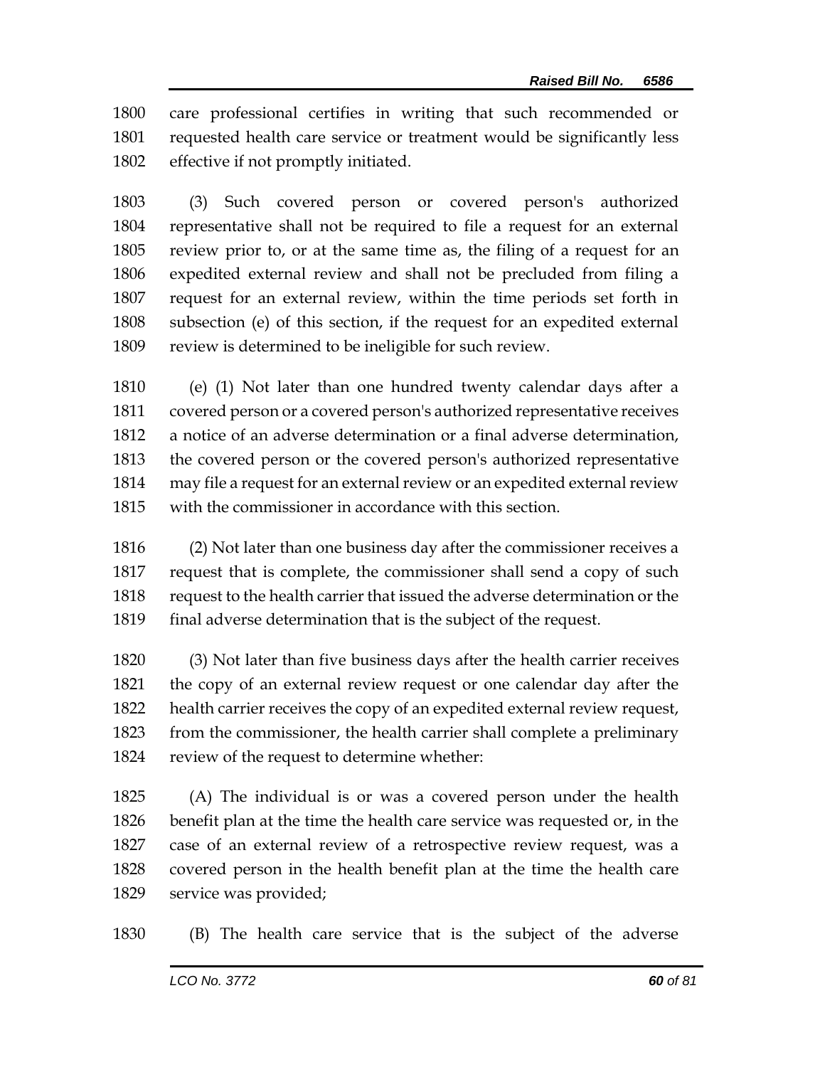care professional certifies in writing that such recommended or requested health care service or treatment would be significantly less effective if not promptly initiated.

(3) Such covered person or covered person's authorized representative shall not be required to file a request for an external review prior to, or at the same time as, the filing of a request for an expedited external review and shall not be precluded from filing a request for an external review, within the time periods set forth in subsection (e) of this section, if the request for an expedited external review is determined to be ineligible for such review.

(e) (1) Not later than one hundred twenty calendar days after a covered person or a covered person's authorized representative receives a notice of an adverse determination or a final adverse determination, the covered person or the covered person's authorized representative may file a request for an external review or an expedited external review with the commissioner in accordance with this section.

(2) Not later than one business day after the commissioner receives a request that is complete, the commissioner shall send a copy of such request to the health carrier that issued the adverse determination or the final adverse determination that is the subject of the request.

(3) Not later than five business days after the health carrier receives the copy of an external review request or one calendar day after the health carrier receives the copy of an expedited external review request, from the commissioner, the health carrier shall complete a preliminary review of the request to determine whether:

(A) The individual is or was a covered person under the health benefit plan at the time the health care service was requested or, in the case of an external review of a retrospective review request, was a covered person in the health benefit plan at the time the health care service was provided;

(B) The health care service that is the subject of the adverse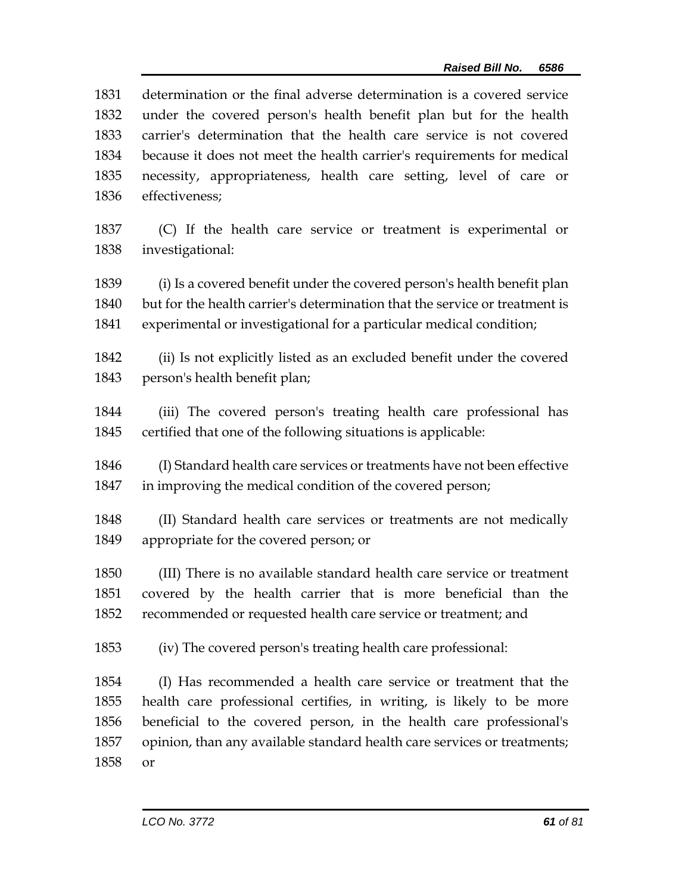determination or the final adverse determination is a covered service under the covered person's health benefit plan but for the health carrier's determination that the health care service is not covered because it does not meet the health carrier's requirements for medical necessity, appropriateness, health care setting, level of care or effectiveness;

(C) If the health care service or treatment is experimental or investigational:

(i) Is a covered benefit under the covered person's health benefit plan but for the health carrier's determination that the service or treatment is experimental or investigational for a particular medical condition;

(ii) Is not explicitly listed as an excluded benefit under the covered person's health benefit plan;

(iii) The covered person's treating health care professional has certified that one of the following situations is applicable:

(I) Standard health care services or treatments have not been effective in improving the medical condition of the covered person;

(II) Standard health care services or treatments are not medically appropriate for the covered person; or

(III) There is no available standard health care service or treatment covered by the health carrier that is more beneficial than the recommended or requested health care service or treatment; and

(iv) The covered person's treating health care professional:

(I) Has recommended a health care service or treatment that the health care professional certifies, in writing, is likely to be more beneficial to the covered person, in the health care professional's opinion, than any available standard health care services or treatments; or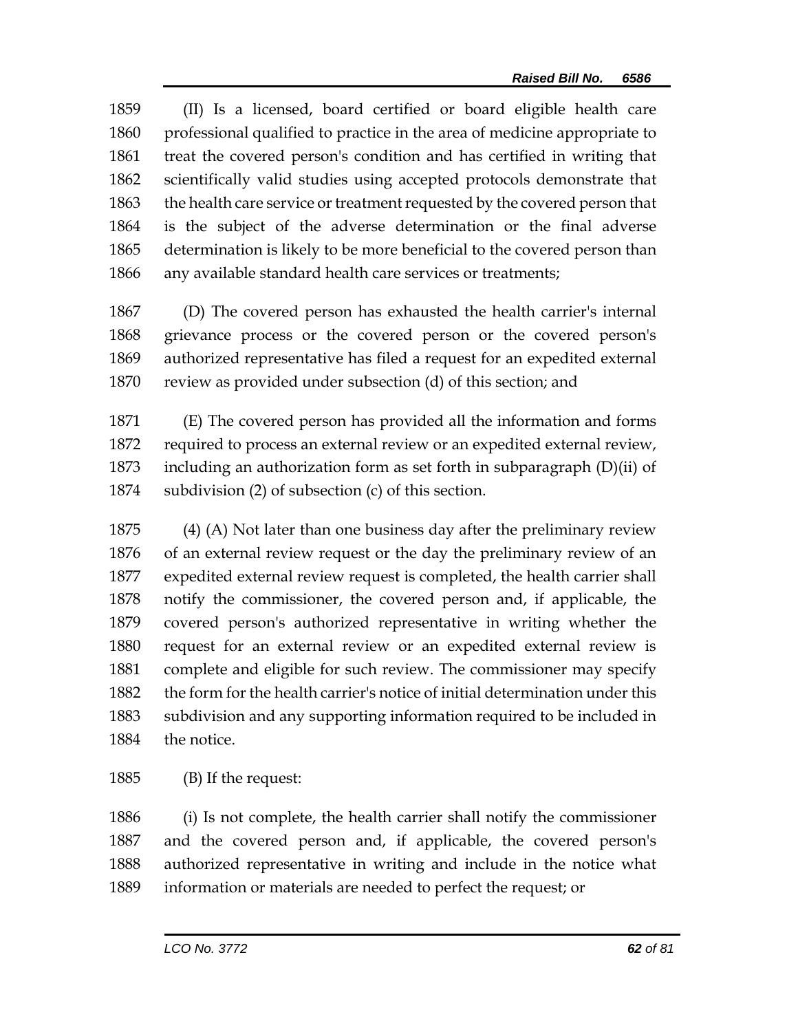(II) Is a licensed, board certified or board eligible health care professional qualified to practice in the area of medicine appropriate to treat the covered person's condition and has certified in writing that scientifically valid studies using accepted protocols demonstrate that the health care service or treatment requested by the covered person that is the subject of the adverse determination or the final adverse determination is likely to be more beneficial to the covered person than any available standard health care services or treatments;

(D) The covered person has exhausted the health carrier's internal grievance process or the covered person or the covered person's authorized representative has filed a request for an expedited external review as provided under subsection (d) of this section; and

(E) The covered person has provided all the information and forms required to process an external review or an expedited external review, including an authorization form as set forth in subparagraph (D)(ii) of subdivision (2) of subsection (c) of this section.

(4) (A) Not later than one business day after the preliminary review of an external review request or the day the preliminary review of an expedited external review request is completed, the health carrier shall notify the commissioner, the covered person and, if applicable, the covered person's authorized representative in writing whether the request for an external review or an expedited external review is complete and eligible for such review. The commissioner may specify the form for the health carrier's notice of initial determination under this subdivision and any supporting information required to be included in the notice.

(B) If the request:

(i) Is not complete, the health carrier shall notify the commissioner and the covered person and, if applicable, the covered person's authorized representative in writing and include in the notice what information or materials are needed to perfect the request; or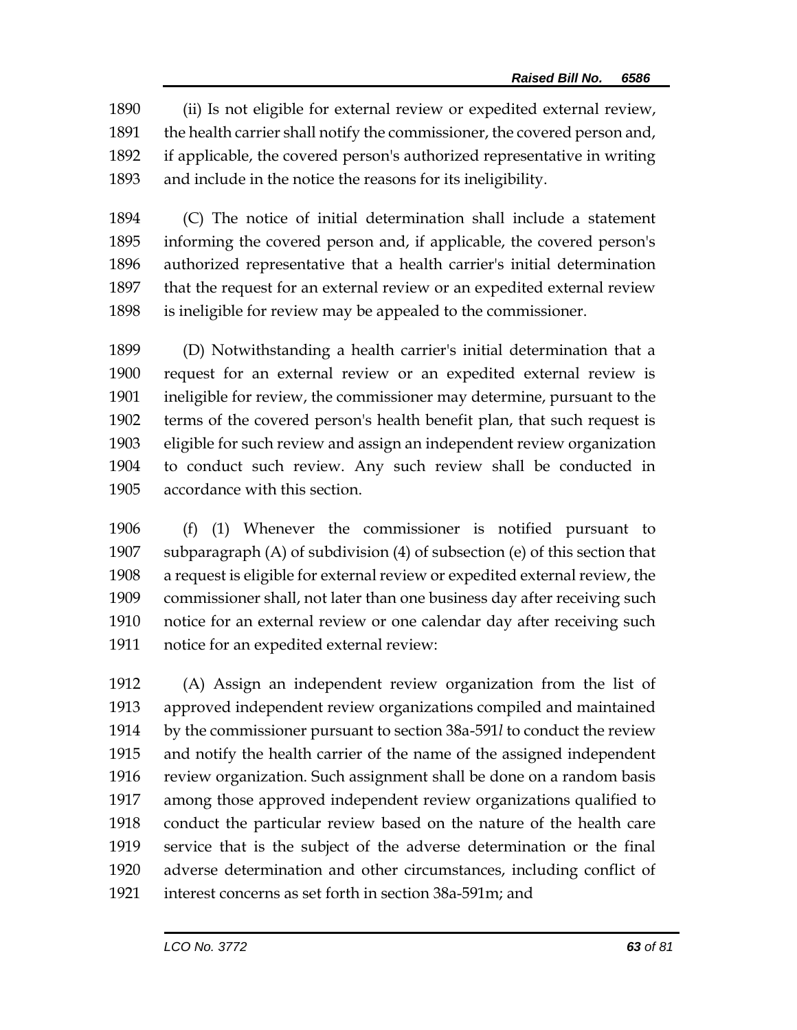(ii) Is not eligible for external review or expedited external review, the health carrier shall notify the commissioner, the covered person and, if applicable, the covered person's authorized representative in writing and include in the notice the reasons for its ineligibility.

(C) The notice of initial determination shall include a statement informing the covered person and, if applicable, the covered person's authorized representative that a health carrier's initial determination that the request for an external review or an expedited external review is ineligible for review may be appealed to the commissioner.

(D) Notwithstanding a health carrier's initial determination that a request for an external review or an expedited external review is ineligible for review, the commissioner may determine, pursuant to the terms of the covered person's health benefit plan, that such request is eligible for such review and assign an independent review organization to conduct such review. Any such review shall be conducted in accordance with this section.

(f) (1) Whenever the commissioner is notified pursuant to subparagraph (A) of subdivision (4) of subsection (e) of this section that a request is eligible for external review or expedited external review, the commissioner shall, not later than one business day after receiving such notice for an external review or one calendar day after receiving such notice for an expedited external review:

(A) Assign an independent review organization from the list of approved independent review organizations compiled and maintained by the commissioner pursuant to section 38a-591*l* to conduct the review and notify the health carrier of the name of the assigned independent review organization. Such assignment shall be done on a random basis among those approved independent review organizations qualified to conduct the particular review based on the nature of the health care service that is the subject of the adverse determination or the final adverse determination and other circumstances, including conflict of interest concerns as set forth in section 38a-591m; and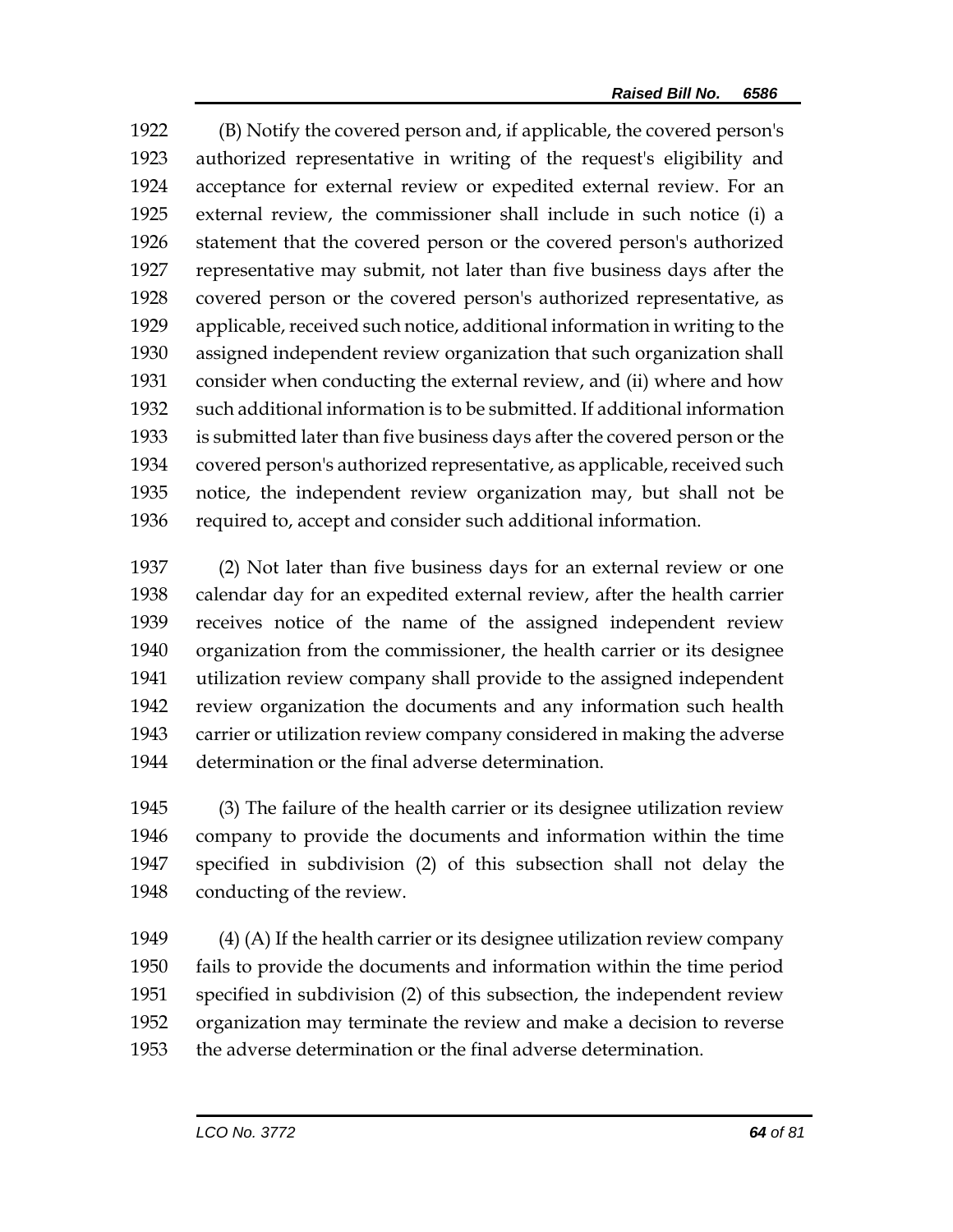(B) Notify the covered person and, if applicable, the covered person's authorized representative in writing of the request's eligibility and acceptance for external review or expedited external review. For an external review, the commissioner shall include in such notice (i) a statement that the covered person or the covered person's authorized representative may submit, not later than five business days after the covered person or the covered person's authorized representative, as applicable, received such notice, additional information in writing to the assigned independent review organization that such organization shall consider when conducting the external review, and (ii) where and how such additional information is to be submitted. If additional information is submitted later than five business days after the covered person or the covered person's authorized representative, as applicable, received such notice, the independent review organization may, but shall not be required to, accept and consider such additional information.

(2) Not later than five business days for an external review or one calendar day for an expedited external review, after the health carrier receives notice of the name of the assigned independent review organization from the commissioner, the health carrier or its designee utilization review company shall provide to the assigned independent review organization the documents and any information such health carrier or utilization review company considered in making the adverse determination or the final adverse determination.

(3) The failure of the health carrier or its designee utilization review company to provide the documents and information within the time specified in subdivision (2) of this subsection shall not delay the conducting of the review.

(4) (A) If the health carrier or its designee utilization review company fails to provide the documents and information within the time period specified in subdivision (2) of this subsection, the independent review organization may terminate the review and make a decision to reverse the adverse determination or the final adverse determination.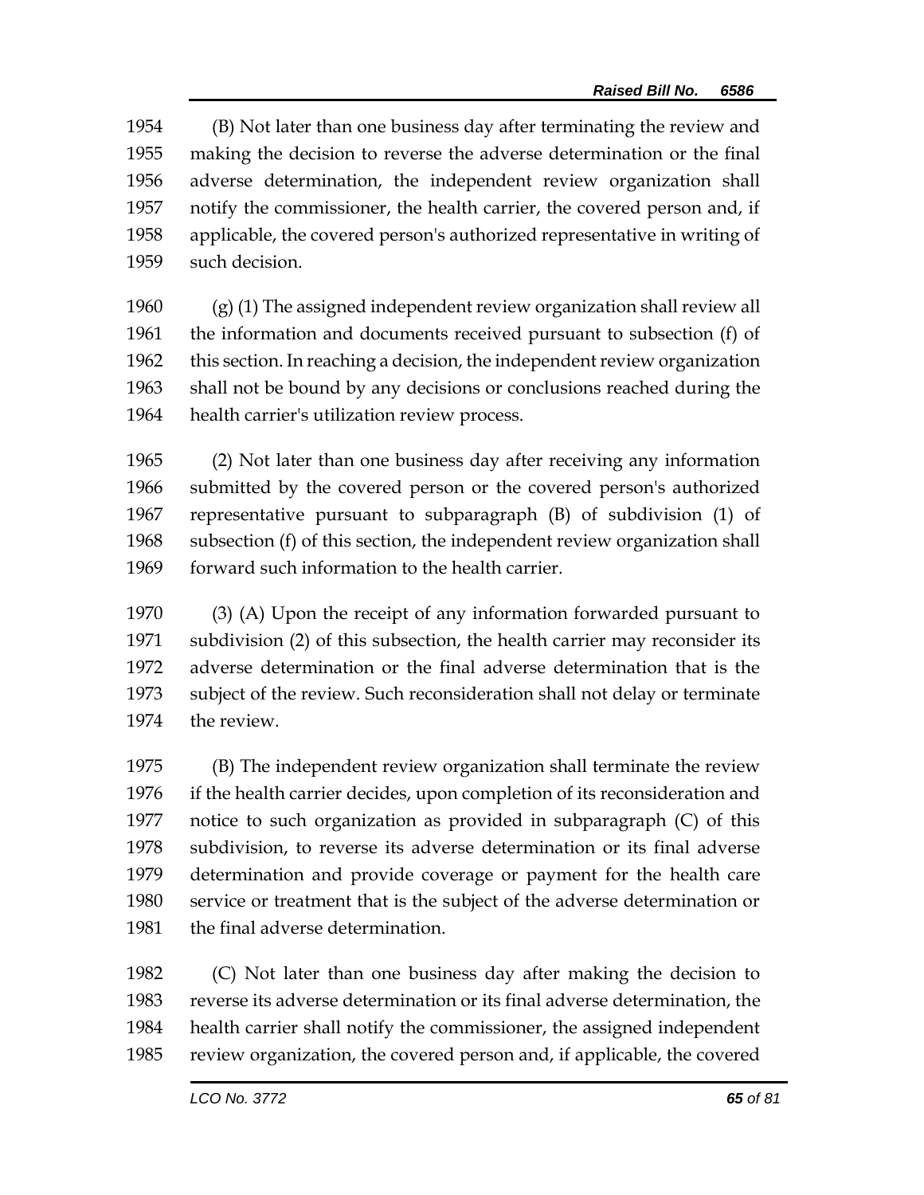(B) Not later than one business day after terminating the review and making the decision to reverse the adverse determination or the final adverse determination, the independent review organization shall notify the commissioner, the health carrier, the covered person and, if applicable, the covered person's authorized representative in writing of such decision.

(g) (1) The assigned independent review organization shall review all the information and documents received pursuant to subsection (f) of this section. In reaching a decision, the independent review organization shall not be bound by any decisions or conclusions reached during the health carrier's utilization review process.

(2) Not later than one business day after receiving any information submitted by the covered person or the covered person's authorized representative pursuant to subparagraph (B) of subdivision (1) of subsection (f) of this section, the independent review organization shall forward such information to the health carrier.

(3) (A) Upon the receipt of any information forwarded pursuant to subdivision (2) of this subsection, the health carrier may reconsider its adverse determination or the final adverse determination that is the subject of the review. Such reconsideration shall not delay or terminate the review.

(B) The independent review organization shall terminate the review if the health carrier decides, upon completion of its reconsideration and notice to such organization as provided in subparagraph (C) of this subdivision, to reverse its adverse determination or its final adverse determination and provide coverage or payment for the health care service or treatment that is the subject of the adverse determination or the final adverse determination.

(C) Not later than one business day after making the decision to reverse its adverse determination or its final adverse determination, the health carrier shall notify the commissioner, the assigned independent review organization, the covered person and, if applicable, the covered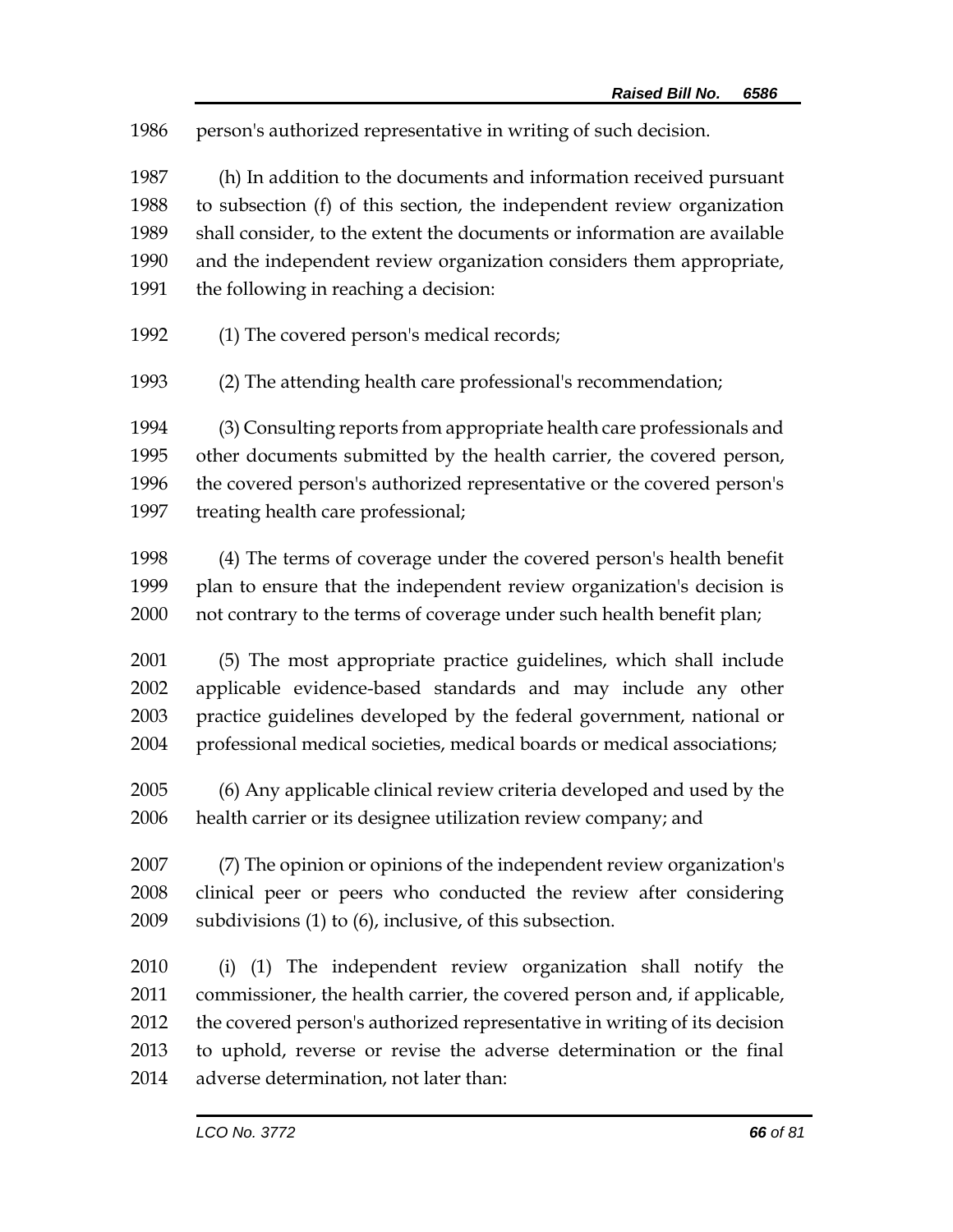person's authorized representative in writing of such decision.

(h) In addition to the documents and information received pursuant to subsection (f) of this section, the independent review organization shall consider, to the extent the documents or information are available and the independent review organization considers them appropriate, the following in reaching a decision:

(1) The covered person's medical records;

(2) The attending health care professional's recommendation;

(3) Consulting reports from appropriate health care professionals and other documents submitted by the health carrier, the covered person, the covered person's authorized representative or the covered person's treating health care professional;

(4) The terms of coverage under the covered person's health benefit plan to ensure that the independent review organization's decision is not contrary to the terms of coverage under such health benefit plan;

(5) The most appropriate practice guidelines, which shall include applicable evidence-based standards and may include any other practice guidelines developed by the federal government, national or professional medical societies, medical boards or medical associations;

(6) Any applicable clinical review criteria developed and used by the health carrier or its designee utilization review company; and

(7) The opinion or opinions of the independent review organization's clinical peer or peers who conducted the review after considering subdivisions (1) to (6), inclusive, of this subsection.

(i) (1) The independent review organization shall notify the commissioner, the health carrier, the covered person and, if applicable, the covered person's authorized representative in writing of its decision to uphold, reverse or revise the adverse determination or the final adverse determination, not later than: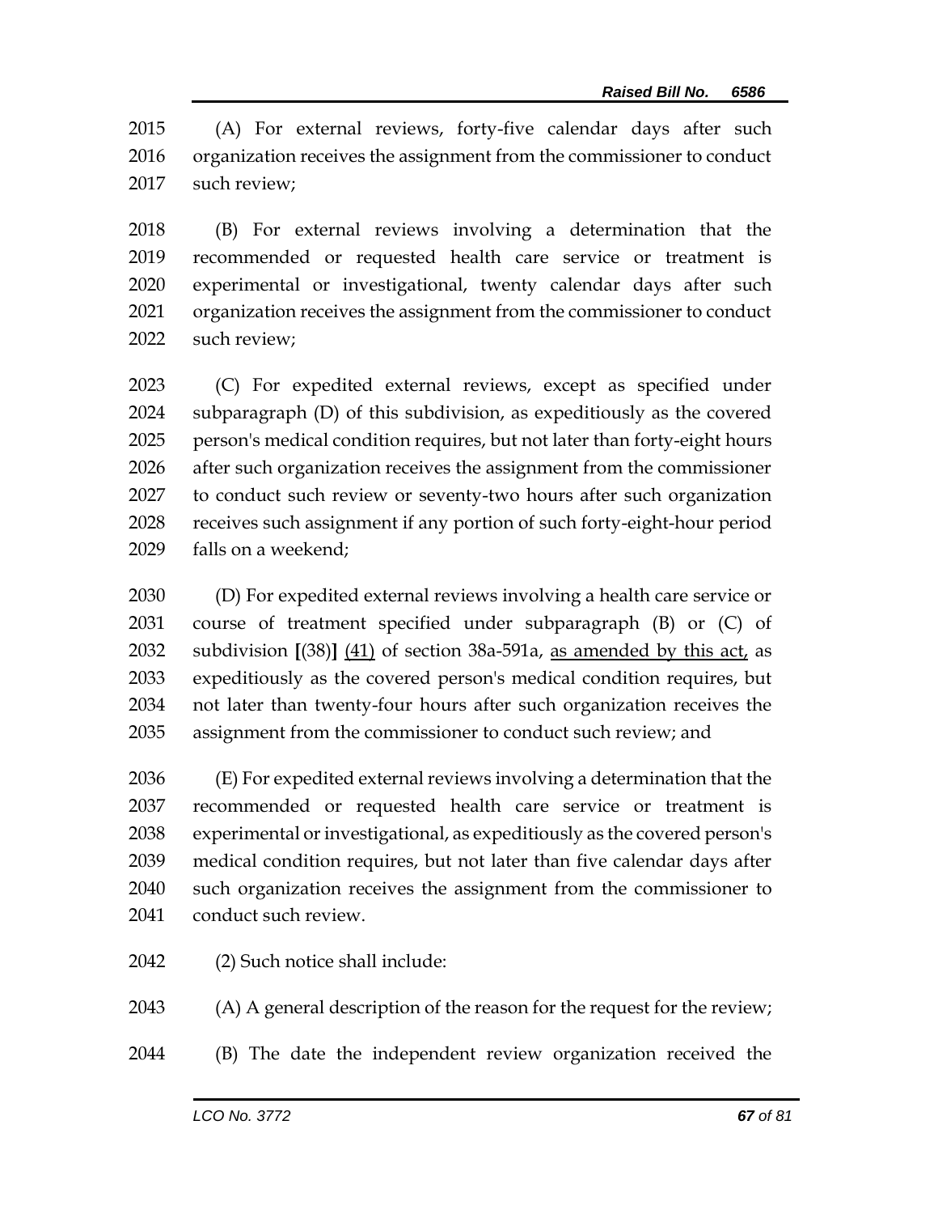2015 (A) For external reviews, forty-five calendar days after such
2016 organization receives the assignment from the commissioner to conduct
2017 such review;

2018 (B) For external reviews involving a determination that the
2019 recommended or requested health care service or treatment is
2020 experimental or investigational, twenty calendar days after such
2021 organization receives the assignment from the commissioner to conduct
2022 such review;

2023 (C) For expedited external reviews, except as specified under
2024 subparagraph (D) of this subdivision, as expeditiously as the covered
2025 person's medical condition requires, but not later than forty-eight hours
2026 after such organization receives the assignment from the commissioner
2027 to conduct such review or seventy-two hours after such organization
2028 receives such assignment if any portion of such forty-eight-hour period
2029 falls on a weekend;

2030 (D) For expedited external reviews involving a health care service or
2031 course of treatment specified under subparagraph (B) or (C) of
2032 subdivision **[**(38)**]** <u>(41)</u> of section 38a-591a, <u>as amended by this act,</u> as
2033 expeditiously as the covered person's medical condition requires, but
2034 not later than twenty-four hours after such organization receives the
2035 assignment from the commissioner to conduct such review; and

2036 (E) For expedited external reviews involving a determination that the
2037 recommended or requested health care service or treatment is
2038 experimental or investigational, as expeditiously as the covered person's
2039 medical condition requires, but not later than five calendar days after
2040 such organization receives the assignment from the commissioner to
2041 conduct such review.

2042 (2) Such notice shall include:

2043 (A) A general description of the reason for the request for the review;

2044 (B) The date the independent review organization received the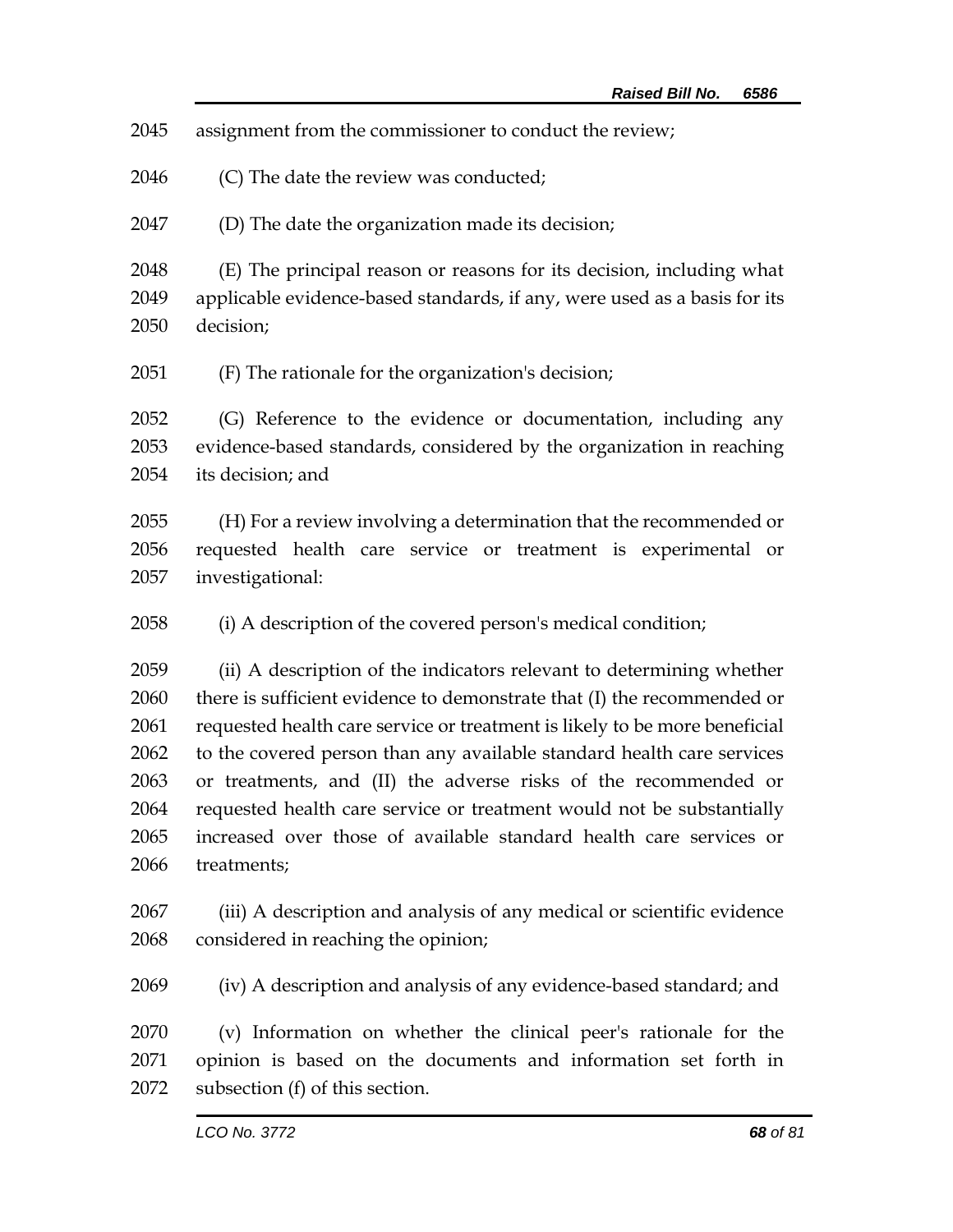assignment from the commissioner to conduct the review;

(C) The date the review was conducted;

(D) The date the organization made its decision;

(E) The principal reason or reasons for its decision, including what applicable evidence-based standards, if any, were used as a basis for its decision;

(F) The rationale for the organization's decision;

(G) Reference to the evidence or documentation, including any evidence-based standards, considered by the organization in reaching its decision; and

(H) For a review involving a determination that the recommended or requested health care service or treatment is experimental or investigational:

(i) A description of the covered person's medical condition;

(ii) A description of the indicators relevant to determining whether there is sufficient evidence to demonstrate that (I) the recommended or requested health care service or treatment is likely to be more beneficial to the covered person than any available standard health care services or treatments, and (II) the adverse risks of the recommended or requested health care service or treatment would not be substantially increased over those of available standard health care services or treatments;

(iii) A description and analysis of any medical or scientific evidence considered in reaching the opinion;

(iv) A description and analysis of any evidence-based standard; and

(v) Information on whether the clinical peer's rationale for the opinion is based on the documents and information set forth in subsection (f) of this section.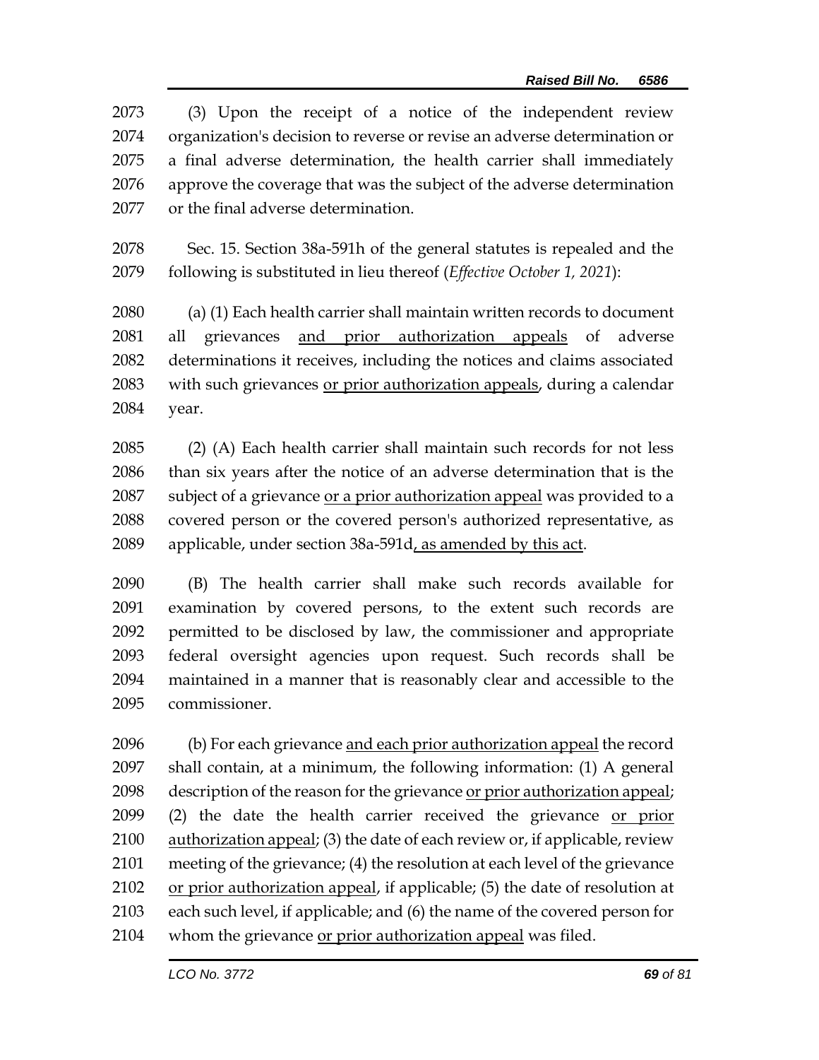2073 (3) Upon the receipt of a notice of the independent review
2074 organization's decision to reverse or revise an adverse determination or
2075 a final adverse determination, the health carrier shall immediately
2076 approve the coverage that was the subject of the adverse determination
2077 or the final adverse determination.

2078 Sec. 15. Section 38a-591h of the general statutes is repealed and the
2079 following is substituted in lieu thereof (*Effective October 1, 2021*):

2080 (a) (1) Each health carrier shall maintain written records to document
2081 all grievances <u>and prior authorization appeals</u> of adverse
2082 determinations it receives, including the notices and claims associated
2083 with such grievances <u>or prior authorization appeals</u>, during a calendar
2084 year.

2085 (2) (A) Each health carrier shall maintain such records for not less
2086 than six years after the notice of an adverse determination that is the
2087 subject of a grievance <u>or a prior authorization appeal</u> was provided to a
2088 covered person or the covered person's authorized representative, as
2089 applicable, under section 38a-591d<u>, as amended by this act</u>.

2090 (B) The health carrier shall make such records available for
2091 examination by covered persons, to the extent such records are
2092 permitted to be disclosed by law, the commissioner and appropriate
2093 federal oversight agencies upon request. Such records shall be
2094 maintained in a manner that is reasonably clear and accessible to the
2095 commissioner.

2096 (b) For each grievance <u>and each prior authorization appeal</u> the record
2097 shall contain, at a minimum, the following information: (1) A general
2098 description of the reason for the grievance <u>or prior authorization appeal</u>;
2099 (2) the date the health carrier received the grievance <u>or prior</u>
2100 <u>authorization appeal</u>; (3) the date of each review or, if applicable, review
2101 meeting of the grievance; (4) the resolution at each level of the grievance
2102 <u>or prior authorization appeal</u>, if applicable; (5) the date of resolution at
2103 each such level, if applicable; and (6) the name of the covered person for
2104 whom the grievance <u>or prior authorization appeal</u> was filed.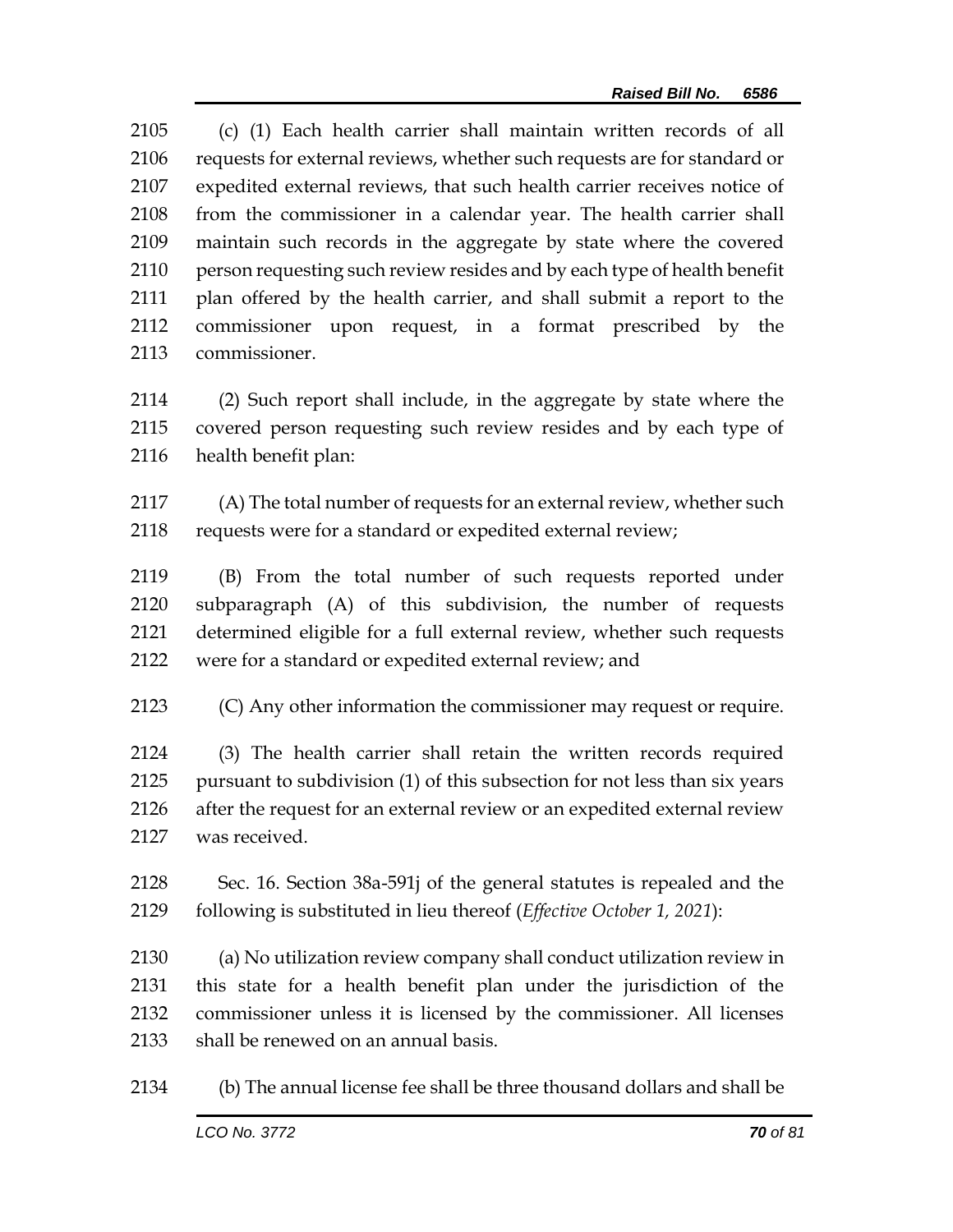(c) (1) Each health carrier shall maintain written records of all requests for external reviews, whether such requests are for standard or expedited external reviews, that such health carrier receives notice of from the commissioner in a calendar year. The health carrier shall maintain such records in the aggregate by state where the covered person requesting such review resides and by each type of health benefit plan offered by the health carrier, and shall submit a report to the commissioner upon request, in a format prescribed by the commissioner.

(2) Such report shall include, in the aggregate by state where the covered person requesting such review resides and by each type of health benefit plan:

(A) The total number of requests for an external review, whether such requests were for a standard or expedited external review;

(B) From the total number of such requests reported under subparagraph (A) of this subdivision, the number of requests determined eligible for a full external review, whether such requests were for a standard or expedited external review; and

(C) Any other information the commissioner may request or require.

(3) The health carrier shall retain the written records required pursuant to subdivision (1) of this subsection for not less than six years after the request for an external review or an expedited external review was received.

Sec. 16. Section 38a-591j of the general statutes is repealed and the following is substituted in lieu thereof (*Effective October 1, 2021*):

(a) No utilization review company shall conduct utilization review in this state for a health benefit plan under the jurisdiction of the commissioner unless it is licensed by the commissioner. All licenses shall be renewed on an annual basis.

(b) The annual license fee shall be three thousand dollars and shall be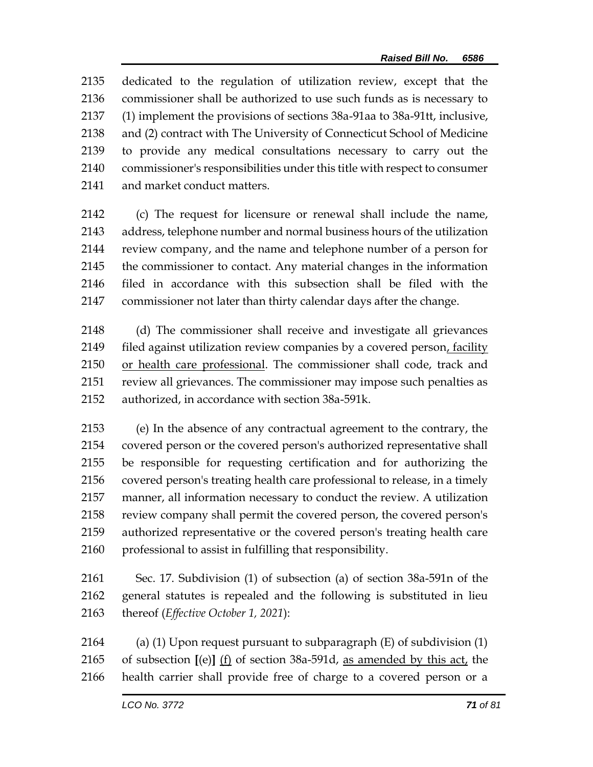2135 dedicated to the regulation of utilization review, except that the
2136 commissioner shall be authorized to use such funds as is necessary to
2137 (1) implement the provisions of sections 38a-91aa to 38a-91tt, inclusive,
2138 and (2) contract with The University of Connecticut School of Medicine
2139 to provide any medical consultations necessary to carry out the
2140 commissioner's responsibilities under this title with respect to consumer
2141 and market conduct matters.

2142 (c) The request for licensure or renewal shall include the name,
2143 address, telephone number and normal business hours of the utilization
2144 review company, and the name and telephone number of a person for
2145 the commissioner to contact. Any material changes in the information
2146 filed in accordance with this subsection shall be filed with the
2147 commissioner not later than thirty calendar days after the change.

2148 (d) The commissioner shall receive and investigate all grievances
2149 filed against utilization review companies by a covered person<u>, facility</u>
2150 <u>or health care professional</u>. The commissioner shall code, track and
2151 review all grievances. The commissioner may impose such penalties as
2152 authorized, in accordance with section 38a-591k.

2153 (e) In the absence of any contractual agreement to the contrary, the
2154 covered person or the covered person's authorized representative shall
2155 be responsible for requesting certification and for authorizing the
2156 covered person's treating health care professional to release, in a timely
2157 manner, all information necessary to conduct the review. A utilization
2158 review company shall permit the covered person, the covered person's
2159 authorized representative or the covered person's treating health care
2160 professional to assist in fulfilling that responsibility.

2161 Sec. 17. Subdivision (1) of subsection (a) of section 38a-591n of the
2162 general statutes is repealed and the following is substituted in lieu
2163 thereof (*Effective October 1, 2021*):

2164 (a) (1) Upon request pursuant to subparagraph (E) of subdivision (1)
2165 of subsection **[**(e)**]** <u>(f)</u> of section 38a-591d, <u>as amended by this act,</u> the
2166 health carrier shall provide free of charge to a covered person or a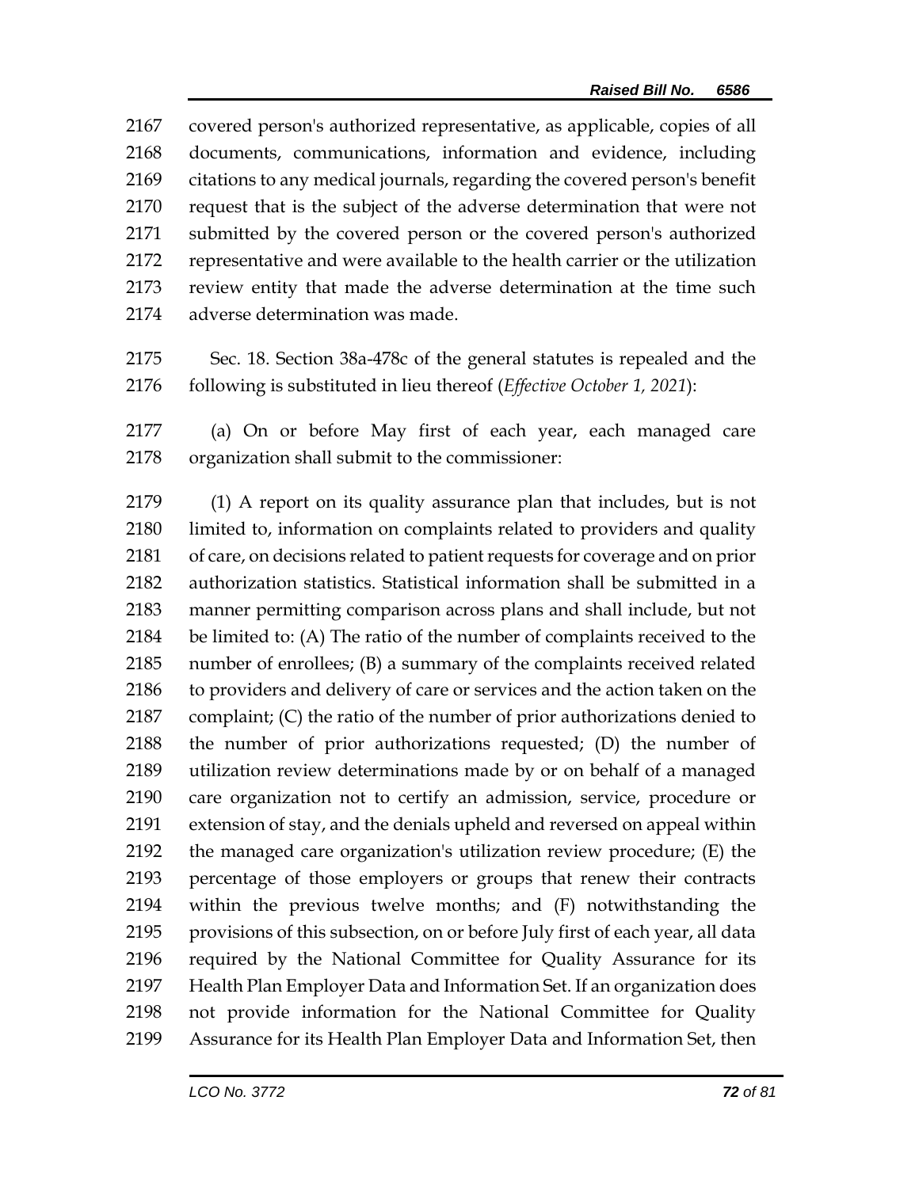covered person's authorized representative, as applicable, copies of all documents, communications, information and evidence, including citations to any medical journals, regarding the covered person's benefit request that is the subject of the adverse determination that were not submitted by the covered person or the covered person's authorized representative and were available to the health carrier or the utilization review entity that made the adverse determination at the time such adverse determination was made.

Sec. 18. Section 38a-478c of the general statutes is repealed and the following is substituted in lieu thereof (*Effective October 1, 2021*):

(a) On or before May first of each year, each managed care organization shall submit to the commissioner:

(1) A report on its quality assurance plan that includes, but is not limited to, information on complaints related to providers and quality of care, on decisions related to patient requests for coverage and on prior authorization statistics. Statistical information shall be submitted in a manner permitting comparison across plans and shall include, but not be limited to: (A) The ratio of the number of complaints received to the number of enrollees; (B) a summary of the complaints received related to providers and delivery of care or services and the action taken on the complaint; (C) the ratio of the number of prior authorizations denied to the number of prior authorizations requested; (D) the number of utilization review determinations made by or on behalf of a managed care organization not to certify an admission, service, procedure or extension of stay, and the denials upheld and reversed on appeal within the managed care organization's utilization review procedure; (E) the percentage of those employers or groups that renew their contracts within the previous twelve months; and (F) notwithstanding the provisions of this subsection, on or before July first of each year, all data required by the National Committee for Quality Assurance for its Health Plan Employer Data and Information Set. If an organization does not provide information for the National Committee for Quality Assurance for its Health Plan Employer Data and Information Set, then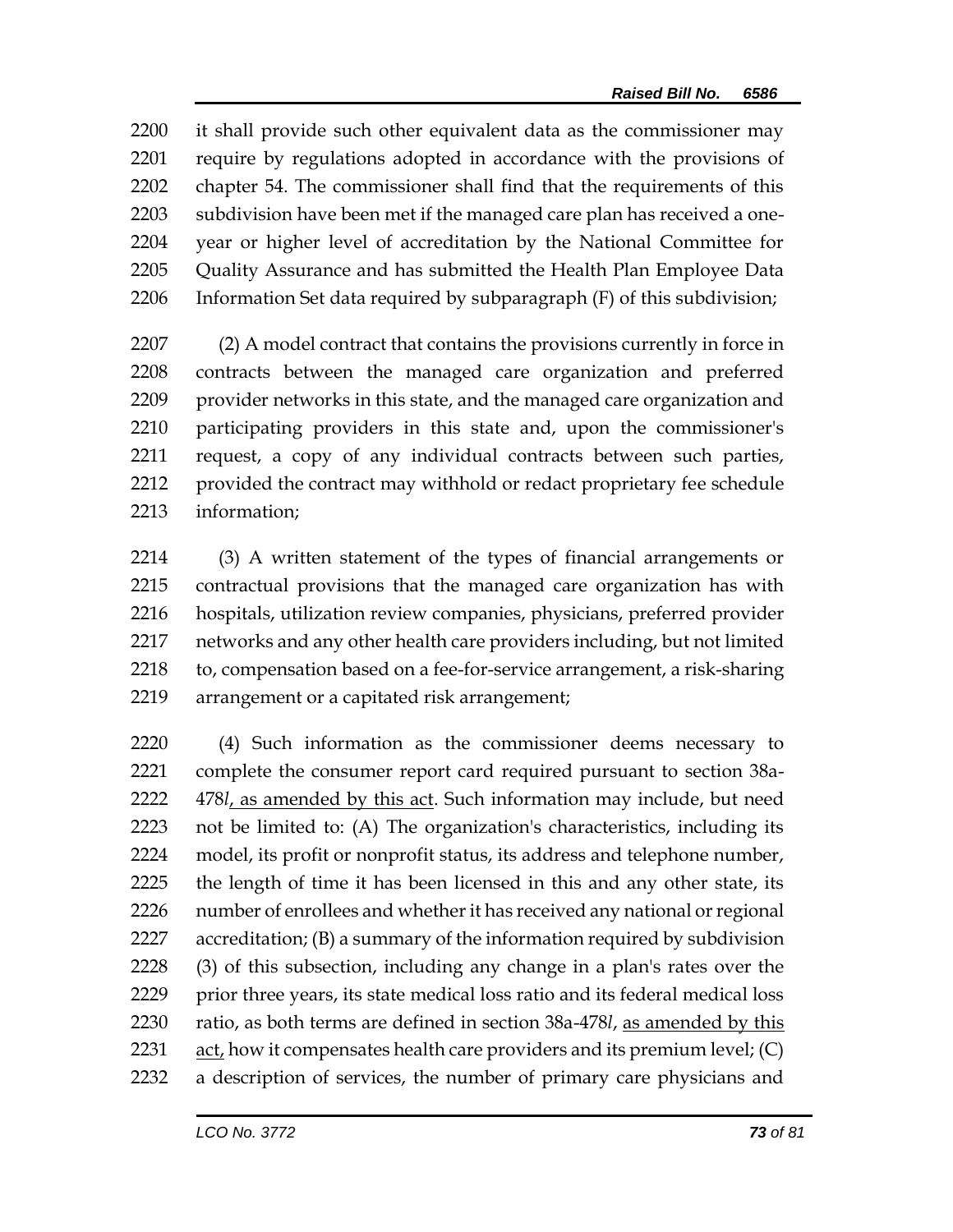2200 it shall provide such other equivalent data as the commissioner may
2201 require by regulations adopted in accordance with the provisions of
2202 chapter 54. The commissioner shall find that the requirements of this
2203 subdivision have been met if the managed care plan has received a one-
2204 year or higher level of accreditation by the National Committee for
2205 Quality Assurance and has submitted the Health Plan Employee Data
2206 Information Set data required by subparagraph (F) of this subdivision;

2207 (2) A model contract that contains the provisions currently in force in
2208 contracts between the managed care organization and preferred
2209 provider networks in this state, and the managed care organization and
2210 participating providers in this state and, upon the commissioner's
2211 request, a copy of any individual contracts between such parties,
2212 provided the contract may withhold or redact proprietary fee schedule
2213 information;

2214 (3) A written statement of the types of financial arrangements or
2215 contractual provisions that the managed care organization has with
2216 hospitals, utilization review companies, physicians, preferred provider
2217 networks and any other health care providers including, but not limited
2218 to, compensation based on a fee-for-service arrangement, a risk-sharing
2219 arrangement or a capitated risk arrangement;

2220 (4) Such information as the commissioner deems necessary to
2221 complete the consumer report card required pursuant to section 38a-
2222 478*l*<u>, as amended by this act</u>. Such information may include, but need
2223 not be limited to: (A) The organization's characteristics, including its
2224 model, its profit or nonprofit status, its address and telephone number,
2225 the length of time it has been licensed in this and any other state, its
2226 number of enrollees and whether it has received any national or regional
2227 accreditation; (B) a summary of the information required by subdivision
2228 (3) of this subsection, including any change in a plan's rates over the
2229 prior three years, its state medical loss ratio and its federal medical loss
2230 ratio, as both terms are defined in section 38a-478*l*, <u>as amended by this</u>
2231 <u>act,</u> how it compensates health care providers and its premium level; (C)
2232 a description of services, the number of primary care physicians and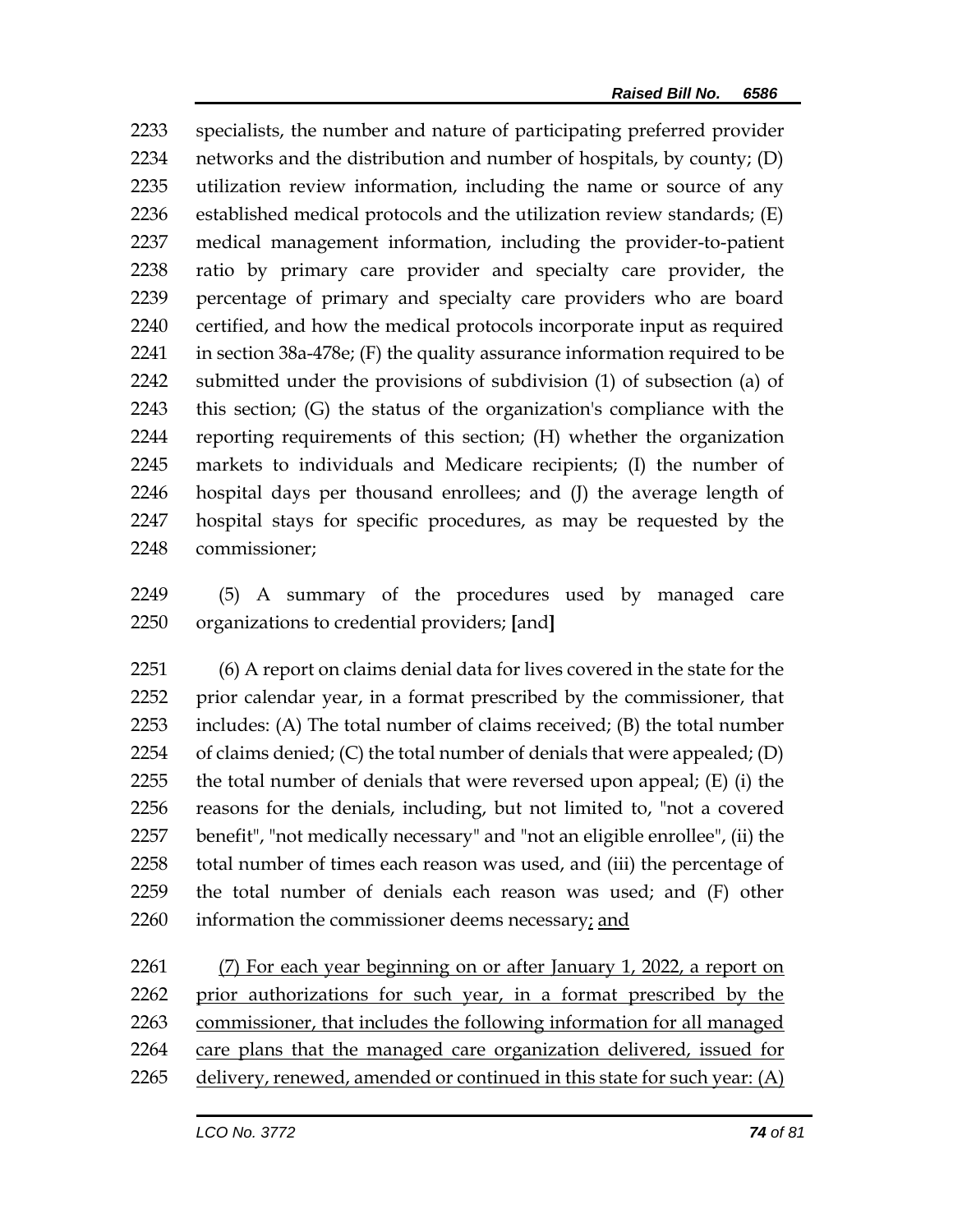specialists, the number and nature of participating preferred provider networks and the distribution and number of hospitals, by county; (D) utilization review information, including the name or source of any established medical protocols and the utilization review standards; (E) medical management information, including the provider-to-patient ratio by primary care provider and specialty care provider, the percentage of primary and specialty care providers who are board certified, and how the medical protocols incorporate input as required in section 38a-478e; (F) the quality assurance information required to be submitted under the provisions of subdivision (1) of subsection (a) of this section; (G) the status of the organization's compliance with the reporting requirements of this section; (H) whether the organization markets to individuals and Medicare recipients; (I) the number of hospital days per thousand enrollees; and (J) the average length of hospital stays for specific procedures, as may be requested by the commissioner;

(5) A summary of the procedures used by managed care organizations to credential providers; **[**and**]**

(6) A report on claims denial data for lives covered in the state for the prior calendar year, in a format prescribed by the commissioner, that includes: (A) The total number of claims received; (B) the total number of claims denied; (C) the total number of denials that were appealed; (D) the total number of denials that were reversed upon appeal; (E) (i) the reasons for the denials, including, but not limited to, "not a covered benefit", "not medically necessary" and "not an eligible enrollee", (ii) the total number of times each reason was used, and (iii) the percentage of the total number of denials each reason was used; and (F) other information the commissioner deems necessary<u>; and</u>

<u>(7) For each year beginning on or after January 1, 2022, a report on prior authorizations for such year, in a format prescribed by the commissioner, that includes the following information for all managed care plans that the managed care organization delivered, issued for delivery, renewed, amended or continued in this state for such year: (A)</u>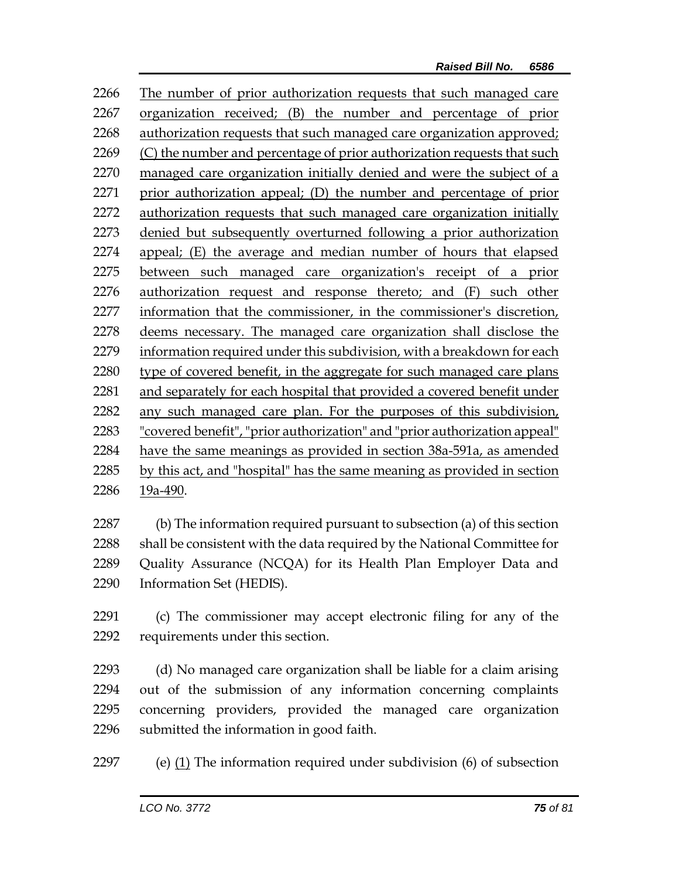The number of prior authorization requests that such managed care organization received; (B) the number and percentage of prior authorization requests that such managed care organization approved; (C) the number and percentage of prior authorization requests that such managed care organization initially denied and were the subject of a prior authorization appeal; (D) the number and percentage of prior authorization requests that such managed care organization initially denied but subsequently overturned following a prior authorization appeal; (E) the average and median number of hours that elapsed between such managed care organization's receipt of a prior authorization request and response thereto; and (F) such other information that the commissioner, in the commissioner's discretion, deems necessary. The managed care organization shall disclose the information required under this subdivision, with a breakdown for each type of covered benefit, in the aggregate for such managed care plans and separately for each hospital that provided a covered benefit under any such managed care plan. For the purposes of this subdivision, "covered benefit", "prior authorization" and "prior authorization appeal" have the same meanings as provided in section 38a-591a, as amended by this act, and "hospital" has the same meaning as provided in section 19a-490.

(b) The information required pursuant to subsection (a) of this section shall be consistent with the data required by the National Committee for Quality Assurance (NCQA) for its Health Plan Employer Data and Information Set (HEDIS).

(c) The commissioner may accept electronic filing for any of the requirements under this section.

(d) No managed care organization shall be liable for a claim arising out of the submission of any information concerning complaints concerning providers, provided the managed care organization submitted the information in good faith.

(e) (1) The information required under subdivision (6) of subsection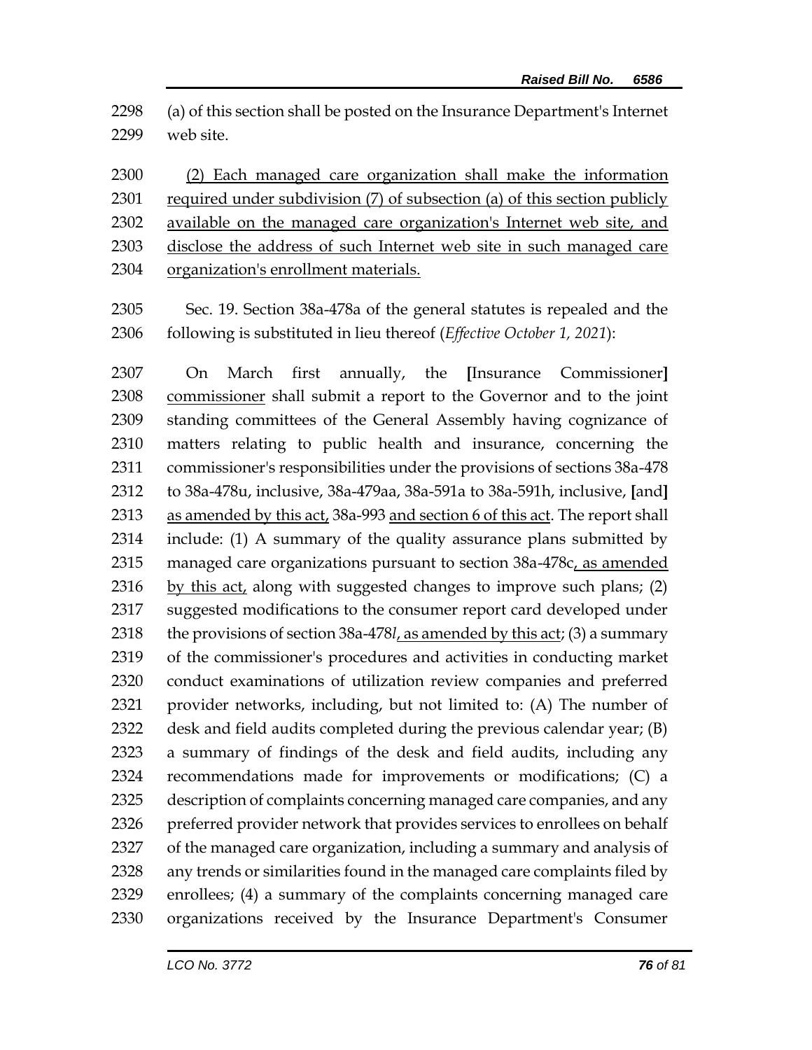(a) of this section shall be posted on the Insurance Department's Internet web site.

<u>(2) Each managed care organization shall make the information required under subdivision (7) of subsection (a) of this section publicly available on the managed care organization's Internet web site, and disclose the address of such Internet web site in such managed care organization's enrollment materials.</u>

Sec. 19. Section 38a-478a of the general statutes is repealed and the following is substituted in lieu thereof (*Effective October 1, 2021*):

On March first annually, the **[**Insurance Commissioner**]** <u>commissioner</u> shall submit a report to the Governor and to the joint standing committees of the General Assembly having cognizance of matters relating to public health and insurance, concerning the commissioner's responsibilities under the provisions of sections 38a-478 to 38a-478u, inclusive, 38a-479aa, 38a-591a to 38a-591h, inclusive, **[**and**]** <u>as amended by this act,</u> 38a-993 <u>and section 6 of this act</u>. The report shall include: (1) A summary of the quality assurance plans submitted by managed care organizations pursuant to section 38a-478c<u>, as amended by this act,</u> along with suggested changes to improve such plans; (2) suggested modifications to the consumer report card developed under the provisions of section 38a-478*l*<u>, as amended by this act</u>; (3) a summary of the commissioner's procedures and activities in conducting market conduct examinations of utilization review companies and preferred provider networks, including, but not limited to: (A) The number of desk and field audits completed during the previous calendar year; (B) a summary of findings of the desk and field audits, including any recommendations made for improvements or modifications; (C) a description of complaints concerning managed care companies, and any preferred provider network that provides services to enrollees on behalf of the managed care organization, including a summary and analysis of any trends or similarities found in the managed care complaints filed by enrollees; (4) a summary of the complaints concerning managed care organizations received by the Insurance Department's Consumer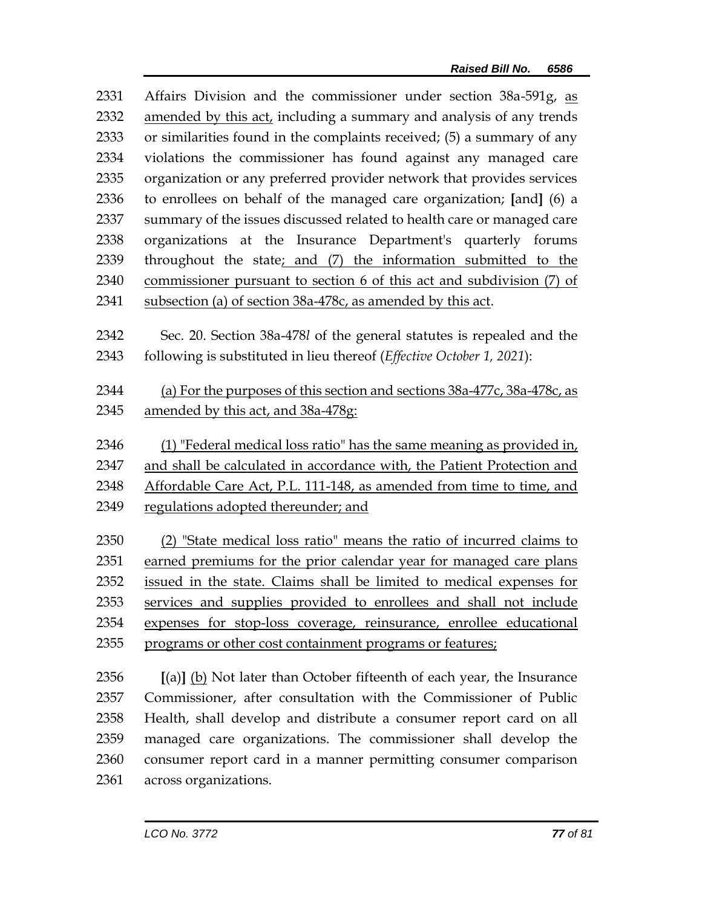Affairs Division and the commissioner under section 38a-591g, as amended by this act, including a summary and analysis of any trends or similarities found in the complaints received; (5) a summary of any violations the commissioner has found against any managed care organization or any preferred provider network that provides services to enrollees on behalf of the managed care organization; **[**and**]** (6) a summary of the issues discussed related to health care or managed care organizations at the Insurance Department's quarterly forums throughout the state; and (7) the information submitted to the commissioner pursuant to section 6 of this act and subdivision (7) of subsection (a) of section 38a-478c, as amended by this act.

Sec. 20. Section 38a-478*l* of the general statutes is repealed and the following is substituted in lieu thereof (*Effective October 1, 2021*):

(a) For the purposes of this section and sections 38a-477c, 38a-478c, as amended by this act, and 38a-478g:

(1) "Federal medical loss ratio" has the same meaning as provided in, and shall be calculated in accordance with, the Patient Protection and Affordable Care Act, P.L. 111-148, as amended from time to time, and regulations adopted thereunder; and

(2) "State medical loss ratio" means the ratio of incurred claims to earned premiums for the prior calendar year for managed care plans issued in the state. Claims shall be limited to medical expenses for services and supplies provided to enrollees and shall not include expenses for stop-loss coverage, reinsurance, enrollee educational programs or other cost containment programs or features;

**[**(a)**]** (b) Not later than October fifteenth of each year, the Insurance Commissioner, after consultation with the Commissioner of Public Health, shall develop and distribute a consumer report card on all managed care organizations. The commissioner shall develop the consumer report card in a manner permitting consumer comparison across organizations.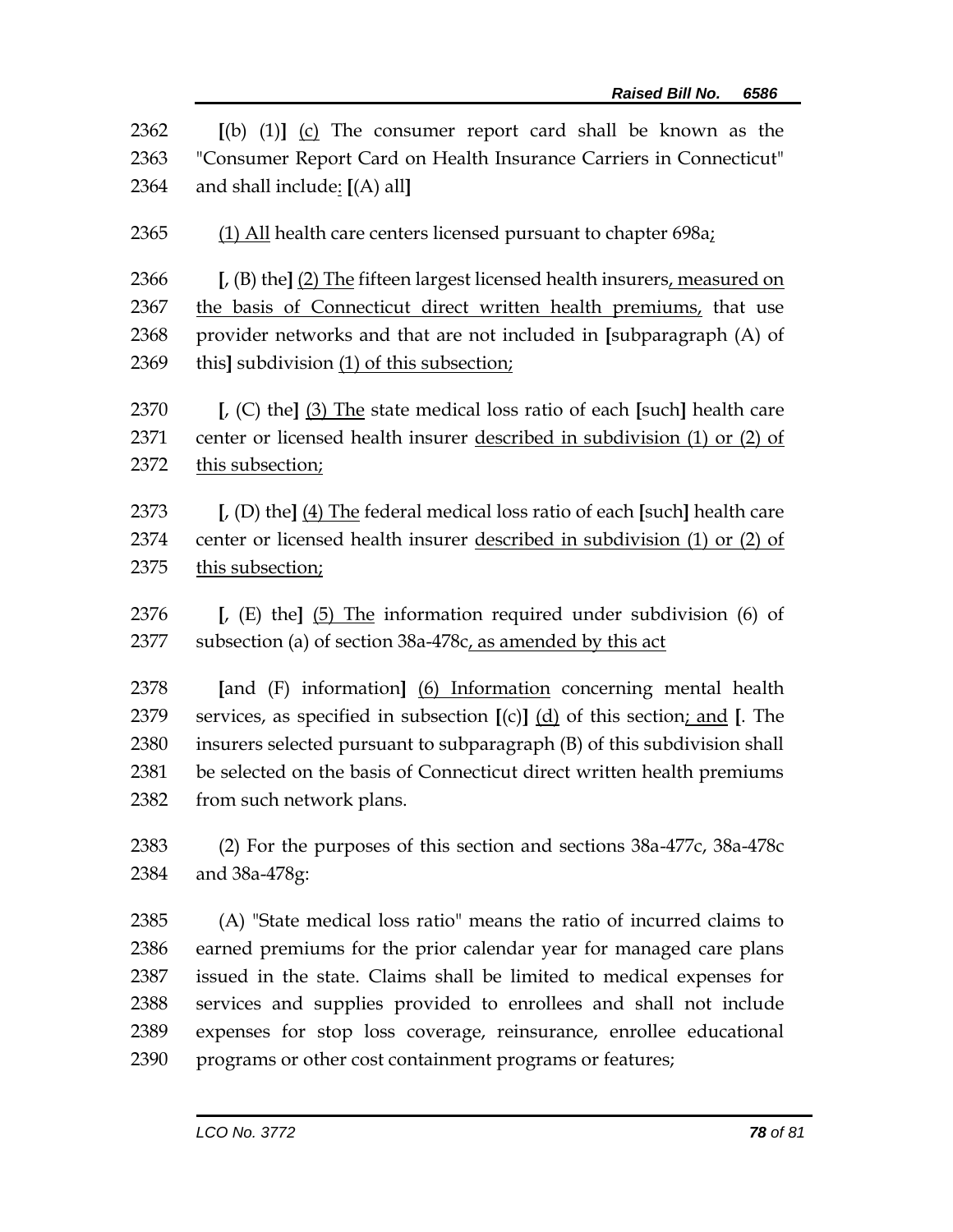2362 [(b) (1)] <u>(c)</u> The consumer report card shall be known as the
2363 "Consumer Report Card on Health Insurance Carriers in Connecticut"
2364 and shall include<u>:</u> [(A) all]

2365 <u>(1) All</u> health care centers licensed pursuant to chapter 698a<u>;</u>

2366 [, (B) the] <u>(2) The</u> fifteen largest licensed health insurers<u>, measured on</u>
2367 <u>the basis of Connecticut direct written health premiums,</u> that use
2368 provider networks and that are not included in [subparagraph (A) of
2369 this] subdivision <u>(1) of this subsection;</u>

2370 [, (C) the] <u>(3) The</u> state medical loss ratio of each [such] health care
2371 center or licensed health insurer <u>described in subdivision (1) or (2) of</u>
2372 <u>this subsection;</u>

2373 [, (D) the] <u>(4) The</u> federal medical loss ratio of each [such] health care
2374 center or licensed health insurer <u>described in subdivision (1) or (2) of</u>
2375 <u>this subsection;</u>

2376 [, (E) the] <u>(5) The</u> information required under subdivision (6) of
2377 subsection (a) of section 38a-478c<u>, as amended by this act</u>

2378 [and (F) information] <u>(6) Information</u> concerning mental health
2379 services, as specified in subsection [(c)] <u>(d)</u> of this section<u>; and</u> [. The
2380 insurers selected pursuant to subparagraph (B) of this subdivision shall
2381 be selected on the basis of Connecticut direct written health premiums
2382 from such network plans.

2383 (2) For the purposes of this section and sections 38a-477c, 38a-478c
2384 and 38a-478g:

2385 (A) "State medical loss ratio" means the ratio of incurred claims to
2386 earned premiums for the prior calendar year for managed care plans
2387 issued in the state. Claims shall be limited to medical expenses for
2388 services and supplies provided to enrollees and shall not include
2389 expenses for stop loss coverage, reinsurance, enrollee educational
2390 programs or other cost containment programs or features;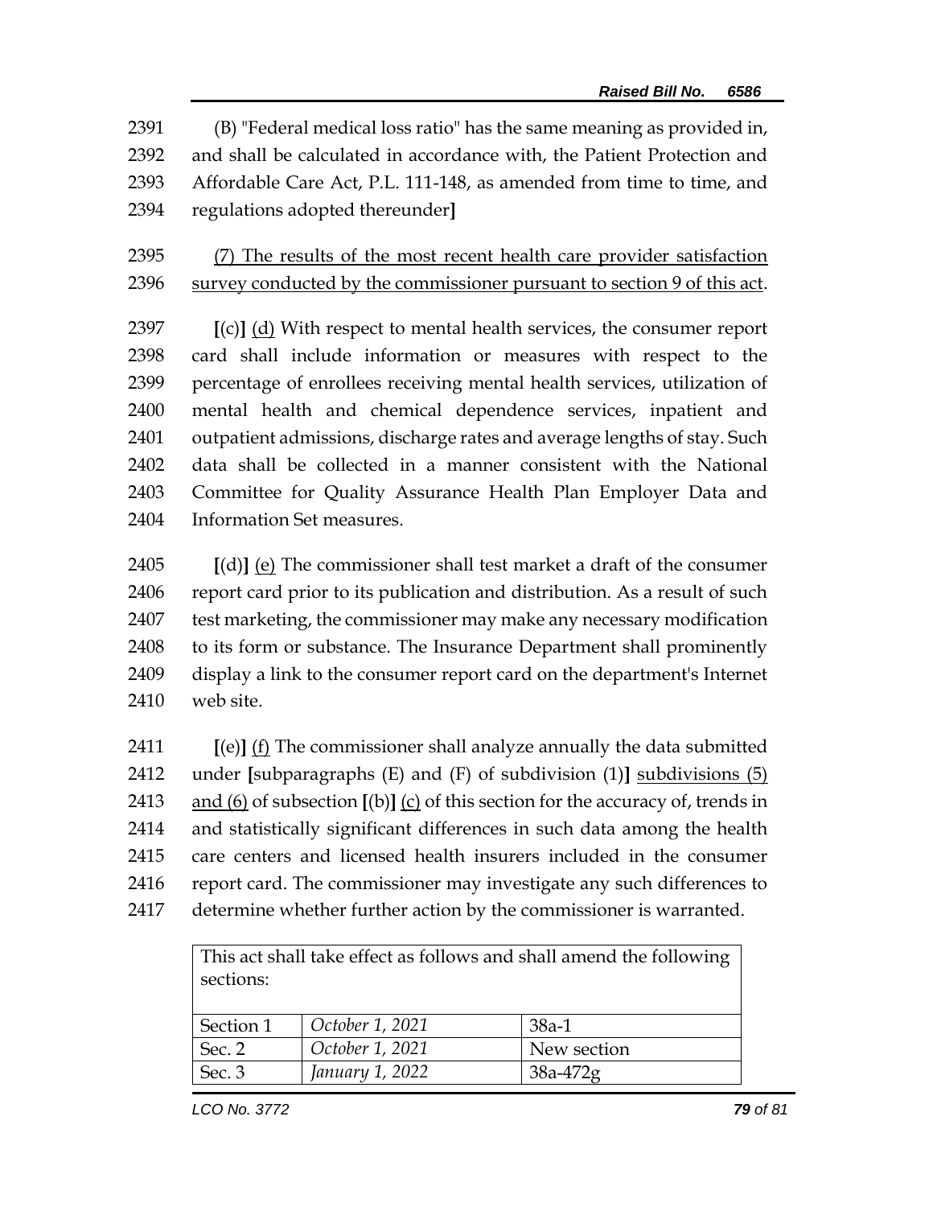2391 (B) "Federal medical loss ratio" has the same meaning as provided in,
2392 and shall be calculated in accordance with, the Patient Protection and
2393 Affordable Care Act, P.L. 111-148, as amended from time to time, and
2394 regulations adopted thereunder]

2395 <u>(7) The results of the most recent health care provider satisfaction</u>
2396 <u>survey conducted by the commissioner pursuant to section 9 of this act</u>.

2397 [(c)] <u>(d)</u> With respect to mental health services, the consumer report
2398 card shall include information or measures with respect to the
2399 percentage of enrollees receiving mental health services, utilization of
2400 mental health and chemical dependence services, inpatient and
2401 outpatient admissions, discharge rates and average lengths of stay. Such
2402 data shall be collected in a manner consistent with the National
2403 Committee for Quality Assurance Health Plan Employer Data and
2404 Information Set measures.

2405 [(d)] <u>(e)</u> The commissioner shall test market a draft of the consumer
2406 report card prior to its publication and distribution. As a result of such
2407 test marketing, the commissioner may make any necessary modification
2408 to its form or substance. The Insurance Department shall prominently
2409 display a link to the consumer report card on the department's Internet
2410 web site.

2411 [(e)] <u>(f)</u> The commissioner shall analyze annually the data submitted
2412 under [subparagraphs (E) and (F) of subdivision (1)] <u>subdivisions (5)</u>
2413 <u>and (6)</u> of subsection [(b)] <u>(c)</u> of this section for the accuracy of, trends in
2414 and statistically significant differences in such data among the health
2415 care centers and licensed health insurers included in the consumer
2416 report card. The commissioner may investigate any such differences to
2417 determine whether further action by the commissioner is warranted.

| This act shall take effect as follows and shall amend the following sections: | | |
|---|---|---|
| Section 1 | *October 1, 2021* | 38a-1 |
| Sec. 2 | *October 1, 2021* | New section |
| Sec. 3 | *January 1, 2022* | 38a-472g |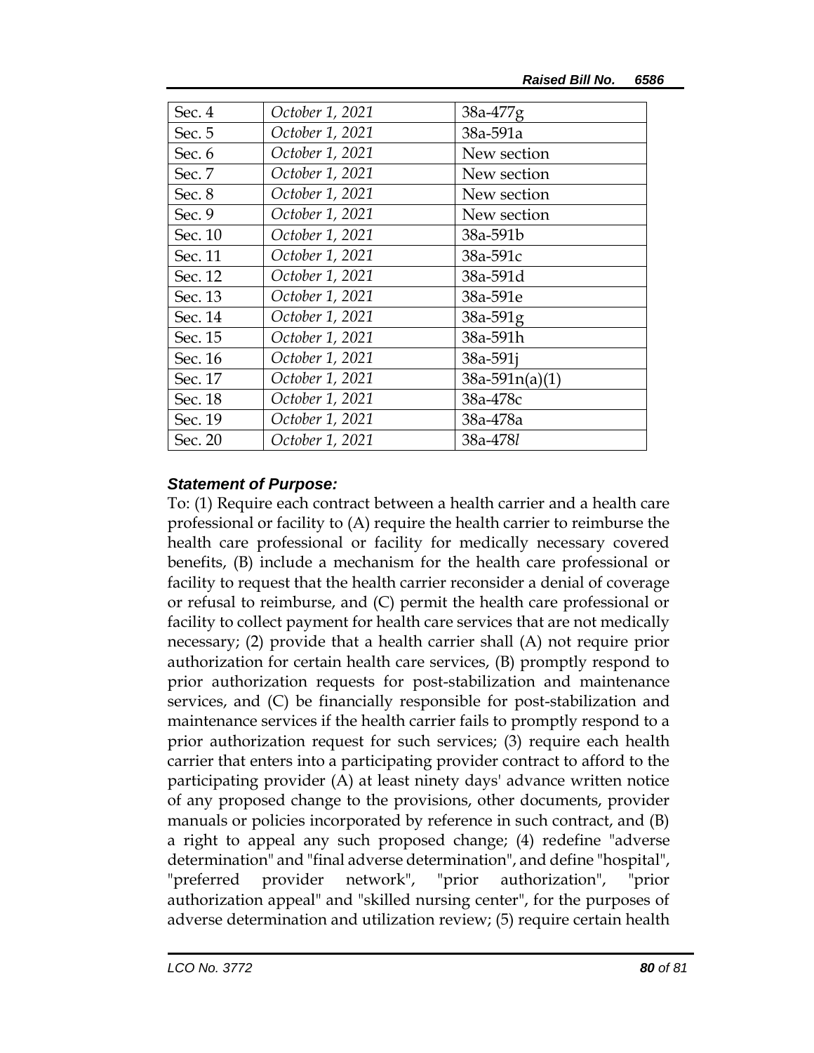| Sec. 4 | *October 1, 2021* | 38a-477g |
|---|---|---|
| Sec. 5 | *October 1, 2021* | 38a-591a |
| Sec. 6 | *October 1, 2021* | New section |
| Sec. 7 | *October 1, 2021* | New section |
| Sec. 8 | *October 1, 2021* | New section |
| Sec. 9 | *October 1, 2021* | New section |
| Sec. 10 | *October 1, 2021* | 38a-591b |
| Sec. 11 | *October 1, 2021* | 38a-591c |
| Sec. 12 | *October 1, 2021* | 38a-591d |
| Sec. 13 | *October 1, 2021* | 38a-591e |
| Sec. 14 | *October 1, 2021* | 38a-591g |
| Sec. 15 | *October 1, 2021* | 38a-591h |
| Sec. 16 | *October 1, 2021* | 38a-591j |
| Sec. 17 | *October 1, 2021* | 38a-591n(a)(1) |
| Sec. 18 | *October 1, 2021* | 38a-478c |
| Sec. 19 | *October 1, 2021* | 38a-478a |
| Sec. 20 | *October 1, 2021* | 38a-478*l* |

***Statement of Purpose:***

To: (1) Require each contract between a health carrier and a health care professional or facility to (A) require the health carrier to reimburse the health care professional or facility for medically necessary covered benefits, (B) include a mechanism for the health care professional or facility to request that the health carrier reconsider a denial of coverage or refusal to reimburse, and (C) permit the health care professional or facility to collect payment for health care services that are not medically necessary; (2) provide that a health carrier shall (A) not require prior authorization for certain health care services, (B) promptly respond to prior authorization requests for post-stabilization and maintenance services, and (C) be financially responsible for post-stabilization and maintenance services if the health carrier fails to promptly respond to a prior authorization request for such services; (3) require each health carrier that enters into a participating provider contract to afford to the participating provider (A) at least ninety days' advance written notice of any proposed change to the provisions, other documents, provider manuals or policies incorporated by reference in such contract, and (B) a right to appeal any such proposed change; (4) redefine "adverse determination" and "final adverse determination", and define "hospital", "preferred provider network", "prior authorization", "prior authorization appeal" and "skilled nursing center", for the purposes of adverse determination and utilization review; (5) require certain health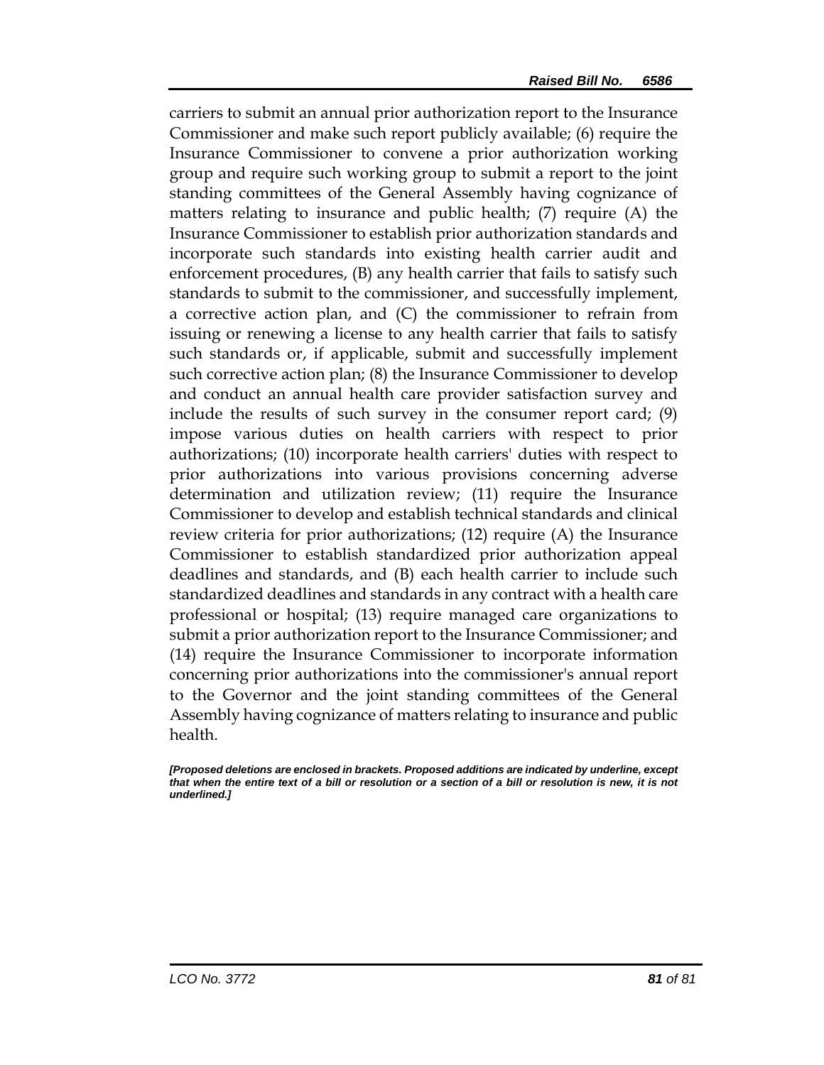carriers to submit an annual prior authorization report to the Insurance Commissioner and make such report publicly available; (6) require the Insurance Commissioner to convene a prior authorization working group and require such working group to submit a report to the joint standing committees of the General Assembly having cognizance of matters relating to insurance and public health; (7) require (A) the Insurance Commissioner to establish prior authorization standards and incorporate such standards into existing health carrier audit and enforcement procedures, (B) any health carrier that fails to satisfy such standards to submit to the commissioner, and successfully implement, a corrective action plan, and (C) the commissioner to refrain from issuing or renewing a license to any health carrier that fails to satisfy such standards or, if applicable, submit and successfully implement such corrective action plan; (8) the Insurance Commissioner to develop and conduct an annual health care provider satisfaction survey and include the results of such survey in the consumer report card; (9) impose various duties on health carriers with respect to prior authorizations; (10) incorporate health carriers' duties with respect to prior authorizations into various provisions concerning adverse determination and utilization review; (11) require the Insurance Commissioner to develop and establish technical standards and clinical review criteria for prior authorizations; (12) require (A) the Insurance Commissioner to establish standardized prior authorization appeal deadlines and standards, and (B) each health carrier to include such standardized deadlines and standards in any contract with a health care professional or hospital; (13) require managed care organizations to submit a prior authorization report to the Insurance Commissioner; and (14) require the Insurance Commissioner to incorporate information concerning prior authorizations into the commissioner's annual report to the Governor and the joint standing committees of the General Assembly having cognizance of matters relating to insurance and public health.

***[Proposed deletions are enclosed in brackets. Proposed additions are indicated by underline, except that when the entire text of a bill or resolution or a section of a bill or resolution is new, it is not underlined.]***